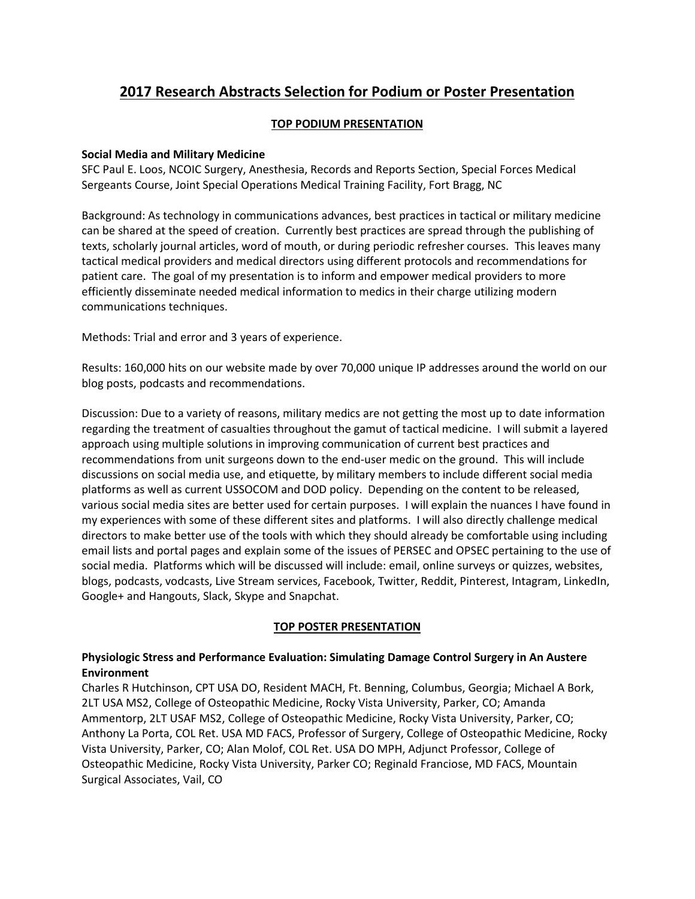# 2017 Research Abstracts Selection for Podium or Poster Presentation

## TOP PODIUM PRESENTATION

**Social Media and Military Medicine**
SFC Paul E. Loos, NCOIC Surgery, Anesthesia, Records and Reports Section, Special Forces Medical Sergeants Course, Joint Special Operations Medical Training Facility, Fort Bragg, NC

Background: As technology in communications advances, best practices in tactical or military medicine can be shared at the speed of creation. Currently best practices are spread through the publishing of texts, scholarly journal articles, word of mouth, or during periodic refresher courses. This leaves many tactical medical providers and medical directors using different protocols and recommendations for patient care. The goal of my presentation is to inform and empower medical providers to more efficiently disseminate needed medical information to medics in their charge utilizing modern communications techniques.

Methods: Trial and error and 3 years of experience.

Results: 160,000 hits on our website made by over 70,000 unique IP addresses around the world on our blog posts, podcasts and recommendations.

Discussion: Due to a variety of reasons, military medics are not getting the most up to date information regarding the treatment of casualties throughout the gamut of tactical medicine. I will submit a layered approach using multiple solutions in improving communication of current best practices and recommendations from unit surgeons down to the end-user medic on the ground. This will include discussions on social media use, and etiquette, by military members to include different social media platforms as well as current USSOCOM and DOD policy. Depending on the content to be released, various social media sites are better used for certain purposes. I will explain the nuances I have found in my experiences with some of these different sites and platforms. I will also directly challenge medical directors to make better use of the tools with which they should already be comfortable using including email lists and portal pages and explain some of the issues of PERSEC and OPSEC pertaining to the use of social media. Platforms which will be discussed will include: email, online surveys or quizzes, websites, blogs, podcasts, vodcasts, Live Stream services, Facebook, Twitter, Reddit, Pinterest, Intagram, LinkedIn, Google+ and Hangouts, Slack, Skype and Snapchat.

## TOP POSTER PRESENTATION

**Physiologic Stress and Performance Evaluation: Simulating Damage Control Surgery in An Austere Environment**
Charles R Hutchinson, CPT USA DO, Resident MACH, Ft. Benning, Columbus, Georgia; Michael A Bork, 2LT USA MS2, College of Osteopathic Medicine, Rocky Vista University, Parker, CO; Amanda Ammentorp, 2LT USAF MS2, College of Osteopathic Medicine, Rocky Vista University, Parker, CO; Anthony La Porta, COL Ret. USA MD FACS, Professor of Surgery, College of Osteopathic Medicine, Rocky Vista University, Parker, CO; Alan Molof, COL Ret. USA DO MPH, Adjunct Professor, College of Osteopathic Medicine, Rocky Vista University, Parker CO; Reginald Franciose, MD FACS, Mountain Surgical Associates, Vail, CO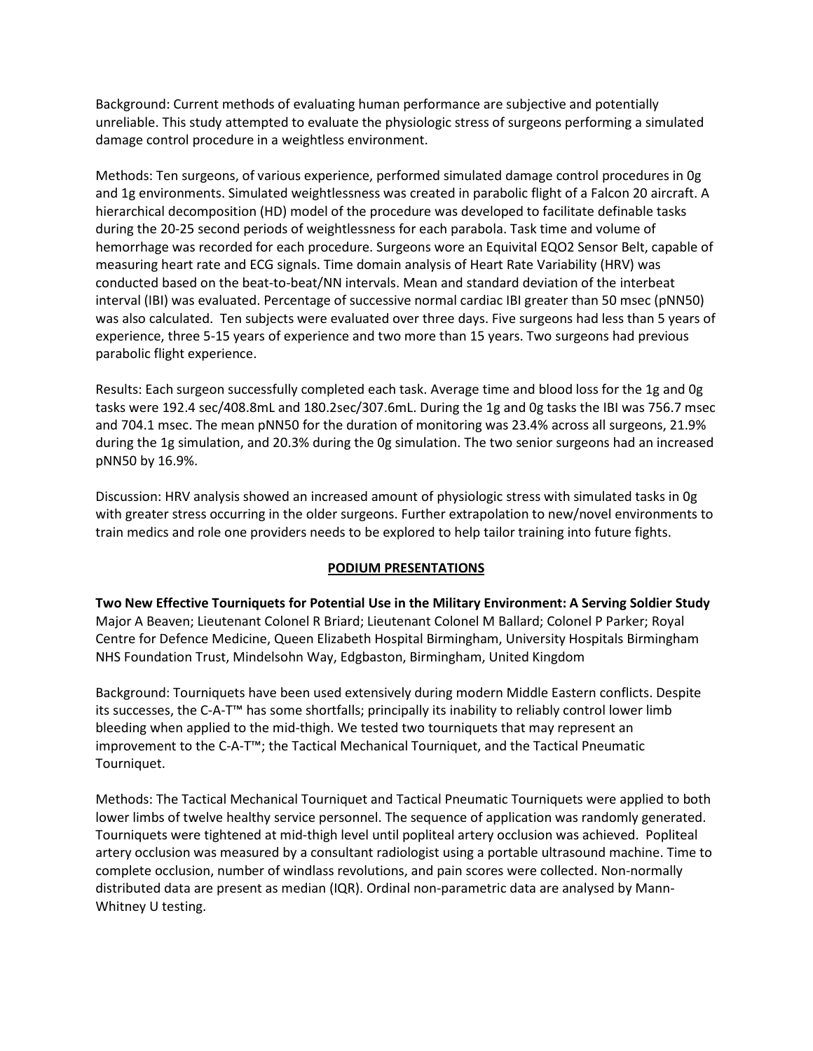Background: Current methods of evaluating human performance are subjective and potentially unreliable. This study attempted to evaluate the physiologic stress of surgeons performing a simulated damage control procedure in a weightless environment.

Methods: Ten surgeons, of various experience, performed simulated damage control procedures in 0g and 1g environments. Simulated weightlessness was created in parabolic flight of a Falcon 20 aircraft. A hierarchical decomposition (HD) model of the procedure was developed to facilitate definable tasks during the 20-25 second periods of weightlessness for each parabola. Task time and volume of hemorrhage was recorded for each procedure. Surgeons wore an Equivital EQO2 Sensor Belt, capable of measuring heart rate and ECG signals. Time domain analysis of Heart Rate Variability (HRV) was conducted based on the beat-to-beat/NN intervals. Mean and standard deviation of the interbeat interval (IBI) was evaluated. Percentage of successive normal cardiac IBI greater than 50 msec (pNN50) was also calculated. Ten subjects were evaluated over three days. Five surgeons had less than 5 years of experience, three 5-15 years of experience and two more than 15 years. Two surgeons had previous parabolic flight experience.

Results: Each surgeon successfully completed each task. Average time and blood loss for the 1g and 0g tasks were 192.4 sec/408.8mL and 180.2sec/307.6mL. During the 1g and 0g tasks the IBI was 756.7 msec and 704.1 msec. The mean pNN50 for the duration of monitoring was 23.4% across all surgeons, 21.9% during the 1g simulation, and 20.3% during the 0g simulation. The two senior surgeons had an increased pNN50 by 16.9%.

Discussion: HRV analysis showed an increased amount of physiologic stress with simulated tasks in 0g with greater stress occurring in the older surgeons. Further extrapolation to new/novel environments to train medics and role one providers needs to be explored to help tailor training into future fights.

## PODIUM PRESENTATIONS

**Two New Effective Tourniquets for Potential Use in the Military Environment: A Serving Soldier Study**
Major A Beaven; Lieutenant Colonel R Briard; Lieutenant Colonel M Ballard; Colonel P Parker; Royal Centre for Defence Medicine, Queen Elizabeth Hospital Birmingham, University Hospitals Birmingham NHS Foundation Trust, Mindelsohn Way, Edgbaston, Birmingham, United Kingdom

Background: Tourniquets have been used extensively during modern Middle Eastern conflicts. Despite its successes, the C-A-T™ has some shortfalls; principally its inability to reliably control lower limb bleeding when applied to the mid-thigh. We tested two tourniquets that may represent an improvement to the C-A-T™; the Tactical Mechanical Tourniquet, and the Tactical Pneumatic Tourniquet.

Methods: The Tactical Mechanical Tourniquet and Tactical Pneumatic Tourniquets were applied to both lower limbs of twelve healthy service personnel. The sequence of application was randomly generated. Tourniquets were tightened at mid-thigh level until popliteal artery occlusion was achieved. Popliteal artery occlusion was measured by a consultant radiologist using a portable ultrasound machine. Time to complete occlusion, number of windlass revolutions, and pain scores were collected. Non-normally distributed data are present as median (IQR). Ordinal non-parametric data are analysed by Mann-Whitney U testing.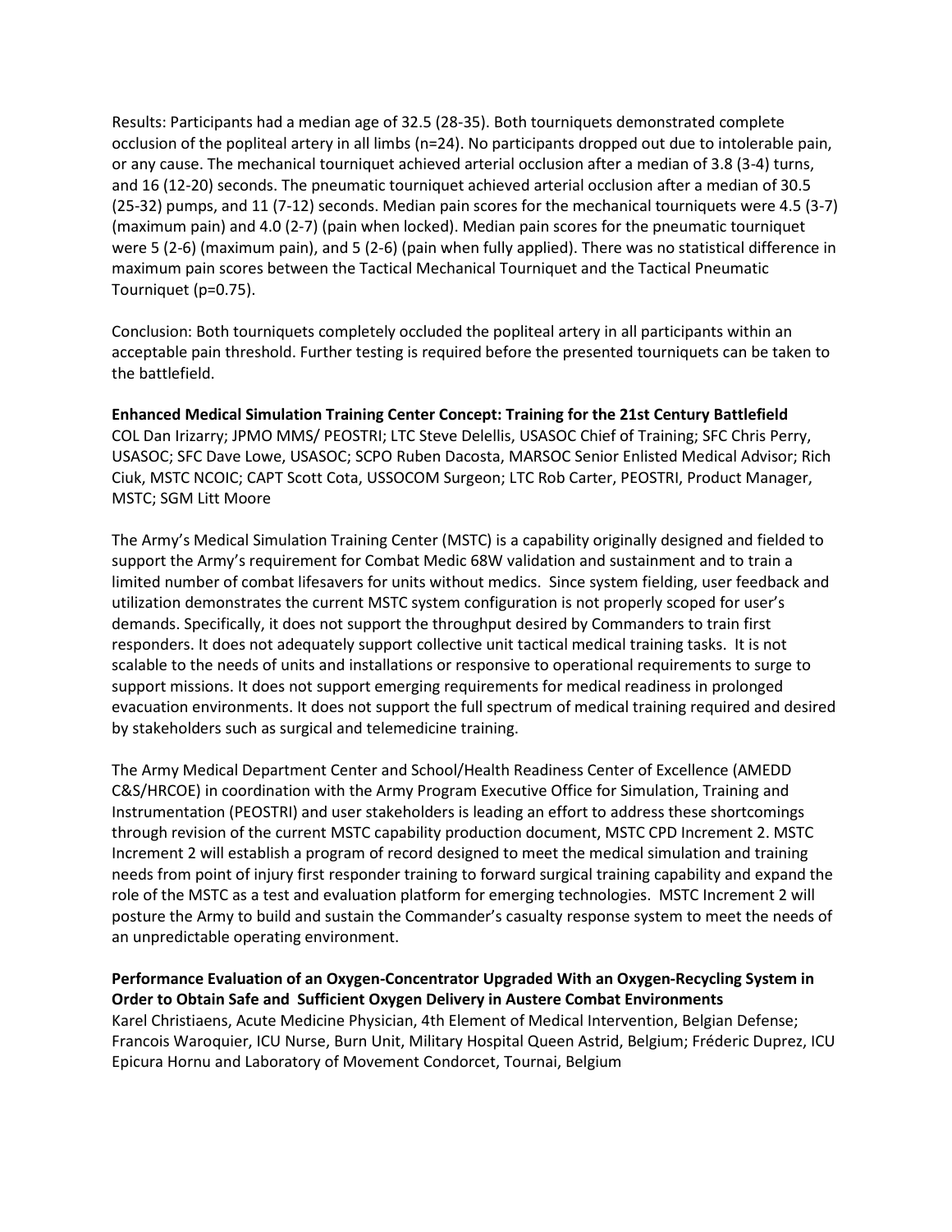Results: Participants had a median age of 32.5 (28-35). Both tourniquets demonstrated complete occlusion of the popliteal artery in all limbs (n=24). No participants dropped out due to intolerable pain, or any cause. The mechanical tourniquet achieved arterial occlusion after a median of 3.8 (3-4) turns, and 16 (12-20) seconds. The pneumatic tourniquet achieved arterial occlusion after a median of 30.5 (25-32) pumps, and 11 (7-12) seconds. Median pain scores for the mechanical tourniquets were 4.5 (3-7) (maximum pain) and 4.0 (2-7) (pain when locked). Median pain scores for the pneumatic tourniquet were 5 (2-6) (maximum pain), and 5 (2-6) (pain when fully applied). There was no statistical difference in maximum pain scores between the Tactical Mechanical Tourniquet and the Tactical Pneumatic Tourniquet (p=0.75).

Conclusion: Both tourniquets completely occluded the popliteal artery in all participants within an acceptable pain threshold. Further testing is required before the presented tourniquets can be taken to the battlefield.

**Enhanced Medical Simulation Training Center Concept: Training for the 21st Century Battlefield**
COL Dan Irizarry; JPMO MMS/ PEOSTRI; LTC Steve Delellis, USASOC Chief of Training; SFC Chris Perry, USASOC; SFC Dave Lowe, USASOC; SCPO Ruben Dacosta, MARSOC Senior Enlisted Medical Advisor; Rich Ciuk, MSTC NCOIC; CAPT Scott Cota, USSOCOM Surgeon; LTC Rob Carter, PEOSTRI, Product Manager, MSTC; SGM Litt Moore

The Army's Medical Simulation Training Center (MSTC) is a capability originally designed and fielded to support the Army's requirement for Combat Medic 68W validation and sustainment and to train a limited number of combat lifesavers for units without medics. Since system fielding, user feedback and utilization demonstrates the current MSTC system configuration is not properly scoped for user's demands. Specifically, it does not support the throughput desired by Commanders to train first responders. It does not adequately support collective unit tactical medical training tasks. It is not scalable to the needs of units and installations or responsive to operational requirements to surge to support missions. It does not support emerging requirements for medical readiness in prolonged evacuation environments. It does not support the full spectrum of medical training required and desired by stakeholders such as surgical and telemedicine training.

The Army Medical Department Center and School/Health Readiness Center of Excellence (AMEDD C&S/HRCOE) in coordination with the Army Program Executive Office for Simulation, Training and Instrumentation (PEOSTRI) and user stakeholders is leading an effort to address these shortcomings through revision of the current MSTC capability production document, MSTC CPD Increment 2. MSTC Increment 2 will establish a program of record designed to meet the medical simulation and training needs from point of injury first responder training to forward surgical training capability and expand the role of the MSTC as a test and evaluation platform for emerging technologies. MSTC Increment 2 will posture the Army to build and sustain the Commander's casualty response system to meet the needs of an unpredictable operating environment.

**Performance Evaluation of an Oxygen-Concentrator Upgraded With an Oxygen-Recycling System in Order to Obtain Safe and Sufficient Oxygen Delivery in Austere Combat Environments**
Karel Christiaens, Acute Medicine Physician, 4th Element of Medical Intervention, Belgian Defense; Francois Waroquier, ICU Nurse, Burn Unit, Military Hospital Queen Astrid, Belgium; Fréderic Duprez, ICU Epicura Hornu and Laboratory of Movement Condorcet, Tournai, Belgium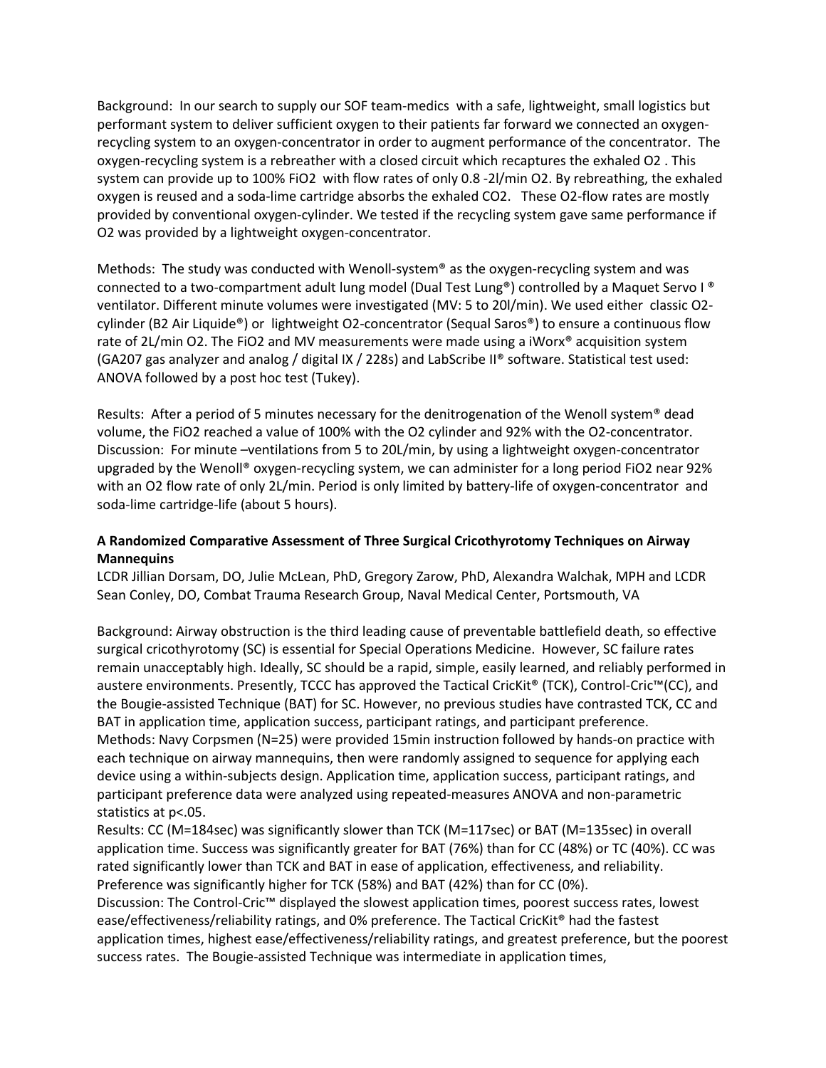Background: In our search to supply our SOF team-medics with a safe, lightweight, small logistics but performant system to deliver sufficient oxygen to their patients far forward we connected an oxygen-recycling system to an oxygen-concentrator in order to augment performance of the concentrator. The oxygen-recycling system is a rebreather with a closed circuit which recaptures the exhaled $O_2$. This system can provide up to 100% $FiO_2$ with flow rates of only 0.8 -2l/min $O_2$. By rebreathing, the exhaled oxygen is reused and a soda-lime cartridge absorbs the exhaled $CO_2$. These $O_2$-flow rates are mostly provided by conventional oxygen-cylinder. We tested if the recycling system gave same performance if $O_2$ was provided by a lightweight oxygen-concentrator.

Methods: The study was conducted with Wenoll-system® as the oxygen-recycling system and was connected to a two-compartment adult lung model (Dual Test Lung®) controlled by a Maquet Servo I ® ventilator. Different minute volumes were investigated (MV: 5 to 20l/min). We used either classic $O_2$-cylinder (B2 Air Liquide®) or lightweight $O_2$-concentrator (Sequal Saros®) to ensure a continuous flow rate of 2L/min $O_2$. The $FiO_2$ and MV measurements were made using a iWorx® acquisition system (GA207 gas analyzer and analog / digital IX / 228s) and LabScribe II® software. Statistical test used: ANOVA followed by a post hoc test (Tukey).

Results: After a period of 5 minutes necessary for the denitrogenation of the Wenoll system® dead volume, the $FiO_2$ reached a value of 100% with the $O_2$ cylinder and 92% with the $O_2$-concentrator.
Discussion: For minute –ventilations from 5 to 20L/min, by using a lightweight oxygen-concentrator upgraded by the Wenoll® oxygen-recycling system, we can administer for a long period $FiO_2$ near 92% with an $O_2$ flow rate of only 2L/min. Period is only limited by battery-life of oxygen-concentrator and soda-lime cartridge-life (about 5 hours).

**A Randomized Comparative Assessment of Three Surgical Cricothyrotomy Techniques on Airway Mannequins**

LCDR Jillian Dorsam, DO, Julie McLean, PhD, Gregory Zarow, PhD, Alexandra Walchak, MPH and LCDR Sean Conley, DO, Combat Trauma Research Group, Naval Medical Center, Portsmouth, VA

Background: Airway obstruction is the third leading cause of preventable battlefield death, so effective surgical cricothyrotomy (SC) is essential for Special Operations Medicine. However, SC failure rates remain unacceptably high. Ideally, SC should be a rapid, simple, easily learned, and reliably performed in austere environments. Presently, TCCC has approved the Tactical CricKit® (TCK), Control-Cric™(CC), and the Bougie-assisted Technique (BAT) for SC. However, no previous studies have contrasted TCK, CC and BAT in application time, application success, participant ratings, and participant preference.
Methods: Navy Corpsmen (N=25) were provided 15min instruction followed by hands-on practice with each technique on airway mannequins, then were randomly assigned to sequence for applying each device using a within-subjects design. Application time, application success, participant ratings, and participant preference data were analyzed using repeated-measures ANOVA and non-parametric statistics at $p<.05$.
Results: CC (M=184sec) was significantly slower than TCK (M=117sec) or BAT (M=135sec) in overall application time. Success was significantly greater for BAT (76%) than for CC (48%) or TC (40%). CC was rated significantly lower than TCK and BAT in ease of application, effectiveness, and reliability. Preference was significantly higher for TCK (58%) and BAT (42%) than for CC (0%).
Discussion: The Control-Cric™ displayed the slowest application times, poorest success rates, lowest ease/effectiveness/reliability ratings, and 0% preference. The Tactical CricKit® had the fastest application times, highest ease/effectiveness/reliability ratings, and greatest preference, but the poorest success rates. The Bougie-assisted Technique was intermediate in application times,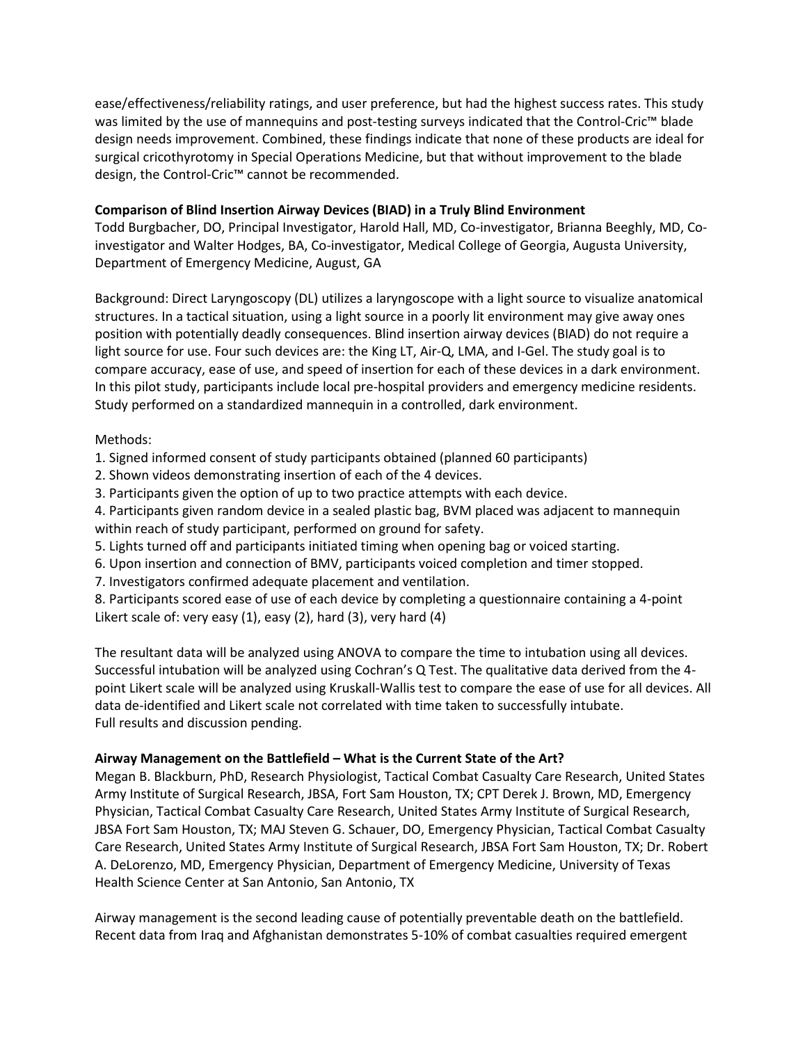ease/effectiveness/reliability ratings, and user preference, but had the highest success rates. This study was limited by the use of mannequins and post-testing surveys indicated that the Control-Cric™ blade design needs improvement. Combined, these findings indicate that none of these products are ideal for surgical cricothyrotomy in Special Operations Medicine, but that without improvement to the blade design, the Control-Cric™ cannot be recommended.

**Comparison of Blind Insertion Airway Devices (BIAD) in a Truly Blind Environment**
Todd Burgbacher, DO, Principal Investigator, Harold Hall, MD, Co-investigator, Brianna Beeghly, MD, Co-investigator and Walter Hodges, BA, Co-investigator, Medical College of Georgia, Augusta University, Department of Emergency Medicine, August, GA

Background: Direct Laryngoscopy (DL) utilizes a laryngoscope with a light source to visualize anatomical structures. In a tactical situation, using a light source in a poorly lit environment may give away ones position with potentially deadly consequences. Blind insertion airway devices (BIAD) do not require a light source for use. Four such devices are: the King LT, Air-Q, LMA, and I-Gel. The study goal is to compare accuracy, ease of use, and speed of insertion for each of these devices in a dark environment. In this pilot study, participants include local pre-hospital providers and emergency medicine residents. Study performed on a standardized mannequin in a controlled, dark environment.

Methods:
1. Signed informed consent of study participants obtained (planned 60 participants)
2. Shown videos demonstrating insertion of each of the 4 devices.
3. Participants given the option of up to two practice attempts with each device.
4. Participants given random device in a sealed plastic bag, BVM placed was adjacent to mannequin within reach of study participant, performed on ground for safety.
5. Lights turned off and participants initiated timing when opening bag or voiced starting.
6. Upon insertion and connection of BMV, participants voiced completion and timer stopped.
7. Investigators confirmed adequate placement and ventilation.
8. Participants scored ease of use of each device by completing a questionnaire containing a 4-point Likert scale of: very easy (1), easy (2), hard (3), very hard (4)

The resultant data will be analyzed using ANOVA to compare the time to intubation using all devices. Successful intubation will be analyzed using Cochran's Q Test. The qualitative data derived from the 4-point Likert scale will be analyzed using Kruskall-Wallis test to compare the ease of use for all devices. All data de-identified and Likert scale not correlated with time taken to successfully intubate.
Full results and discussion pending.

**Airway Management on the Battlefield – What is the Current State of the Art?**
Megan B. Blackburn, PhD, Research Physiologist, Tactical Combat Casualty Care Research, United States Army Institute of Surgical Research, JBSA, Fort Sam Houston, TX; CPT Derek J. Brown, MD, Emergency Physician, Tactical Combat Casualty Care Research, United States Army Institute of Surgical Research, JBSA Fort Sam Houston, TX; MAJ Steven G. Schauer, DO, Emergency Physician, Tactical Combat Casualty Care Research, United States Army Institute of Surgical Research, JBSA Fort Sam Houston, TX; Dr. Robert A. DeLorenzo, MD, Emergency Physician, Department of Emergency Medicine, University of Texas Health Science Center at San Antonio, San Antonio, TX

Airway management is the second leading cause of potentially preventable death on the battlefield. Recent data from Iraq and Afghanistan demonstrates 5-10% of combat casualties required emergent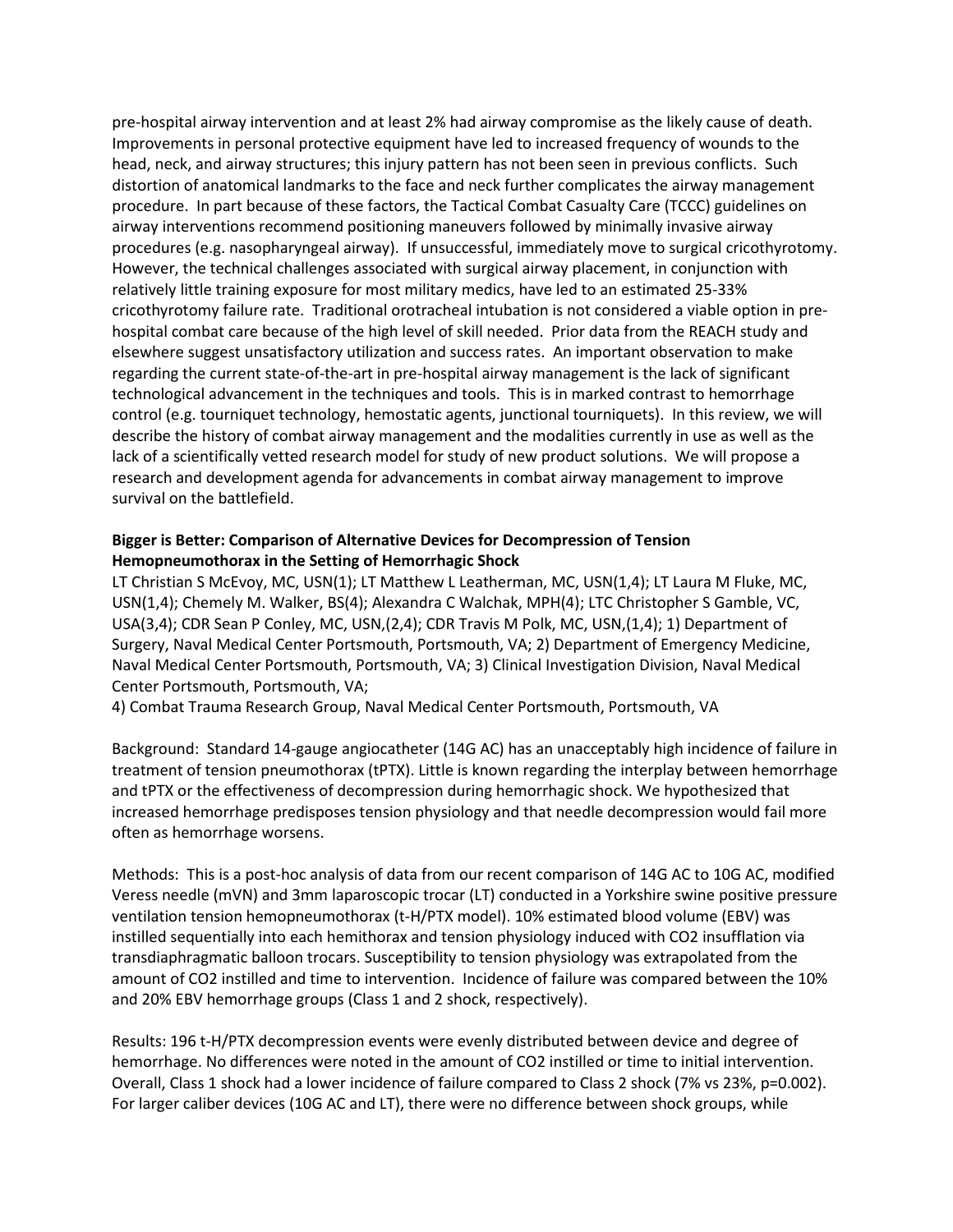pre-hospital airway intervention and at least 2% had airway compromise as the likely cause of death. Improvements in personal protective equipment have led to increased frequency of wounds to the head, neck, and airway structures; this injury pattern has not been seen in previous conflicts. Such distortion of anatomical landmarks to the face and neck further complicates the airway management procedure. In part because of these factors, the Tactical Combat Casualty Care (TCCC) guidelines on airway interventions recommend positioning maneuvers followed by minimally invasive airway procedures (e.g. nasopharyngeal airway). If unsuccessful, immediately move to surgical cricothyrotomy. However, the technical challenges associated with surgical airway placement, in conjunction with relatively little training exposure for most military medics, have led to an estimated 25-33% cricothyrotomy failure rate. Traditional orotracheal intubation is not considered a viable option in pre-hospital combat care because of the high level of skill needed. Prior data from the REACH study and elsewhere suggest unsatisfactory utilization and success rates. An important observation to make regarding the current state-of-the-art in pre-hospital airway management is the lack of significant technological advancement in the techniques and tools. This is in marked contrast to hemorrhage control (e.g. tourniquet technology, hemostatic agents, junctional tourniquets). In this review, we will describe the history of combat airway management and the modalities currently in use as well as the lack of a scientifically vetted research model for study of new product solutions. We will propose a research and development agenda for advancements in combat airway management to improve survival on the battlefield.

**Bigger is Better: Comparison of Alternative Devices for Decompression of Tension Hemopneumothorax in the Setting of Hemorrhagic Shock**

LT Christian S McEvoy, MC, USN(1); LT Matthew L Leatherman, MC, USN(1,4); LT Laura M Fluke, MC, USN(1,4); Chemely M. Walker, BS(4); Alexandra C Walchak, MPH(4); LTC Christopher S Gamble, VC, USA(3,4); CDR Sean P Conley, MC, USN,(2,4); CDR Travis M Polk, MC, USN,(1,4); 1) Department of Surgery, Naval Medical Center Portsmouth, Portsmouth, VA; 2) Department of Emergency Medicine, Naval Medical Center Portsmouth, Portsmouth, VA; 3) Clinical Investigation Division, Naval Medical Center Portsmouth, Portsmouth, VA;
4) Combat Trauma Research Group, Naval Medical Center Portsmouth, Portsmouth, VA

Background: Standard 14-gauge angiocatheter (14G AC) has an unacceptably high incidence of failure in treatment of tension pneumothorax (tPTX). Little is known regarding the interplay between hemorrhage and tPTX or the effectiveness of decompression during hemorrhagic shock. We hypothesized that increased hemorrhage predisposes tension physiology and that needle decompression would fail more often as hemorrhage worsens.

Methods: This is a post-hoc analysis of data from our recent comparison of 14G AC to 10G AC, modified Veress needle (mVN) and 3mm laparoscopic trocar (LT) conducted in a Yorkshire swine positive pressure ventilation tension hemopneumothorax (t-H/PTX model). 10% estimated blood volume (EBV) was instilled sequentially into each hemithorax and tension physiology induced with $CO_2$ insufflation via transdiaphragmatic balloon trocars. Susceptibility to tension physiology was extrapolated from the amount of $CO_2$ instilled and time to intervention. Incidence of failure was compared between the 10% and 20% EBV hemorrhage groups (Class 1 and 2 shock, respectively).

Results: 196 t-H/PTX decompression events were evenly distributed between device and degree of hemorrhage. No differences were noted in the amount of $CO_2$ instilled or time to initial intervention. Overall, Class 1 shock had a lower incidence of failure compared to Class 2 shock (7% vs 23%, $p=0.002$). For larger caliber devices (10G AC and LT), there were no difference between shock groups, while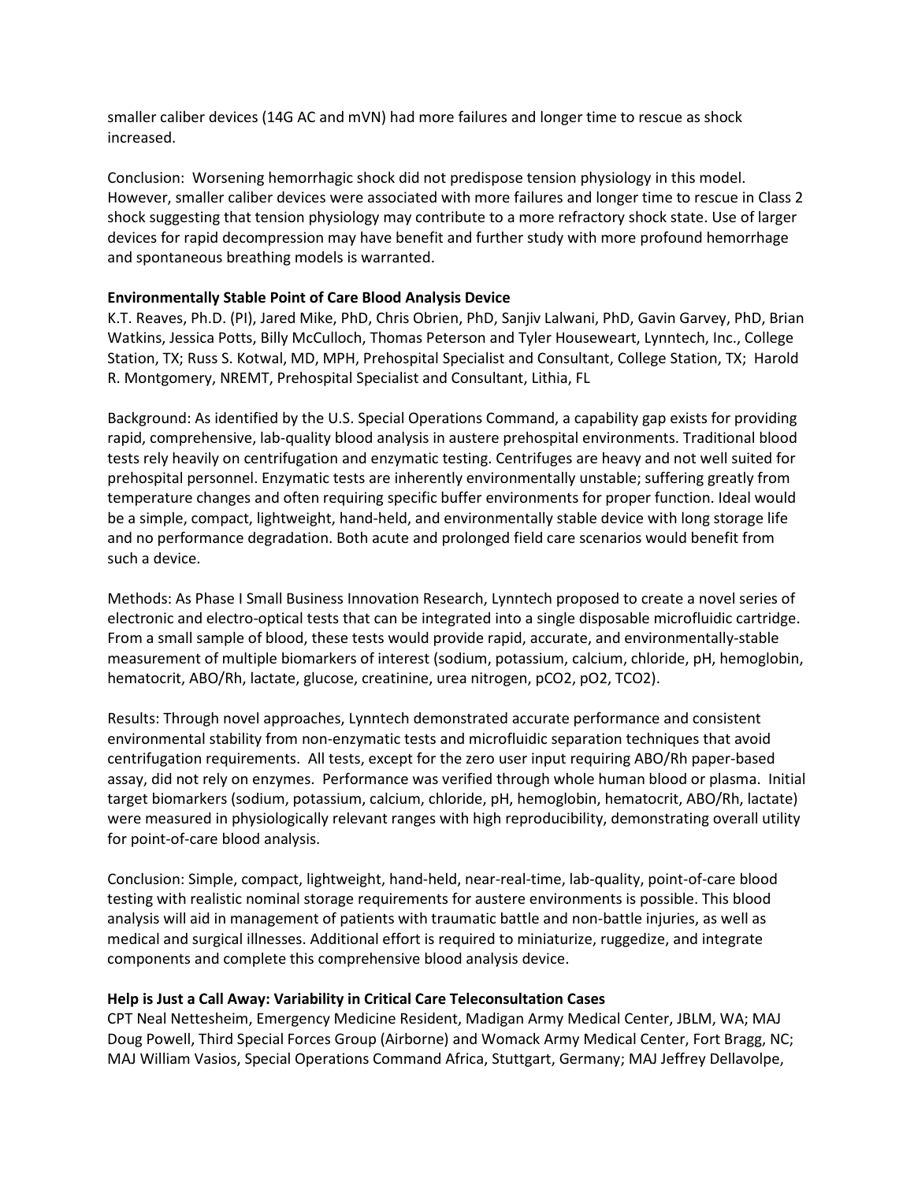smaller caliber devices (14G AC and mVN) had more failures and longer time to rescue as shock increased.

Conclusion: Worsening hemorrhagic shock did not predispose tension physiology in this model. However, smaller caliber devices were associated with more failures and longer time to rescue in Class 2 shock suggesting that tension physiology may contribute to a more refractory shock state. Use of larger devices for rapid decompression may have benefit and further study with more profound hemorrhage and spontaneous breathing models is warranted.

**Environmentally Stable Point of Care Blood Analysis Device**

K.T. Reaves, Ph.D. (PI), Jared Mike, PhD, Chris Obrien, PhD, Sanjiv Lalwani, PhD, Gavin Garvey, PhD, Brian Watkins, Jessica Potts, Billy McCulloch, Thomas Peterson and Tyler Houseweart, Lynntech, Inc., College Station, TX; Russ S. Kotwal, MD, MPH, Prehospital Specialist and Consultant, College Station, TX; Harold R. Montgomery, NREMT, Prehospital Specialist and Consultant, Lithia, FL

Background: As identified by the U.S. Special Operations Command, a capability gap exists for providing rapid, comprehensive, lab-quality blood analysis in austere prehospital environments. Traditional blood tests rely heavily on centrifugation and enzymatic testing. Centrifuges are heavy and not well suited for prehospital personnel. Enzymatic tests are inherently environmentally unstable; suffering greatly from temperature changes and often requiring specific buffer environments for proper function. Ideal would be a simple, compact, lightweight, hand-held, and environmentally stable device with long storage life and no performance degradation. Both acute and prolonged field care scenarios would benefit from such a device.

Methods: As Phase I Small Business Innovation Research, Lynntech proposed to create a novel series of electronic and electro-optical tests that can be integrated into a single disposable microfluidic cartridge. From a small sample of blood, these tests would provide rapid, accurate, and environmentally-stable measurement of multiple biomarkers of interest (sodium, potassium, calcium, chloride, pH, hemoglobin, hematocrit, ABO/Rh, lactate, glucose, creatinine, urea nitrogen, pCO2, pO2, TCO2).

Results: Through novel approaches, Lynntech demonstrated accurate performance and consistent environmental stability from non-enzymatic tests and microfluidic separation techniques that avoid centrifugation requirements. All tests, except for the zero user input requiring ABO/Rh paper-based assay, did not rely on enzymes. Performance was verified through whole human blood or plasma. Initial target biomarkers (sodium, potassium, calcium, chloride, pH, hemoglobin, hematocrit, ABO/Rh, lactate) were measured in physiologically relevant ranges with high reproducibility, demonstrating overall utility for point-of-care blood analysis.

Conclusion: Simple, compact, lightweight, hand-held, near-real-time, lab-quality, point-of-care blood testing with realistic nominal storage requirements for austere environments is possible. This blood analysis will aid in management of patients with traumatic battle and non-battle injuries, as well as medical and surgical illnesses. Additional effort is required to miniaturize, ruggedize, and integrate components and complete this comprehensive blood analysis device.

**Help is Just a Call Away: Variability in Critical Care Teleconsultation Cases**

CPT Neal Nettesheim, Emergency Medicine Resident, Madigan Army Medical Center, JBLM, WA; MAJ Doug Powell, Third Special Forces Group (Airborne) and Womack Army Medical Center, Fort Bragg, NC; MAJ William Vasios, Special Operations Command Africa, Stuttgart, Germany; MAJ Jeffrey Dellavolpe,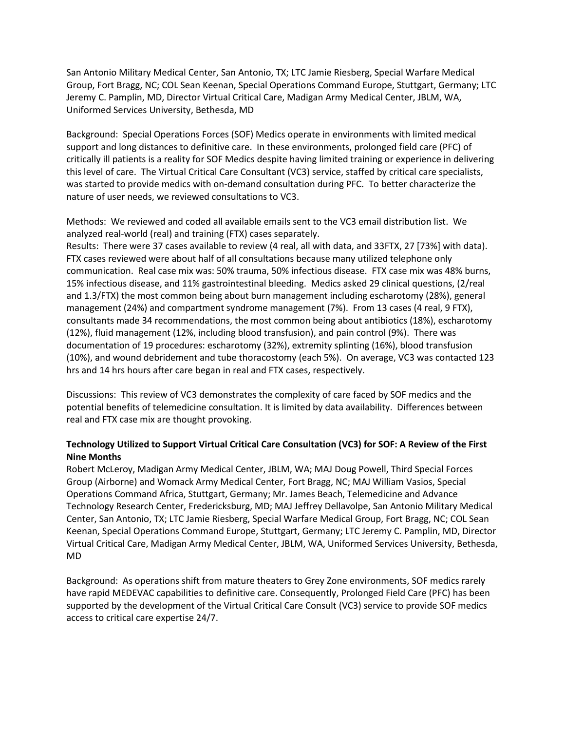San Antonio Military Medical Center, San Antonio, TX; LTC Jamie Riesberg, Special Warfare Medical Group, Fort Bragg, NC; COL Sean Keenan, Special Operations Command Europe, Stuttgart, Germany; LTC Jeremy C. Pamplin, MD, Director Virtual Critical Care, Madigan Army Medical Center, JBLM, WA, Uniformed Services University, Bethesda, MD

Background: Special Operations Forces (SOF) Medics operate in environments with limited medical support and long distances to definitive care. In these environments, prolonged field care (PFC) of critically ill patients is a reality for SOF Medics despite having limited training or experience in delivering this level of care. The Virtual Critical Care Consultant (VC3) service, staffed by critical care specialists, was started to provide medics with on-demand consultation during PFC. To better characterize the nature of user needs, we reviewed consultations to VC3.

Methods: We reviewed and coded all available emails sent to the VC3 email distribution list. We analyzed real-world (real) and training (FTX) cases separately.
Results: There were 37 cases available to review (4 real, all with data, and 33FTX, 27 [73%] with data). FTX cases reviewed were about half of all consultations because many utilized telephone only communication. Real case mix was: 50% trauma, 50% infectious disease. FTX case mix was 48% burns, 15% infectious disease, and 11% gastrointestinal bleeding. Medics asked 29 clinical questions, (2/real and 1.3/FTX) the most common being about burn management including escharotomy (28%), general management (24%) and compartment syndrome management (7%). From 13 cases (4 real, 9 FTX), consultants made 34 recommendations, the most common being about antibiotics (18%), escharotomy (12%), fluid management (12%, including blood transfusion), and pain control (9%). There was documentation of 19 procedures: escharotomy (32%), extremity splinting (16%), blood transfusion (10%), and wound debridement and tube thoracostomy (each 5%). On average, VC3 was contacted 123 hrs and 14 hrs hours after care began in real and FTX cases, respectively.

Discussions: This review of VC3 demonstrates the complexity of care faced by SOF medics and the potential benefits of telemedicine consultation. It is limited by data availability. Differences between real and FTX case mix are thought provoking.

**Technology Utilized to Support Virtual Critical Care Consultation (VC3) for SOF: A Review of the First Nine Months**
Robert McLeroy, Madigan Army Medical Center, JBLM, WA; MAJ Doug Powell, Third Special Forces Group (Airborne) and Womack Army Medical Center, Fort Bragg, NC; MAJ William Vasios, Special Operations Command Africa, Stuttgart, Germany; Mr. James Beach, Telemedicine and Advance Technology Research Center, Fredericksburg, MD; MAJ Jeffrey Dellavolpe, San Antonio Military Medical Center, San Antonio, TX; LTC Jamie Riesberg, Special Warfare Medical Group, Fort Bragg, NC; COL Sean Keenan, Special Operations Command Europe, Stuttgart, Germany; LTC Jeremy C. Pamplin, MD, Director Virtual Critical Care, Madigan Army Medical Center, JBLM, WA, Uniformed Services University, Bethesda, MD

Background: As operations shift from mature theaters to Grey Zone environments, SOF medics rarely have rapid MEDEVAC capabilities to definitive care. Consequently, Prolonged Field Care (PFC) has been supported by the development of the Virtual Critical Care Consult (VC3) service to provide SOF medics access to critical care expertise 24/7.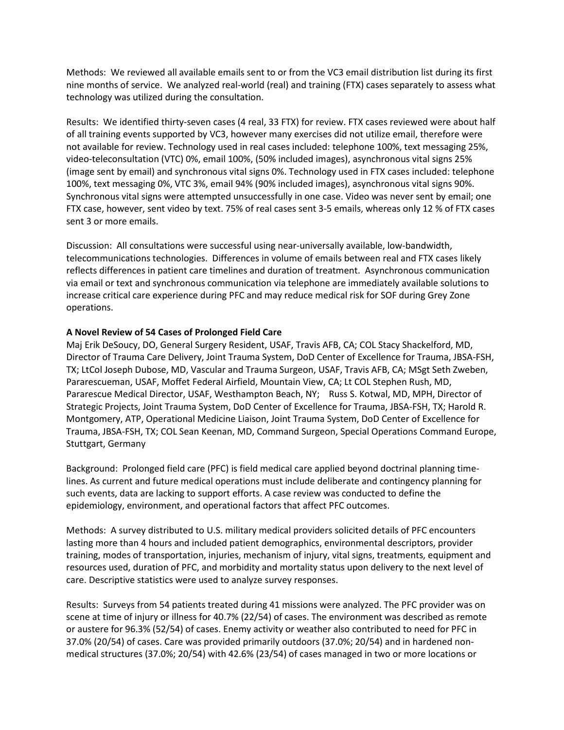Methods: We reviewed all available emails sent to or from the VC3 email distribution list during its first nine months of service. We analyzed real-world (real) and training (FTX) cases separately to assess what technology was utilized during the consultation.

Results: We identified thirty-seven cases (4 real, 33 FTX) for review. FTX cases reviewed were about half of all training events supported by VC3, however many exercises did not utilize email, therefore were not available for review. Technology used in real cases included: telephone 100%, text messaging 25%, video-teleconsultation (VTC) 0%, email 100%, (50% included images), asynchronous vital signs 25% (image sent by email) and synchronous vital signs 0%. Technology used in FTX cases included: telephone 100%, text messaging 0%, VTC 3%, email 94% (90% included images), asynchronous vital signs 90%. Synchronous vital signs were attempted unsuccessfully in one case. Video was never sent by email; one FTX case, however, sent video by text. 75% of real cases sent 3-5 emails, whereas only 12 % of FTX cases sent 3 or more emails.

Discussion: All consultations were successful using near-universally available, low-bandwidth, telecommunications technologies. Differences in volume of emails between real and FTX cases likely reflects differences in patient care timelines and duration of treatment. Asynchronous communication via email or text and synchronous communication via telephone are immediately available solutions to increase critical care experience during PFC and may reduce medical risk for SOF during Grey Zone operations.

**A Novel Review of 54 Cases of Prolonged Field Care**

Maj Erik DeSoucy, DO, General Surgery Resident, USAF, Travis AFB, CA; COL Stacy Shackelford, MD, Director of Trauma Care Delivery, Joint Trauma System, DoD Center of Excellence for Trauma, JBSA-FSH, TX; LtCol Joseph Dubose, MD, Vascular and Trauma Surgeon, USAF, Travis AFB, CA; MSgt Seth Zweben, Pararescueman, USAF, Moffet Federal Airfield, Mountain View, CA; Lt COL Stephen Rush, MD, Pararescue Medical Director, USAF, Westhampton Beach, NY; Russ S. Kotwal, MD, MPH, Director of Strategic Projects, Joint Trauma System, DoD Center of Excellence for Trauma, JBSA-FSH, TX; Harold R. Montgomery, ATP, Operational Medicine Liaison, Joint Trauma System, DoD Center of Excellence for Trauma, JBSA-FSH, TX; COL Sean Keenan, MD, Command Surgeon, Special Operations Command Europe, Stuttgart, Germany

Background: Prolonged field care (PFC) is field medical care applied beyond doctrinal planning time-lines. As current and future medical operations must include deliberate and contingency planning for such events, data are lacking to support efforts. A case review was conducted to define the epidemiology, environment, and operational factors that affect PFC outcomes.

Methods: A survey distributed to U.S. military medical providers solicited details of PFC encounters lasting more than 4 hours and included patient demographics, environmental descriptors, provider training, modes of transportation, injuries, mechanism of injury, vital signs, treatments, equipment and resources used, duration of PFC, and morbidity and mortality status upon delivery to the next level of care. Descriptive statistics were used to analyze survey responses.

Results: Surveys from 54 patients treated during 41 missions were analyzed. The PFC provider was on scene at time of injury or illness for 40.7% (22/54) of cases. The environment was described as remote or austere for 96.3% (52/54) of cases. Enemy activity or weather also contributed to need for PFC in 37.0% (20/54) of cases. Care was provided primarily outdoors (37.0%; 20/54) and in hardened non-medical structures (37.0%; 20/54) with 42.6% (23/54) of cases managed in two or more locations or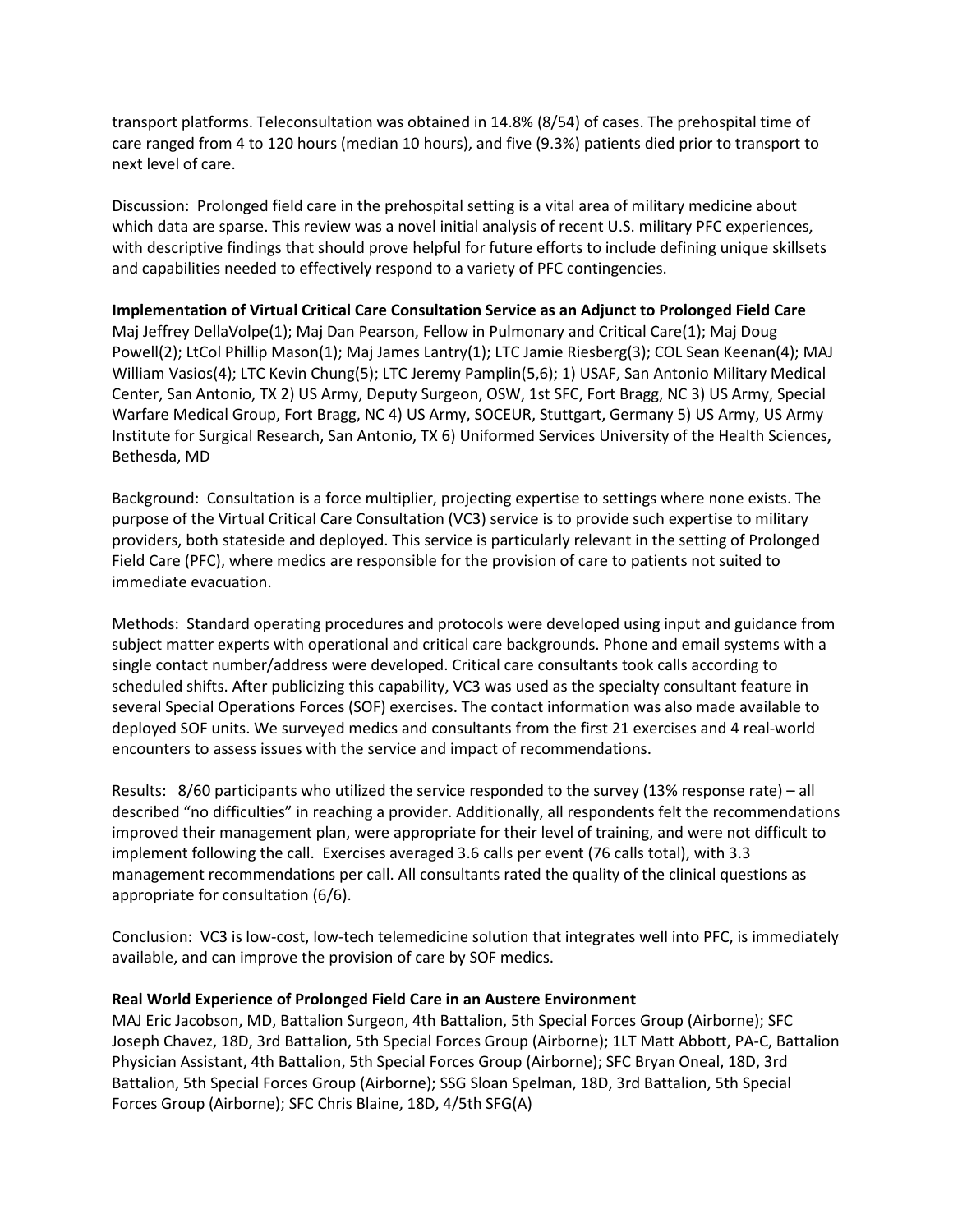transport platforms. Teleconsultation was obtained in 14.8% (8/54) of cases. The prehospital time of care ranged from 4 to 120 hours (median 10 hours), and five (9.3%) patients died prior to transport to next level of care.

Discussion: Prolonged field care in the prehospital setting is a vital area of military medicine about which data are sparse. This review was a novel initial analysis of recent U.S. military PFC experiences, with descriptive findings that should prove helpful for future efforts to include defining unique skillsets and capabilities needed to effectively respond to a variety of PFC contingencies.

**Implementation of Virtual Critical Care Consultation Service as an Adjunct to Prolonged Field Care**

Maj Jeffrey DellaVolpe(1); Maj Dan Pearson, Fellow in Pulmonary and Critical Care(1); Maj Doug Powell(2); LtCol Phillip Mason(1); Maj James Lantry(1); LTC Jamie Riesberg(3); COL Sean Keenan(4); MAJ William Vasios(4); LTC Kevin Chung(5); LTC Jeremy Pamplin(5,6); 1) USAF, San Antonio Military Medical Center, San Antonio, TX 2) US Army, Deputy Surgeon, OSW, 1st SFC, Fort Bragg, NC 3) US Army, Special Warfare Medical Group, Fort Bragg, NC 4) US Army, SOCEUR, Stuttgart, Germany 5) US Army, US Army Institute for Surgical Research, San Antonio, TX 6) Uniformed Services University of the Health Sciences, Bethesda, MD

Background: Consultation is a force multiplier, projecting expertise to settings where none exists. The purpose of the Virtual Critical Care Consultation (VC3) service is to provide such expertise to military providers, both stateside and deployed. This service is particularly relevant in the setting of Prolonged Field Care (PFC), where medics are responsible for the provision of care to patients not suited to immediate evacuation.

Methods: Standard operating procedures and protocols were developed using input and guidance from subject matter experts with operational and critical care backgrounds. Phone and email systems with a single contact number/address were developed. Critical care consultants took calls according to scheduled shifts. After publicizing this capability, VC3 was used as the specialty consultant feature in several Special Operations Forces (SOF) exercises. The contact information was also made available to deployed SOF units. We surveyed medics and consultants from the first 21 exercises and 4 real-world encounters to assess issues with the service and impact of recommendations.

Results: 8/60 participants who utilized the service responded to the survey (13% response rate) – all described "no difficulties" in reaching a provider. Additionally, all respondents felt the recommendations improved their management plan, were appropriate for their level of training, and were not difficult to implement following the call. Exercises averaged 3.6 calls per event (76 calls total), with 3.3 management recommendations per call. All consultants rated the quality of the clinical questions as appropriate for consultation (6/6).

Conclusion: VC3 is low-cost, low-tech telemedicine solution that integrates well into PFC, is immediately available, and can improve the provision of care by SOF medics.

**Real World Experience of Prolonged Field Care in an Austere Environment**

MAJ Eric Jacobson, MD, Battalion Surgeon, 4th Battalion, 5th Special Forces Group (Airborne); SFC Joseph Chavez, 18D, 3rd Battalion, 5th Special Forces Group (Airborne); 1LT Matt Abbott, PA-C, Battalion Physician Assistant, 4th Battalion, 5th Special Forces Group (Airborne); SFC Bryan Oneal, 18D, 3rd Battalion, 5th Special Forces Group (Airborne); SSG Sloan Spelman, 18D, 3rd Battalion, 5th Special Forces Group (Airborne); SFC Chris Blaine, 18D, 4/5th SFG(A)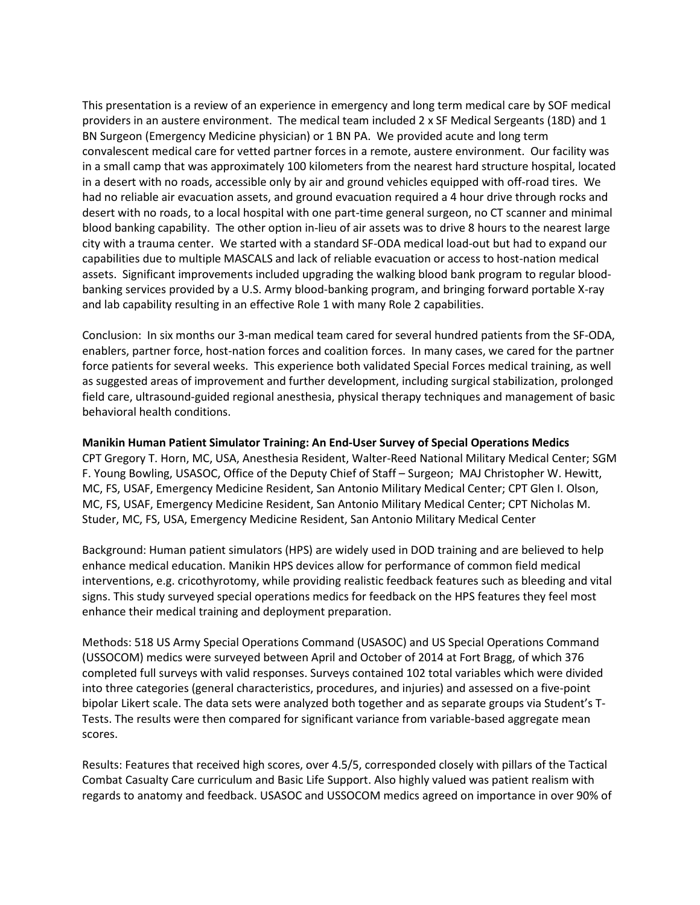This presentation is a review of an experience in emergency and long term medical care by SOF medical providers in an austere environment. The medical team included 2 x SF Medical Sergeants (18D) and 1 BN Surgeon (Emergency Medicine physician) or 1 BN PA. We provided acute and long term convalescent medical care for vetted partner forces in a remote, austere environment. Our facility was in a small camp that was approximately 100 kilometers from the nearest hard structure hospital, located in a desert with no roads, accessible only by air and ground vehicles equipped with off-road tires. We had no reliable air evacuation assets, and ground evacuation required a 4 hour drive through rocks and desert with no roads, to a local hospital with one part-time general surgeon, no CT scanner and minimal blood banking capability. The other option in-lieu of air assets was to drive 8 hours to the nearest large city with a trauma center. We started with a standard SF-ODA medical load-out but had to expand our capabilities due to multiple MASCALS and lack of reliable evacuation or access to host-nation medical assets. Significant improvements included upgrading the walking blood bank program to regular blood-banking services provided by a U.S. Army blood-banking program, and bringing forward portable X-ray and lab capability resulting in an effective Role 1 with many Role 2 capabilities.

Conclusion: In six months our 3-man medical team cared for several hundred patients from the SF-ODA, enablers, partner force, host-nation forces and coalition forces. In many cases, we cared for the partner force patients for several weeks. This experience both validated Special Forces medical training, as well as suggested areas of improvement and further development, including surgical stabilization, prolonged field care, ultrasound-guided regional anesthesia, physical therapy techniques and management of basic behavioral health conditions.

**Manikin Human Patient Simulator Training: An End-User Survey of Special Operations Medics**
CPT Gregory T. Horn, MC, USA, Anesthesia Resident, Walter-Reed National Military Medical Center; SGM F. Young Bowling, USASOC, Office of the Deputy Chief of Staff – Surgeon; MAJ Christopher W. Hewitt, MC, FS, USAF, Emergency Medicine Resident, San Antonio Military Medical Center; CPT Glen I. Olson, MC, FS, USAF, Emergency Medicine Resident, San Antonio Military Medical Center; CPT Nicholas M. Studer, MC, FS, USA, Emergency Medicine Resident, San Antonio Military Medical Center

Background: Human patient simulators (HPS) are widely used in DOD training and are believed to help enhance medical education. Manikin HPS devices allow for performance of common field medical interventions, e.g. cricothyrotomy, while providing realistic feedback features such as bleeding and vital signs. This study surveyed special operations medics for feedback on the HPS features they feel most enhance their medical training and deployment preparation.

Methods: 518 US Army Special Operations Command (USASOC) and US Special Operations Command (USSOCOM) medics were surveyed between April and October of 2014 at Fort Bragg, of which 376 completed full surveys with valid responses. Surveys contained 102 total variables which were divided into three categories (general characteristics, procedures, and injuries) and assessed on a five-point bipolar Likert scale. The data sets were analyzed both together and as separate groups via Student's T-Tests. The results were then compared for significant variance from variable-based aggregate mean scores.

Results: Features that received high scores, over 4.5/5, corresponded closely with pillars of the Tactical Combat Casualty Care curriculum and Basic Life Support. Also highly valued was patient realism with regards to anatomy and feedback. USASOC and USSOCOM medics agreed on importance in over 90% of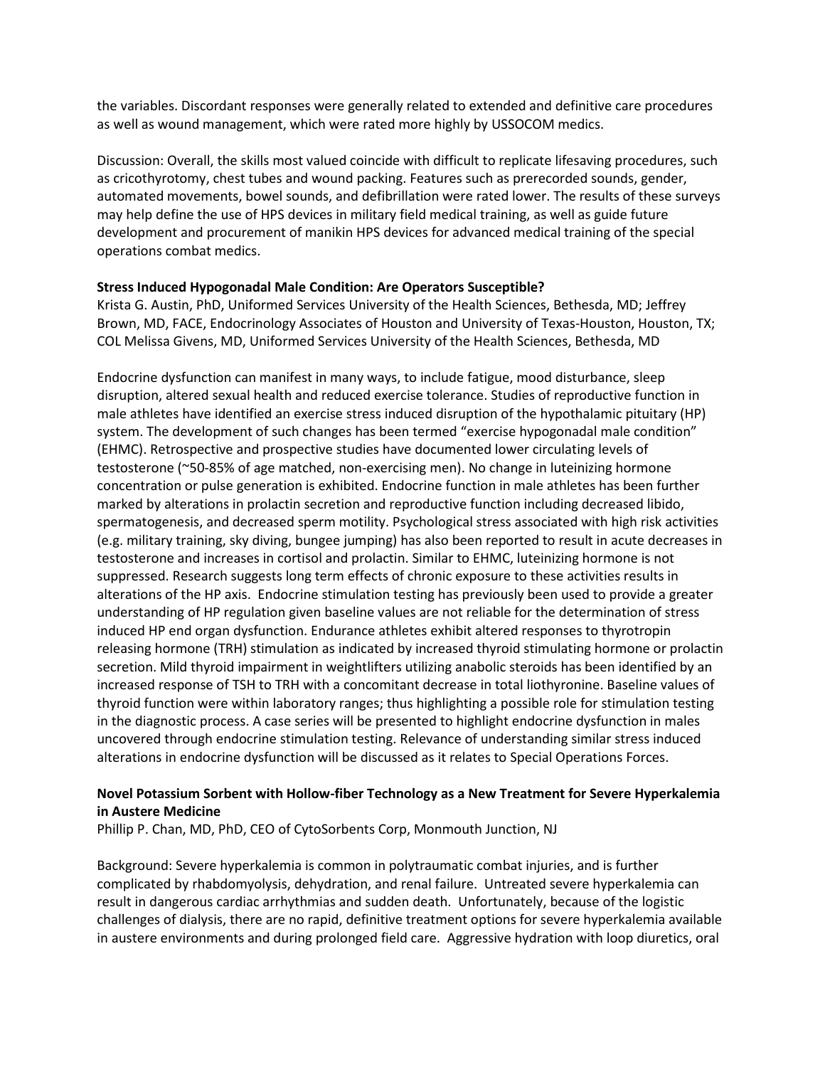the variables. Discordant responses were generally related to extended and definitive care procedures as well as wound management, which were rated more highly by USSOCOM medics.

Discussion: Overall, the skills most valued coincide with difficult to replicate lifesaving procedures, such as cricothyrotomy, chest tubes and wound packing. Features such as prerecorded sounds, gender, automated movements, bowel sounds, and defibrillation were rated lower. The results of these surveys may help define the use of HPS devices in military field medical training, as well as guide future development and procurement of manikin HPS devices for advanced medical training of the special operations combat medics.

**Stress Induced Hypogonadal Male Condition: Are Operators Susceptible?**
Krista G. Austin, PhD, Uniformed Services University of the Health Sciences, Bethesda, MD; Jeffrey Brown, MD, FACE, Endocrinology Associates of Houston and University of Texas-Houston, Houston, TX; COL Melissa Givens, MD, Uniformed Services University of the Health Sciences, Bethesda, MD

Endocrine dysfunction can manifest in many ways, to include fatigue, mood disturbance, sleep disruption, altered sexual health and reduced exercise tolerance. Studies of reproductive function in male athletes have identified an exercise stress induced disruption of the hypothalamic pituitary (HP) system. The development of such changes has been termed "exercise hypogonadal male condition" (EHMC). Retrospective and prospective studies have documented lower circulating levels of testosterone (~50-85% of age matched, non-exercising men). No change in luteinizing hormone concentration or pulse generation is exhibited. Endocrine function in male athletes has been further marked by alterations in prolactin secretion and reproductive function including decreased libido, spermatogenesis, and decreased sperm motility. Psychological stress associated with high risk activities (e.g. military training, sky diving, bungee jumping) has also been reported to result in acute decreases in testosterone and increases in cortisol and prolactin. Similar to EHMC, luteinizing hormone is not suppressed. Research suggests long term effects of chronic exposure to these activities results in alterations of the HP axis. Endocrine stimulation testing has previously been used to provide a greater understanding of HP regulation given baseline values are not reliable for the determination of stress induced HP end organ dysfunction. Endurance athletes exhibit altered responses to thyrotropin releasing hormone (TRH) stimulation as indicated by increased thyroid stimulating hormone or prolactin secretion. Mild thyroid impairment in weightlifters utilizing anabolic steroids has been identified by an increased response of TSH to TRH with a concomitant decrease in total liothyronine. Baseline values of thyroid function were within laboratory ranges; thus highlighting a possible role for stimulation testing in the diagnostic process. A case series will be presented to highlight endocrine dysfunction in males uncovered through endocrine stimulation testing. Relevance of understanding similar stress induced alterations in endocrine dysfunction will be discussed as it relates to Special Operations Forces.

**Novel Potassium Sorbent with Hollow-fiber Technology as a New Treatment for Severe Hyperkalemia in Austere Medicine**
Phillip P. Chan, MD, PhD, CEO of CytoSorbents Corp, Monmouth Junction, NJ

Background: Severe hyperkalemia is common in polytraumatic combat injuries, and is further complicated by rhabdomyolysis, dehydration, and renal failure. Untreated severe hyperkalemia can result in dangerous cardiac arrhythmias and sudden death. Unfortunately, because of the logistic challenges of dialysis, there are no rapid, definitive treatment options for severe hyperkalemia available in austere environments and during prolonged field care. Aggressive hydration with loop diuretics, oral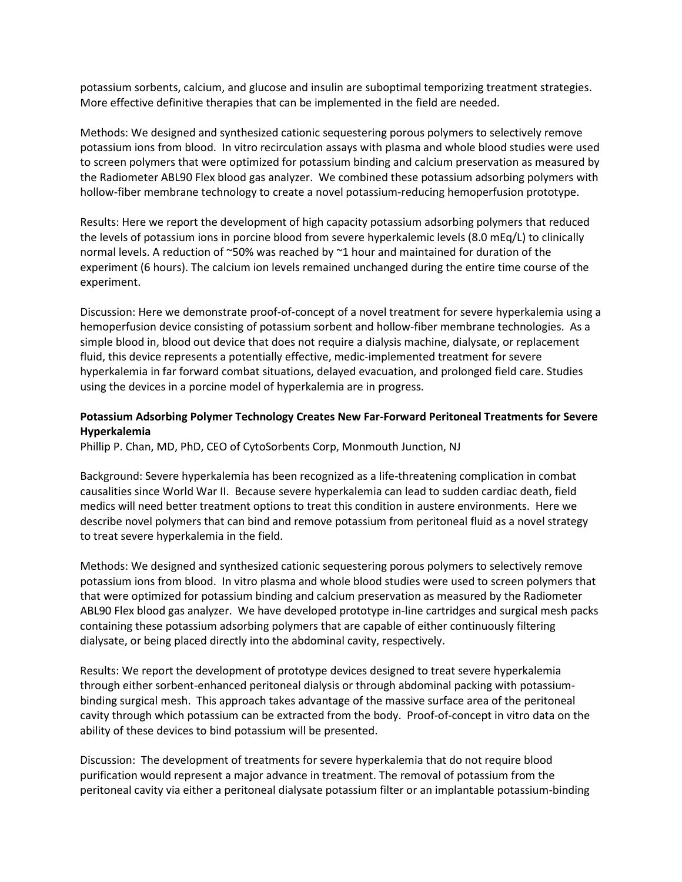potassium sorbents, calcium, and glucose and insulin are suboptimal temporizing treatment strategies. More effective definitive therapies that can be implemented in the field are needed.

Methods: We designed and synthesized cationic sequestering porous polymers to selectively remove potassium ions from blood. In vitro recirculation assays with plasma and whole blood studies were used to screen polymers that were optimized for potassium binding and calcium preservation as measured by the Radiometer ABL90 Flex blood gas analyzer. We combined these potassium adsorbing polymers with hollow-fiber membrane technology to create a novel potassium-reducing hemoperfusion prototype.

Results: Here we report the development of high capacity potassium adsorbing polymers that reduced the levels of potassium ions in porcine blood from severe hyperkalemic levels (8.0 mEq/L) to clinically normal levels. A reduction of ~50% was reached by ~1 hour and maintained for duration of the experiment (6 hours). The calcium ion levels remained unchanged during the entire time course of the experiment.

Discussion: Here we demonstrate proof-of-concept of a novel treatment for severe hyperkalemia using a hemoperfusion device consisting of potassium sorbent and hollow-fiber membrane technologies. As a simple blood in, blood out device that does not require a dialysis machine, dialysate, or replacement fluid, this device represents a potentially effective, medic-implemented treatment for severe hyperkalemia in far forward combat situations, delayed evacuation, and prolonged field care. Studies using the devices in a porcine model of hyperkalemia are in progress.

**Potassium Adsorbing Polymer Technology Creates New Far-Forward Peritoneal Treatments for Severe Hyperkalemia**
Phillip P. Chan, MD, PhD, CEO of CytoSorbents Corp, Monmouth Junction, NJ

Background: Severe hyperkalemia has been recognized as a life-threatening complication in combat causalities since World War II. Because severe hyperkalemia can lead to sudden cardiac death, field medics will need better treatment options to treat this condition in austere environments. Here we describe novel polymers that can bind and remove potassium from peritoneal fluid as a novel strategy to treat severe hyperkalemia in the field.

Methods: We designed and synthesized cationic sequestering porous polymers to selectively remove potassium ions from blood. In vitro plasma and whole blood studies were used to screen polymers that that were optimized for potassium binding and calcium preservation as measured by the Radiometer ABL90 Flex blood gas analyzer. We have developed prototype in-line cartridges and surgical mesh packs containing these potassium adsorbing polymers that are capable of either continuously filtering dialysate, or being placed directly into the abdominal cavity, respectively.

Results: We report the development of prototype devices designed to treat severe hyperkalemia through either sorbent-enhanced peritoneal dialysis or through abdominal packing with potassium-binding surgical mesh. This approach takes advantage of the massive surface area of the peritoneal cavity through which potassium can be extracted from the body. Proof-of-concept in vitro data on the ability of these devices to bind potassium will be presented.

Discussion: The development of treatments for severe hyperkalemia that do not require blood purification would represent a major advance in treatment. The removal of potassium from the peritoneal cavity via either a peritoneal dialysate potassium filter or an implantable potassium-binding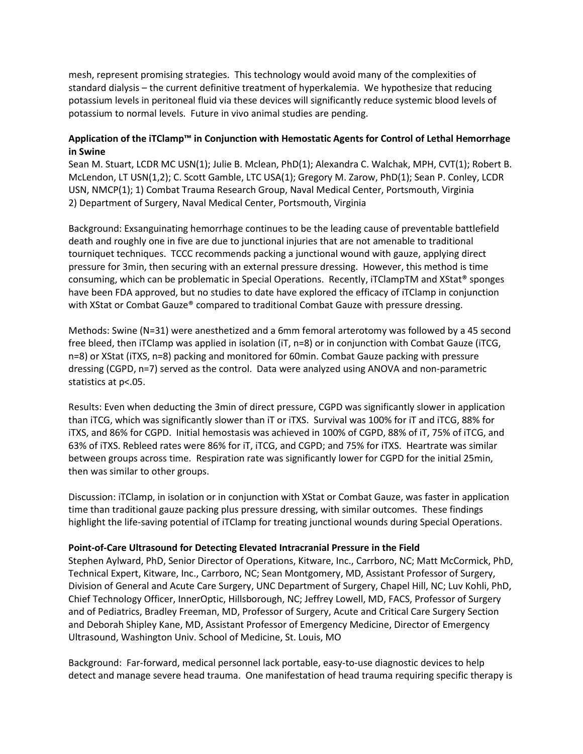mesh, represent promising strategies. This technology would avoid many of the complexities of standard dialysis – the current definitive treatment of hyperkalemia. We hypothesize that reducing potassium levels in peritoneal fluid via these devices will significantly reduce systemic blood levels of potassium to normal levels. Future in vivo animal studies are pending.

**Application of the iTClamp™ in Conjunction with Hemostatic Agents for Control of Lethal Hemorrhage in Swine**

Sean M. Stuart, LCDR MC USN(1); Julie B. Mclean, PhD(1); Alexandra C. Walchak, MPH, CVT(1); Robert B. McLendon, LT USN(1,2); C. Scott Gamble, LTC USA(1); Gregory M. Zarow, PhD(1); Sean P. Conley, LCDR USN, NMCP(1); 1) Combat Trauma Research Group, Naval Medical Center, Portsmouth, Virginia 2) Department of Surgery, Naval Medical Center, Portsmouth, Virginia

Background: Exsanguinating hemorrhage continues to be the leading cause of preventable battlefield death and roughly one in five are due to junctional injuries that are not amenable to traditional tourniquet techniques. TCCC recommends packing a junctional wound with gauze, applying direct pressure for 3min, then securing with an external pressure dressing. However, this method is time consuming, which can be problematic in Special Operations. Recently, iTClampTM and XStat® sponges have been FDA approved, but no studies to date have explored the efficacy of iTClamp in conjunction with XStat or Combat Gauze® compared to traditional Combat Gauze with pressure dressing.

Methods: Swine (N=31) were anesthetized and a 6mm femoral arterotomy was followed by a 45 second free bleed, then iTClamp was applied in isolation (iT, n=8) or in conjunction with Combat Gauze (iTCG, n=8) or XStat (iTXS, n=8) packing and monitored for 60min. Combat Gauze packing with pressure dressing (CGPD, n=7) served as the control. Data were analyzed using ANOVA and non-parametric statistics at $p<.05$.

Results: Even when deducting the 3min of direct pressure, CGPD was significantly slower in application than iTCG, which was significantly slower than iT or iTXS. Survival was 100% for iT and iTCG, 88% for iTXS, and 86% for CGPD. Initial hemostasis was achieved in 100% of CGPD, 88% of iT, 75% of iTCG, and 63% of iTXS. Rebleed rates were 86% for iT, iTCG, and CGPD; and 75% for iTXS. Heartrate was similar between groups across time. Respiration rate was significantly lower for CGPD for the initial 25min, then was similar to other groups.

Discussion: iTClamp, in isolation or in conjunction with XStat or Combat Gauze, was faster in application time than traditional gauze packing plus pressure dressing, with similar outcomes. These findings highlight the life-saving potential of iTClamp for treating junctional wounds during Special Operations.

**Point-of-Care Ultrasound for Detecting Elevated Intracranial Pressure in the Field**

Stephen Aylward, PhD, Senior Director of Operations, Kitware, Inc., Carrboro, NC; Matt McCormick, PhD, Technical Expert, Kitware, Inc., Carrboro, NC; Sean Montgomery, MD, Assistant Professor of Surgery, Division of General and Acute Care Surgery, UNC Department of Surgery, Chapel Hill, NC; Luv Kohli, PhD, Chief Technology Officer, InnerOptic, Hillsborough, NC; Jeffrey Lowell, MD, FACS, Professor of Surgery and of Pediatrics, Bradley Freeman, MD, Professor of Surgery, Acute and Critical Care Surgery Section and Deborah Shipley Kane, MD, Assistant Professor of Emergency Medicine, Director of Emergency Ultrasound, Washington Univ. School of Medicine, St. Louis, MO

Background: Far-forward, medical personnel lack portable, easy-to-use diagnostic devices to help detect and manage severe head trauma. One manifestation of head trauma requiring specific therapy is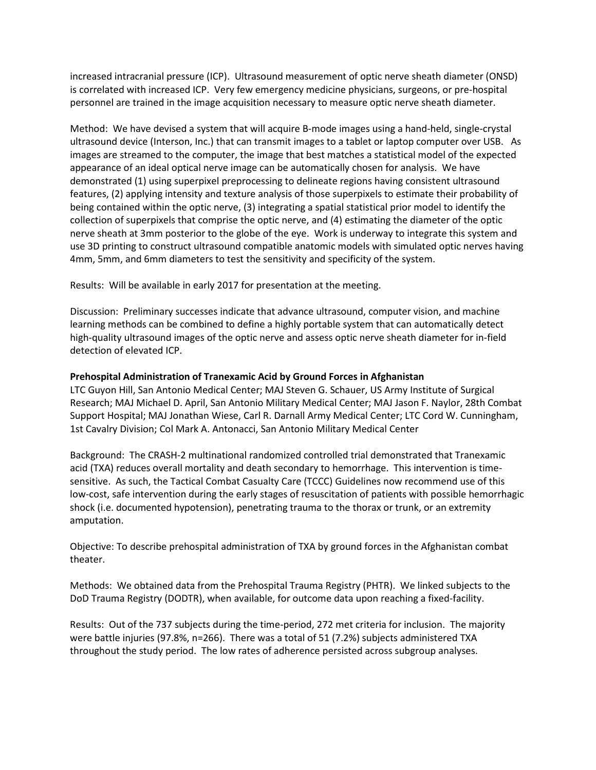increased intracranial pressure (ICP). Ultrasound measurement of optic nerve sheath diameter (ONSD) is correlated with increased ICP. Very few emergency medicine physicians, surgeons, or pre-hospital personnel are trained in the image acquisition necessary to measure optic nerve sheath diameter.

Method: We have devised a system that will acquire B-mode images using a hand-held, single-crystal ultrasound device (Interson, Inc.) that can transmit images to a tablet or laptop computer over USB. As images are streamed to the computer, the image that best matches a statistical model of the expected appearance of an ideal optical nerve image can be automatically chosen for analysis. We have demonstrated (1) using superpixel preprocessing to delineate regions having consistent ultrasound features, (2) applying intensity and texture analysis of those superpixels to estimate their probability of being contained within the optic nerve, (3) integrating a spatial statistical prior model to identify the collection of superpixels that comprise the optic nerve, and (4) estimating the diameter of the optic nerve sheath at 3mm posterior to the globe of the eye. Work is underway to integrate this system and use 3D printing to construct ultrasound compatible anatomic models with simulated optic nerves having 4mm, 5mm, and 6mm diameters to test the sensitivity and specificity of the system.

Results: Will be available in early 2017 for presentation at the meeting.

Discussion: Preliminary successes indicate that advance ultrasound, computer vision, and machine learning methods can be combined to define a highly portable system that can automatically detect high-quality ultrasound images of the optic nerve and assess optic nerve sheath diameter for in-field detection of elevated ICP.

**Prehospital Administration of Tranexamic Acid by Ground Forces in Afghanistan**
LTC Guyon Hill, San Antonio Medical Center; MAJ Steven G. Schauer, US Army Institute of Surgical Research; MAJ Michael D. April, San Antonio Military Medical Center; MAJ Jason F. Naylor, 28th Combat Support Hospital; MAJ Jonathan Wiese, Carl R. Darnall Army Medical Center; LTC Cord W. Cunningham, 1st Cavalry Division; Col Mark A. Antonacci, San Antonio Military Medical Center

Background: The CRASH-2 multinational randomized controlled trial demonstrated that Tranexamic acid (TXA) reduces overall mortality and death secondary to hemorrhage. This intervention is time-sensitive. As such, the Tactical Combat Casualty Care (TCCC) Guidelines now recommend use of this low-cost, safe intervention during the early stages of resuscitation of patients with possible hemorrhagic shock (i.e. documented hypotension), penetrating trauma to the thorax or trunk, or an extremity amputation.

Objective: To describe prehospital administration of TXA by ground forces in the Afghanistan combat theater.

Methods: We obtained data from the Prehospital Trauma Registry (PHTR). We linked subjects to the DoD Trauma Registry (DODTR), when available, for outcome data upon reaching a fixed-facility.

Results: Out of the 737 subjects during the time-period, 272 met criteria for inclusion. The majority were battle injuries (97.8%, n=266). There was a total of 51 (7.2%) subjects administered TXA throughout the study period. The low rates of adherence persisted across subgroup analyses.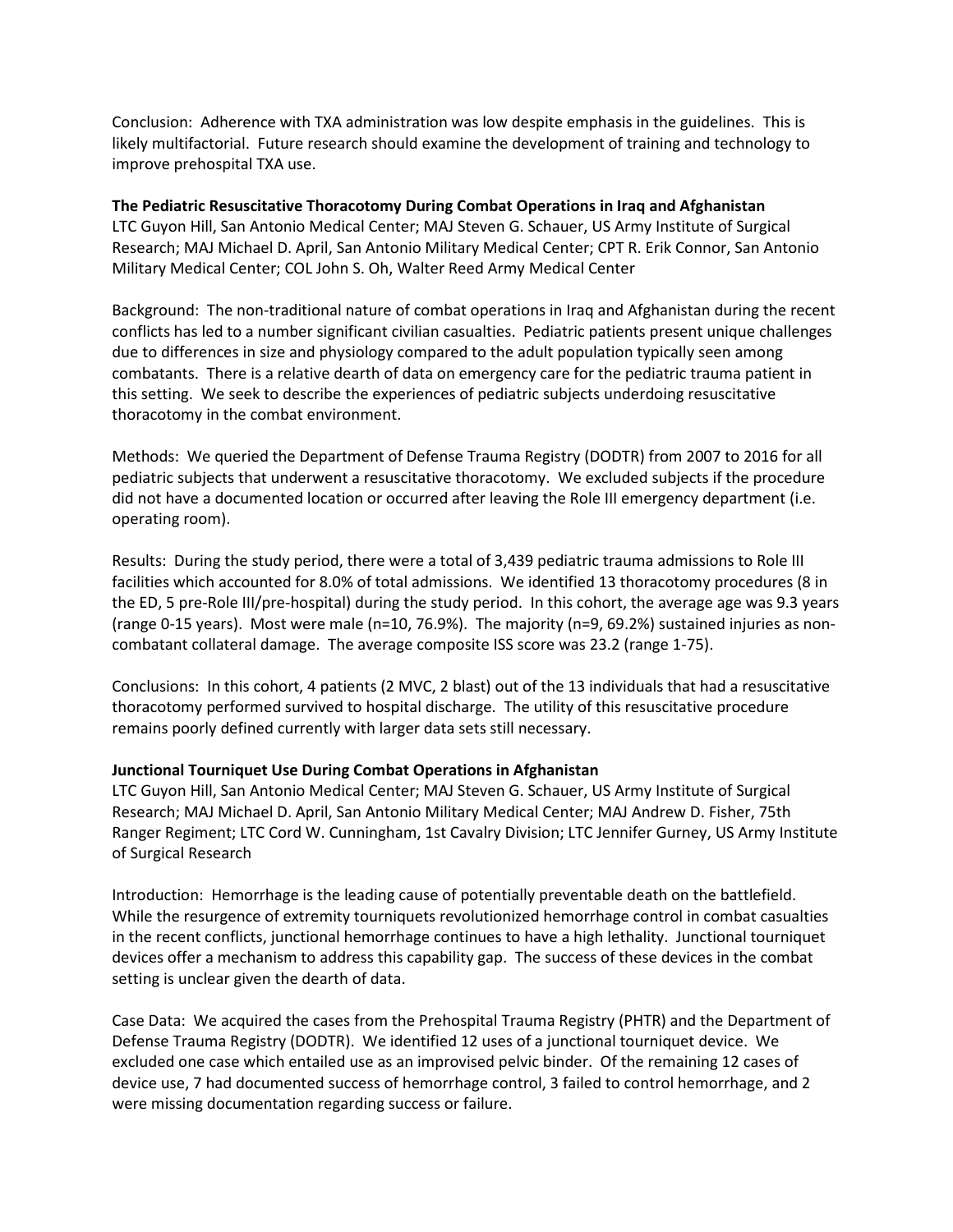Conclusion: Adherence with TXA administration was low despite emphasis in the guidelines. This is likely multifactorial. Future research should examine the development of training and technology to improve prehospital TXA use.

**The Pediatric Resuscitative Thoracotomy During Combat Operations in Iraq and Afghanistan**
LTC Guyon Hill, San Antonio Medical Center; MAJ Steven G. Schauer, US Army Institute of Surgical Research; MAJ Michael D. April, San Antonio Military Medical Center; CPT R. Erik Connor, San Antonio Military Medical Center; COL John S. Oh, Walter Reed Army Medical Center

Background: The non-traditional nature of combat operations in Iraq and Afghanistan during the recent conflicts has led to a number significant civilian casualties. Pediatric patients present unique challenges due to differences in size and physiology compared to the adult population typically seen among combatants. There is a relative dearth of data on emergency care for the pediatric trauma patient in this setting. We seek to describe the experiences of pediatric subjects underdoing resuscitative thoracotomy in the combat environment.

Methods: We queried the Department of Defense Trauma Registry (DODTR) from 2007 to 2016 for all pediatric subjects that underwent a resuscitative thoracotomy. We excluded subjects if the procedure did not have a documented location or occurred after leaving the Role III emergency department (i.e. operating room).

Results: During the study period, there were a total of 3,439 pediatric trauma admissions to Role III facilities which accounted for 8.0% of total admissions. We identified 13 thoracotomy procedures (8 in the ED, 5 pre-Role III/pre-hospital) during the study period. In this cohort, the average age was 9.3 years (range 0-15 years). Most were male (n=10, 76.9%). The majority (n=9, 69.2%) sustained injuries as non-combatant collateral damage. The average composite ISS score was 23.2 (range 1-75).

Conclusions: In this cohort, 4 patients (2 MVC, 2 blast) out of the 13 individuals that had a resuscitative thoracotomy performed survived to hospital discharge. The utility of this resuscitative procedure remains poorly defined currently with larger data sets still necessary.

**Junctional Tourniquet Use During Combat Operations in Afghanistan**
LTC Guyon Hill, San Antonio Medical Center; MAJ Steven G. Schauer, US Army Institute of Surgical Research; MAJ Michael D. April, San Antonio Military Medical Center; MAJ Andrew D. Fisher, 75th Ranger Regiment; LTC Cord W. Cunningham, 1st Cavalry Division; LTC Jennifer Gurney, US Army Institute of Surgical Research

Introduction: Hemorrhage is the leading cause of potentially preventable death on the battlefield. While the resurgence of extremity tourniquets revolutionized hemorrhage control in combat casualties in the recent conflicts, junctional hemorrhage continues to have a high lethality. Junctional tourniquet devices offer a mechanism to address this capability gap. The success of these devices in the combat setting is unclear given the dearth of data.

Case Data: We acquired the cases from the Prehospital Trauma Registry (PHTR) and the Department of Defense Trauma Registry (DODTR). We identified 12 uses of a junctional tourniquet device. We excluded one case which entailed use as an improvised pelvic binder. Of the remaining 12 cases of device use, 7 had documented success of hemorrhage control, 3 failed to control hemorrhage, and 2 were missing documentation regarding success or failure.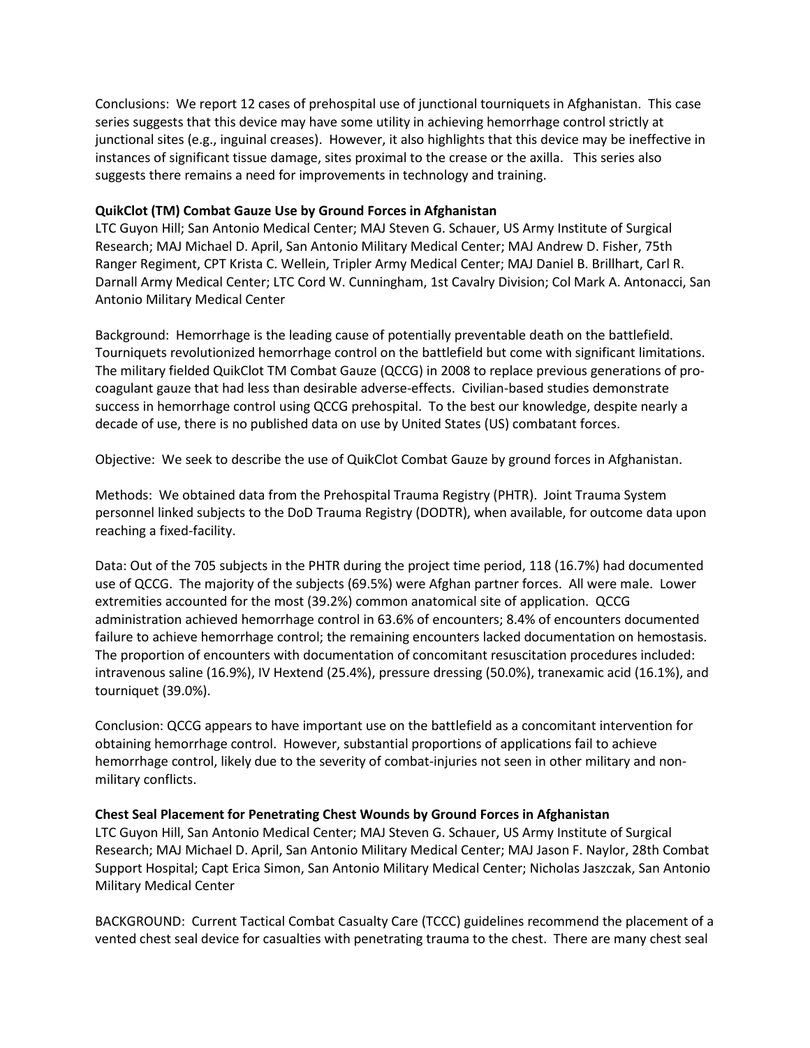Conclusions: We report 12 cases of prehospital use of junctional tourniquets in Afghanistan. This case series suggests that this device may have some utility in achieving hemorrhage control strictly at junctional sites (e.g., inguinal creases). However, it also highlights that this device may be ineffective in instances of significant tissue damage, sites proximal to the crease or the axilla. This series also suggests there remains a need for improvements in technology and training.

**QuikClot (TM) Combat Gauze Use by Ground Forces in Afghanistan**

LTC Guyon Hill; San Antonio Medical Center; MAJ Steven G. Schauer, US Army Institute of Surgical Research; MAJ Michael D. April, San Antonio Military Medical Center; MAJ Andrew D. Fisher, 75th Ranger Regiment, CPT Krista C. Wellein, Tripler Army Medical Center; MAJ Daniel B. Brillhart, Carl R. Darnall Army Medical Center; LTC Cord W. Cunningham, 1st Cavalry Division; Col Mark A. Antonacci, San Antonio Military Medical Center

Background: Hemorrhage is the leading cause of potentially preventable death on the battlefield. Tourniquets revolutionized hemorrhage control on the battlefield but come with significant limitations. The military fielded QuikClot TM Combat Gauze (QCCG) in 2008 to replace previous generations of pro-coagulant gauze that had less than desirable adverse-effects. Civilian-based studies demonstrate success in hemorrhage control using QCCG prehospital. To the best our knowledge, despite nearly a decade of use, there is no published data on use by United States (US) combatant forces.

Objective: We seek to describe the use of QuikClot Combat Gauze by ground forces in Afghanistan.

Methods: We obtained data from the Prehospital Trauma Registry (PHTR). Joint Trauma System personnel linked subjects to the DoD Trauma Registry (DODTR), when available, for outcome data upon reaching a fixed-facility.

Data: Out of the 705 subjects in the PHTR during the project time period, 118 (16.7%) had documented use of QCCG. The majority of the subjects (69.5%) were Afghan partner forces. All were male. Lower extremities accounted for the most (39.2%) common anatomical site of application. QCCG administration achieved hemorrhage control in 63.6% of encounters; 8.4% of encounters documented failure to achieve hemorrhage control; the remaining encounters lacked documentation on hemostasis. The proportion of encounters with documentation of concomitant resuscitation procedures included: intravenous saline (16.9%), IV Hextend (25.4%), pressure dressing (50.0%), tranexamic acid (16.1%), and tourniquet (39.0%).

Conclusion: QCCG appears to have important use on the battlefield as a concomitant intervention for obtaining hemorrhage control. However, substantial proportions of applications fail to achieve hemorrhage control, likely due to the severity of combat-injuries not seen in other military and non-military conflicts.

**Chest Seal Placement for Penetrating Chest Wounds by Ground Forces in Afghanistan**

LTC Guyon Hill, San Antonio Medical Center; MAJ Steven G. Schauer, US Army Institute of Surgical Research; MAJ Michael D. April, San Antonio Military Medical Center; MAJ Jason F. Naylor, 28th Combat Support Hospital; Capt Erica Simon, San Antonio Military Medical Center; Nicholas Jaszczak, San Antonio Military Medical Center

BACKGROUND: Current Tactical Combat Casualty Care (TCCC) guidelines recommend the placement of a vented chest seal device for casualties with penetrating trauma to the chest. There are many chest seal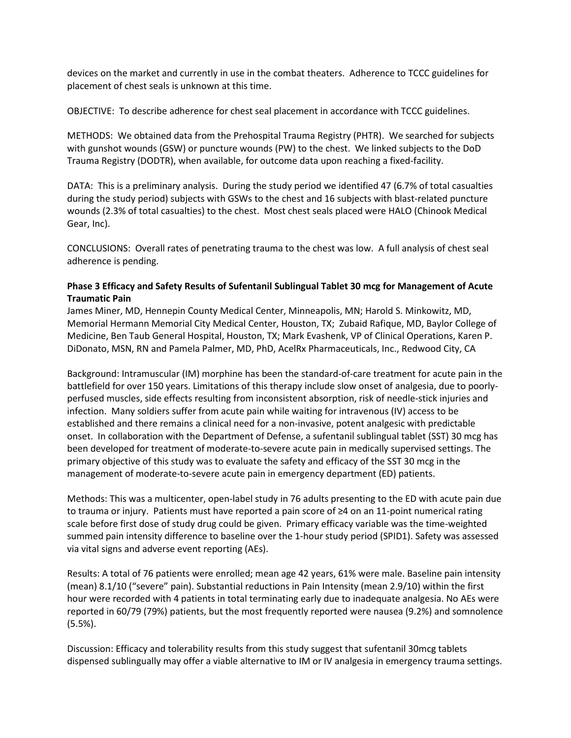devices on the market and currently in use in the combat theaters. Adherence to TCCC guidelines for placement of chest seals is unknown at this time.

OBJECTIVE: To describe adherence for chest seal placement in accordance with TCCC guidelines.

METHODS: We obtained data from the Prehospital Trauma Registry (PHTR). We searched for subjects with gunshot wounds (GSW) or puncture wounds (PW) to the chest. We linked subjects to the DoD Trauma Registry (DODTR), when available, for outcome data upon reaching a fixed-facility.

DATA: This is a preliminary analysis. During the study period we identified 47 (6.7% of total casualties during the study period) subjects with GSWs to the chest and 16 subjects with blast-related puncture wounds (2.3% of total casualties) to the chest. Most chest seals placed were HALO (Chinook Medical Gear, Inc).

CONCLUSIONS: Overall rates of penetrating trauma to the chest was low. A full analysis of chest seal adherence is pending.

**Phase 3 Efficacy and Safety Results of Sufentanil Sublingual Tablet 30 mcg for Management of Acute Traumatic Pain**

James Miner, MD, Hennepin County Medical Center, Minneapolis, MN; Harold S. Minkowitz, MD, Memorial Hermann Memorial City Medical Center, Houston, TX; Zubaid Rafique, MD, Baylor College of Medicine, Ben Taub General Hospital, Houston, TX; Mark Evashenk, VP of Clinical Operations, Karen P. DiDonato, MSN, RN and Pamela Palmer, MD, PhD, AcelRx Pharmaceuticals, Inc., Redwood City, CA

Background: Intramuscular (IM) morphine has been the standard-of-care treatment for acute pain in the battlefield for over 150 years. Limitations of this therapy include slow onset of analgesia, due to poorly-perfused muscles, side effects resulting from inconsistent absorption, risk of needle-stick injuries and infection. Many soldiers suffer from acute pain while waiting for intravenous (IV) access to be established and there remains a clinical need for a non-invasive, potent analgesic with predictable onset. In collaboration with the Department of Defense, a sufentanil sublingual tablet (SST) 30 mcg has been developed for treatment of moderate-to-severe acute pain in medically supervised settings. The primary objective of this study was to evaluate the safety and efficacy of the SST 30 mcg in the management of moderate-to-severe acute pain in emergency department (ED) patients.

Methods: This was a multicenter, open-label study in 76 adults presenting to the ED with acute pain due to trauma or injury. Patients must have reported a pain score of ≥4 on an 11-point numerical rating scale before first dose of study drug could be given. Primary efficacy variable was the time-weighted summed pain intensity difference to baseline over the 1-hour study period (SPID1). Safety was assessed via vital signs and adverse event reporting (AEs).

Results: A total of 76 patients were enrolled; mean age 42 years, 61% were male. Baseline pain intensity (mean) 8.1/10 ("severe" pain). Substantial reductions in Pain Intensity (mean 2.9/10) within the first hour were recorded with 4 patients in total terminating early due to inadequate analgesia. No AEs were reported in 60/79 (79%) patients, but the most frequently reported were nausea (9.2%) and somnolence (5.5%).

Discussion: Efficacy and tolerability results from this study suggest that sufentanil 30mcg tablets dispensed sublingually may offer a viable alternative to IM or IV analgesia in emergency trauma settings.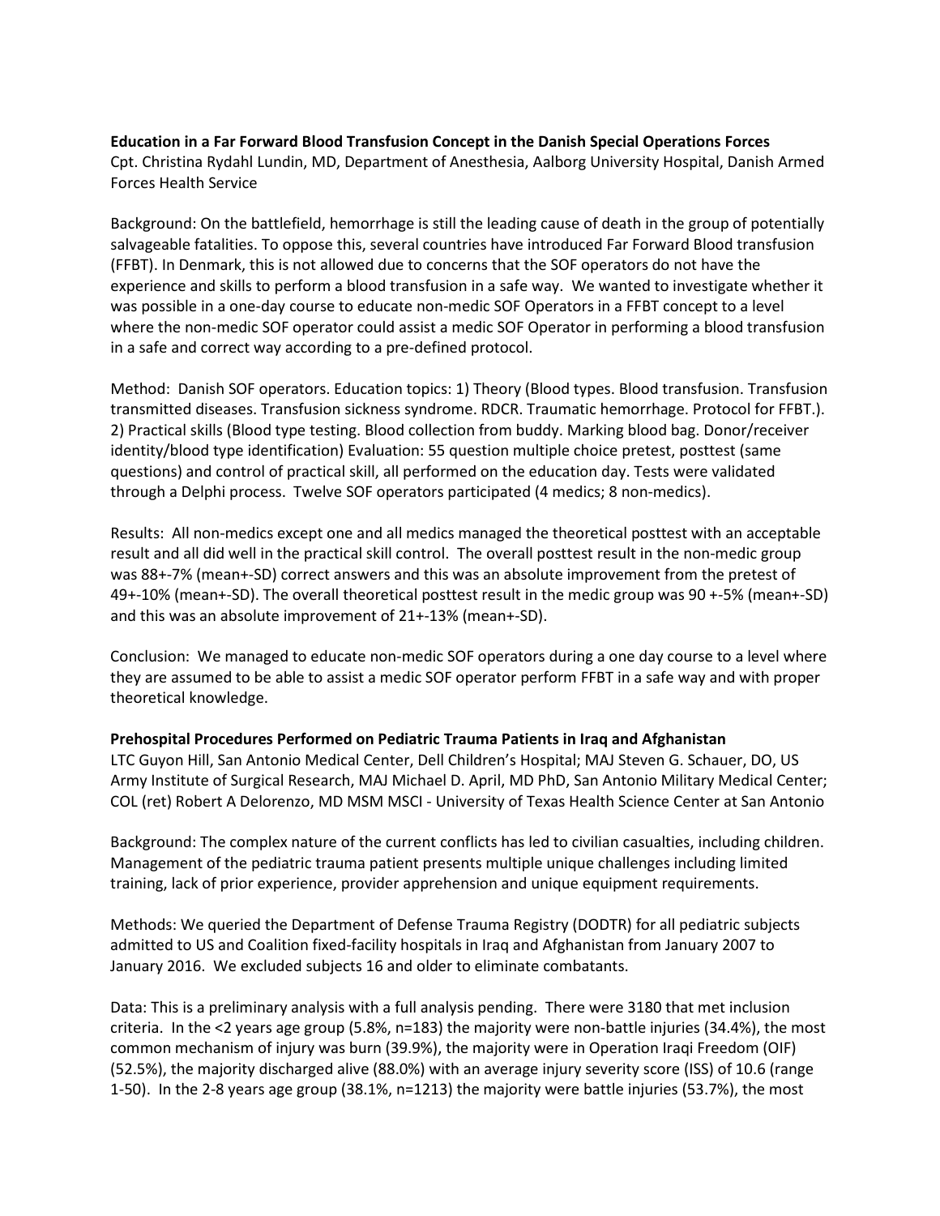**Education in a Far Forward Blood Transfusion Concept in the Danish Special Operations Forces**
Cpt. Christina Rydahl Lundin, MD, Department of Anesthesia, Aalborg University Hospital, Danish Armed Forces Health Service

Background: On the battlefield, hemorrhage is still the leading cause of death in the group of potentially salvageable fatalities. To oppose this, several countries have introduced Far Forward Blood transfusion (FFBT). In Denmark, this is not allowed due to concerns that the SOF operators do not have the experience and skills to perform a blood transfusion in a safe way. We wanted to investigate whether it was possible in a one-day course to educate non-medic SOF Operators in a FFBT concept to a level where the non-medic SOF operator could assist a medic SOF Operator in performing a blood transfusion in a safe and correct way according to a pre-defined protocol.

Method: Danish SOF operators. Education topics: 1) Theory (Blood types. Blood transfusion. Transfusion transmitted diseases. Transfusion sickness syndrome. RDCR. Traumatic hemorrhage. Protocol for FFBT.). 2) Practical skills (Blood type testing. Blood collection from buddy. Marking blood bag. Donor/receiver identity/blood type identification) Evaluation: 55 question multiple choice pretest, posttest (same questions) and control of practical skill, all performed on the education day. Tests were validated through a Delphi process. Twelve SOF operators participated (4 medics; 8 non-medics).

Results: All non-medics except one and all medics managed the theoretical posttest with an acceptable result and all did well in the practical skill control. The overall posttest result in the non-medic group was 88+-7% (mean+-SD) correct answers and this was an absolute improvement from the pretest of 49+-10% (mean+-SD). The overall theoretical posttest result in the medic group was 90 +-5% (mean+-SD) and this was an absolute improvement of 21+-13% (mean+-SD).

Conclusion: We managed to educate non-medic SOF operators during a one day course to a level where they are assumed to be able to assist a medic SOF operator perform FFBT in a safe way and with proper theoretical knowledge.

**Prehospital Procedures Performed on Pediatric Trauma Patients in Iraq and Afghanistan**
LTC Guyon Hill, San Antonio Medical Center, Dell Children's Hospital; MAJ Steven G. Schauer, DO, US Army Institute of Surgical Research, MAJ Michael D. April, MD PhD, San Antonio Military Medical Center; COL (ret) Robert A Delorenzo, MD MSM MSCI - University of Texas Health Science Center at San Antonio

Background: The complex nature of the current conflicts has led to civilian casualties, including children. Management of the pediatric trauma patient presents multiple unique challenges including limited training, lack of prior experience, provider apprehension and unique equipment requirements.

Methods: We queried the Department of Defense Trauma Registry (DODTR) for all pediatric subjects admitted to US and Coalition fixed-facility hospitals in Iraq and Afghanistan from January 2007 to January 2016. We excluded subjects 16 and older to eliminate combatants.

Data: This is a preliminary analysis with a full analysis pending. There were 3180 that met inclusion criteria. In the <2 years age group (5.8%, n=183) the majority were non-battle injuries (34.4%), the most common mechanism of injury was burn (39.9%), the majority were in Operation Iraqi Freedom (OIF) (52.5%), the majority discharged alive (88.0%) with an average injury severity score (ISS) of 10.6 (range 1-50). In the 2-8 years age group (38.1%, n=1213) the majority were battle injuries (53.7%), the most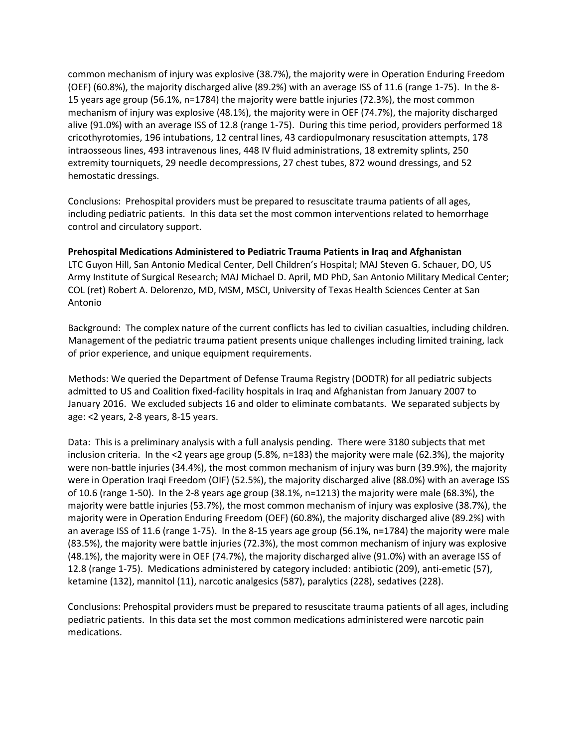common mechanism of injury was explosive (38.7%), the majority were in Operation Enduring Freedom (OEF) (60.8%), the majority discharged alive (89.2%) with an average ISS of 11.6 (range 1-75). In the 8-15 years age group (56.1%, n=1784) the majority were battle injuries (72.3%), the most common mechanism of injury was explosive (48.1%), the majority were in OEF (74.7%), the majority discharged alive (91.0%) with an average ISS of 12.8 (range 1-75). During this time period, providers performed 18 cricothyrotomies, 196 intubations, 12 central lines, 43 cardiopulmonary resuscitation attempts, 178 intraosseous lines, 493 intravenous lines, 448 IV fluid administrations, 18 extremity splints, 250 extremity tourniquets, 29 needle decompressions, 27 chest tubes, 872 wound dressings, and 52 hemostatic dressings.

Conclusions: Prehospital providers must be prepared to resuscitate trauma patients of all ages, including pediatric patients. In this data set the most common interventions related to hemorrhage control and circulatory support.

**Prehospital Medications Administered to Pediatric Trauma Patients in Iraq and Afghanistan**
LTC Guyon Hill, San Antonio Medical Center, Dell Children's Hospital; MAJ Steven G. Schauer, DO, US Army Institute of Surgical Research; MAJ Michael D. April, MD PhD, San Antonio Military Medical Center; COL (ret) Robert A. Delorenzo, MD, MSM, MSCI, University of Texas Health Sciences Center at San Antonio

Background: The complex nature of the current conflicts has led to civilian casualties, including children. Management of the pediatric trauma patient presents unique challenges including limited training, lack of prior experience, and unique equipment requirements.

Methods: We queried the Department of Defense Trauma Registry (DODTR) for all pediatric subjects admitted to US and Coalition fixed-facility hospitals in Iraq and Afghanistan from January 2007 to January 2016. We excluded subjects 16 and older to eliminate combatants. We separated subjects by age: <2 years, 2-8 years, 8-15 years.

Data: This is a preliminary analysis with a full analysis pending. There were 3180 subjects that met inclusion criteria. In the <2 years age group (5.8%, n=183) the majority were male (62.3%), the majority were non-battle injuries (34.4%), the most common mechanism of injury was burn (39.9%), the majority were in Operation Iraqi Freedom (OIF) (52.5%), the majority discharged alive (88.0%) with an average ISS of 10.6 (range 1-50). In the 2-8 years age group (38.1%, n=1213) the majority were male (68.3%), the majority were battle injuries (53.7%), the most common mechanism of injury was explosive (38.7%), the majority were in Operation Enduring Freedom (OEF) (60.8%), the majority discharged alive (89.2%) with an average ISS of 11.6 (range 1-75). In the 8-15 years age group (56.1%, n=1784) the majority were male (83.5%), the majority were battle injuries (72.3%), the most common mechanism of injury was explosive (48.1%), the majority were in OEF (74.7%), the majority discharged alive (91.0%) with an average ISS of 12.8 (range 1-75). Medications administered by category included: antibiotic (209), anti-emetic (57), ketamine (132), mannitol (11), narcotic analgesics (587), paralytics (228), sedatives (228).

Conclusions: Prehospital providers must be prepared to resuscitate trauma patients of all ages, including pediatric patients. In this data set the most common medications administered were narcotic pain medications.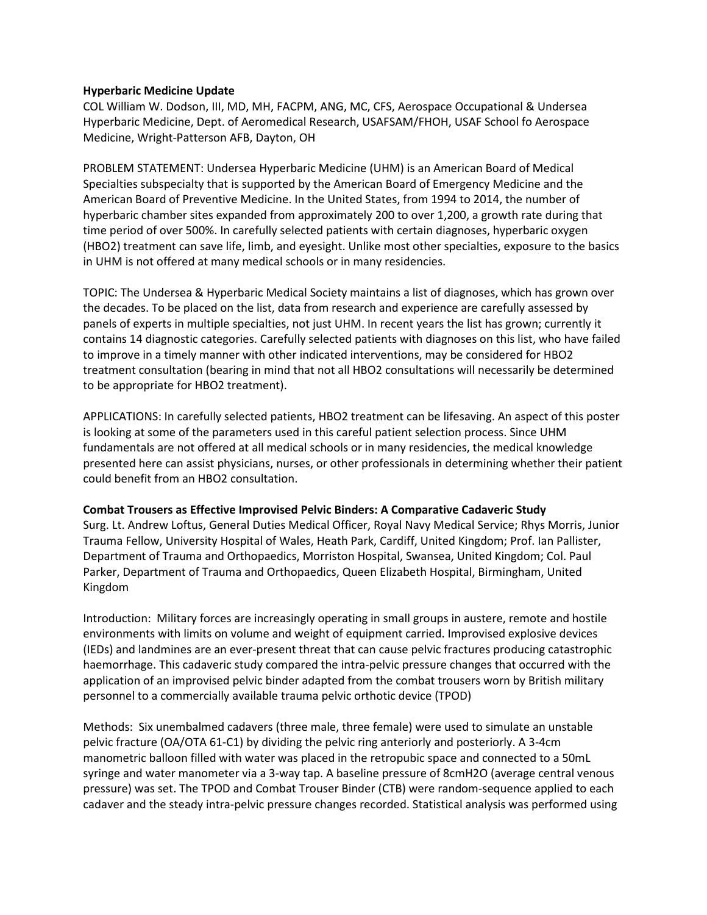**Hyperbaric Medicine Update**

COL William W. Dodson, III, MD, MH, FACPM, ANG, MC, CFS, Aerospace Occupational & Undersea Hyperbaric Medicine, Dept. of Aeromedical Research, USAFSAM/FHOH, USAF School fo Aerospace Medicine, Wright-Patterson AFB, Dayton, OH

PROBLEM STATEMENT: Undersea Hyperbaric Medicine (UHM) is an American Board of Medical Specialties subspecialty that is supported by the American Board of Emergency Medicine and the American Board of Preventive Medicine. In the United States, from 1994 to 2014, the number of hyperbaric chamber sites expanded from approximately 200 to over 1,200, a growth rate during that time period of over 500%. In carefully selected patients with certain diagnoses, hyperbaric oxygen (HBO2) treatment can save life, limb, and eyesight. Unlike most other specialties, exposure to the basics in UHM is not offered at many medical schools or in many residencies.

TOPIC: The Undersea & Hyperbaric Medical Society maintains a list of diagnoses, which has grown over the decades. To be placed on the list, data from research and experience are carefully assessed by panels of experts in multiple specialties, not just UHM. In recent years the list has grown; currently it contains 14 diagnostic categories. Carefully selected patients with diagnoses on this list, who have failed to improve in a timely manner with other indicated interventions, may be considered for HBO2 treatment consultation (bearing in mind that not all HBO2 consultations will necessarily be determined to be appropriate for HBO2 treatment).

APPLICATIONS: In carefully selected patients, HBO2 treatment can be lifesaving. An aspect of this poster is looking at some of the parameters used in this careful patient selection process. Since UHM fundamentals are not offered at all medical schools or in many residencies, the medical knowledge presented here can assist physicians, nurses, or other professionals in determining whether their patient could benefit from an HBO2 consultation.

**Combat Trousers as Effective Improvised Pelvic Binders: A Comparative Cadaveric Study**

Surg. Lt. Andrew Loftus, General Duties Medical Officer, Royal Navy Medical Service; Rhys Morris, Junior Trauma Fellow, University Hospital of Wales, Heath Park, Cardiff, United Kingdom; Prof. Ian Pallister, Department of Trauma and Orthopaedics, Morriston Hospital, Swansea, United Kingdom; Col. Paul Parker, Department of Trauma and Orthopaedics, Queen Elizabeth Hospital, Birmingham, United Kingdom

Introduction: Military forces are increasingly operating in small groups in austere, remote and hostile environments with limits on volume and weight of equipment carried. Improvised explosive devices (IEDs) and landmines are an ever-present threat that can cause pelvic fractures producing catastrophic haemorrhage. This cadaveric study compared the intra-pelvic pressure changes that occurred with the application of an improvised pelvic binder adapted from the combat trousers worn by British military personnel to a commercially available trauma pelvic orthotic device (TPOD)

Methods: Six unembalmed cadavers (three male, three female) were used to simulate an unstable pelvic fracture (OA/OTA 61-C1) by dividing the pelvic ring anteriorly and posteriorly. A 3-4cm manometric balloon filled with water was placed in the retropubic space and connected to a 50mL syringe and water manometer via a 3-way tap. A baseline pressure of 8cmH2O (average central venous pressure) was set. The TPOD and Combat Trouser Binder (CTB) were random-sequence applied to each cadaver and the steady intra-pelvic pressure changes recorded. Statistical analysis was performed using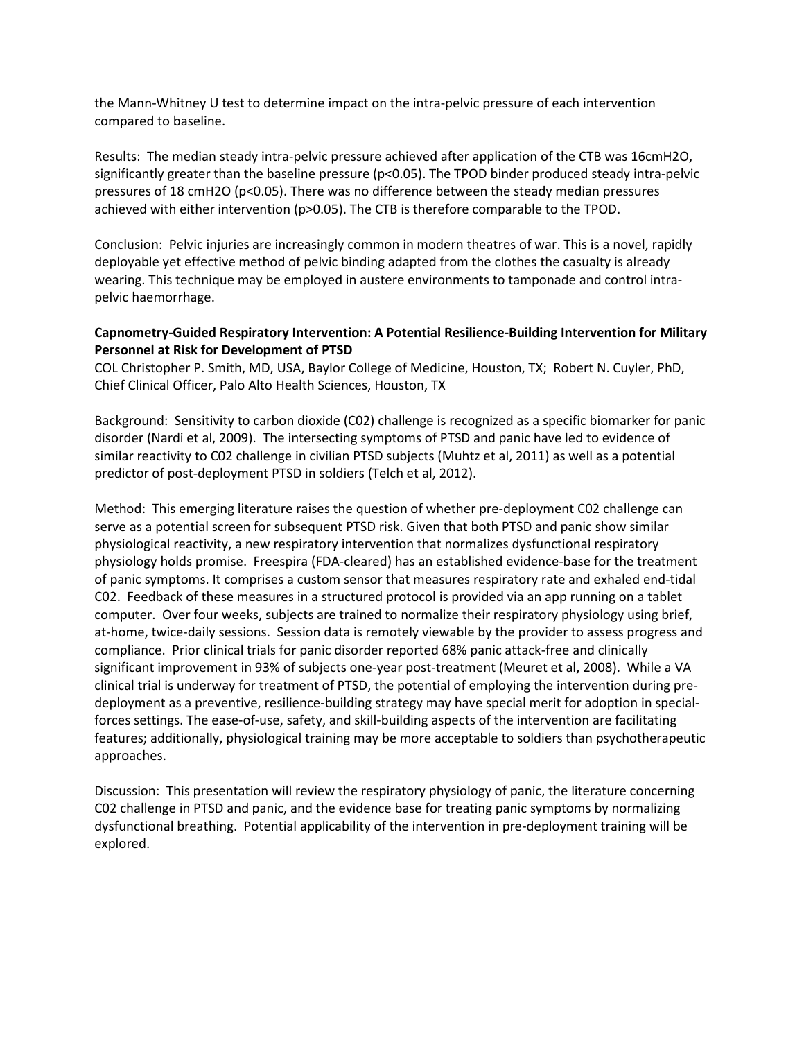the Mann-Whitney U test to determine impact on the intra-pelvic pressure of each intervention compared to baseline.

Results: The median steady intra-pelvic pressure achieved after application of the CTB was 16cmH2O, significantly greater than the baseline pressure ($p<0.05$). The TPOD binder produced steady intra-pelvic pressures of 18 cmH2O ($p<0.05$). There was no difference between the steady median pressures achieved with either intervention ($p>0.05$). The CTB is therefore comparable to the TPOD.

Conclusion: Pelvic injuries are increasingly common in modern theatres of war. This is a novel, rapidly deployable yet effective method of pelvic binding adapted from the clothes the casualty is already wearing. This technique may be employed in austere environments to tamponade and control intra-pelvic haemorrhage.

**Capnometry-Guided Respiratory Intervention: A Potential Resilience-Building Intervention for Military Personnel at Risk for Development of PTSD**

COL Christopher P. Smith, MD, USA, Baylor College of Medicine, Houston, TX; Robert N. Cuyler, PhD, Chief Clinical Officer, Palo Alto Health Sciences, Houston, TX

Background: Sensitivity to carbon dioxide (C02) challenge is recognized as a specific biomarker for panic disorder (Nardi et al, 2009). The intersecting symptoms of PTSD and panic have led to evidence of similar reactivity to C02 challenge in civilian PTSD subjects (Muhtz et al, 2011) as well as a potential predictor of post-deployment PTSD in soldiers (Telch et al, 2012).

Method: This emerging literature raises the question of whether pre-deployment C02 challenge can serve as a potential screen for subsequent PTSD risk. Given that both PTSD and panic show similar physiological reactivity, a new respiratory intervention that normalizes dysfunctional respiratory physiology holds promise. Freespira (FDA-cleared) has an established evidence-base for the treatment of panic symptoms. It comprises a custom sensor that measures respiratory rate and exhaled end-tidal C02. Feedback of these measures in a structured protocol is provided via an app running on a tablet computer. Over four weeks, subjects are trained to normalize their respiratory physiology using brief, at-home, twice-daily sessions. Session data is remotely viewable by the provider to assess progress and compliance. Prior clinical trials for panic disorder reported 68% panic attack-free and clinically significant improvement in 93% of subjects one-year post-treatment (Meuret et al, 2008). While a VA clinical trial is underway for treatment of PTSD, the potential of employing the intervention during pre-deployment as a preventive, resilience-building strategy may have special merit for adoption in special-forces settings. The ease-of-use, safety, and skill-building aspects of the intervention are facilitating features; additionally, physiological training may be more acceptable to soldiers than psychotherapeutic approaches.

Discussion: This presentation will review the respiratory physiology of panic, the literature concerning C02 challenge in PTSD and panic, and the evidence base for treating panic symptoms by normalizing dysfunctional breathing. Potential applicability of the intervention in pre-deployment training will be explored.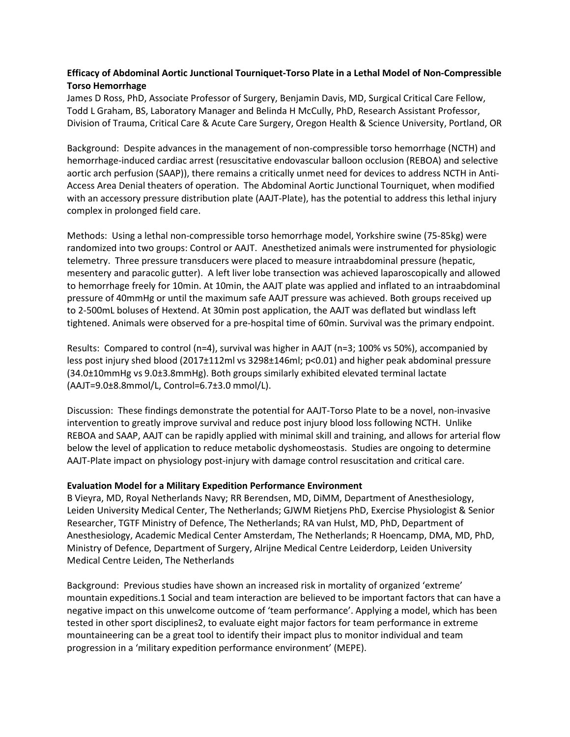**Efficacy of Abdominal Aortic Junctional Tourniquet-Torso Plate in a Lethal Model of Non-Compressible Torso Hemorrhage**

James D Ross, PhD, Associate Professor of Surgery, Benjamin Davis, MD, Surgical Critical Care Fellow, Todd L Graham, BS, Laboratory Manager and Belinda H McCully, PhD, Research Assistant Professor, Division of Trauma, Critical Care & Acute Care Surgery, Oregon Health & Science University, Portland, OR

Background: Despite advances in the management of non-compressible torso hemorrhage (NCTH) and hemorrhage-induced cardiac arrest (resuscitative endovascular balloon occlusion (REBOA) and selective aortic arch perfusion (SAAP)), there remains a critically unmet need for devices to address NCTH in Anti-Access Area Denial theaters of operation. The Abdominal Aortic Junctional Tourniquet, when modified with an accessory pressure distribution plate (AAJT-Plate), has the potential to address this lethal injury complex in prolonged field care.

Methods: Using a lethal non-compressible torso hemorrhage model, Yorkshire swine (75-85kg) were randomized into two groups: Control or AAJT. Anesthetized animals were instrumented for physiologic telemetry. Three pressure transducers were placed to measure intraabdominal pressure (hepatic, mesentery and paracolic gutter). A left liver lobe transection was achieved laparoscopically and allowed to hemorrhage freely for 10min. At 10min, the AAJT plate was applied and inflated to an intraabdominal pressure of 40mmHg or until the maximum safe AAJT pressure was achieved. Both groups received up to 2-500mL boluses of Hextend. At 30min post application, the AAJT was deflated but windlass left tightened. Animals were observed for a pre-hospital time of 60min. Survival was the primary endpoint.

Results: Compared to control (n=4), survival was higher in AAJT (n=3; 100% vs 50%), accompanied by less post injury shed blood (2017±112ml vs 3298±146ml; $p<0.01$) and higher peak abdominal pressure (34.0±10mmHg vs 9.0±3.8mmHg). Both groups similarly exhibited elevated terminal lactate (AAJT=9.0±8.8mmol/L, Control=6.7±3.0 mmol/L).

Discussion: These findings demonstrate the potential for AAJT-Torso Plate to be a novel, non-invasive intervention to greatly improve survival and reduce post injury blood loss following NCTH. Unlike REBOA and SAAP, AAJT can be rapidly applied with minimal skill and training, and allows for arterial flow below the level of application to reduce metabolic dyshomeostasis. Studies are ongoing to determine AAJT-Plate impact on physiology post-injury with damage control resuscitation and critical care.

**Evaluation Model for a Military Expedition Performance Environment**

B Vieyra, MD, Royal Netherlands Navy; RR Berendsen, MD, DiMM, Department of Anesthesiology, Leiden University Medical Center, The Netherlands; GJWM Rietjens PhD, Exercise Physiologist & Senior Researcher, TGTF Ministry of Defence, The Netherlands; RA van Hulst, MD, PhD, Department of Anesthesiology, Academic Medical Center Amsterdam, The Netherlands; R Hoencamp, DMA, MD, PhD, Ministry of Defence, Department of Surgery, Alrijne Medical Centre Leiderdorp, Leiden University Medical Centre Leiden, The Netherlands

Background: Previous studies have shown an increased risk in mortality of organized 'extreme' mountain expeditions.[1] Social and team interaction are believed to be important factors that can have a negative impact on this unwelcome outcome of 'team performance'. Applying a model, which has been tested in other sport disciplines[2], to evaluate eight major factors for team performance in extreme mountaineering can be a great tool to identify their impact plus to monitor individual and team progression in a 'military expedition performance environment' (MEPE).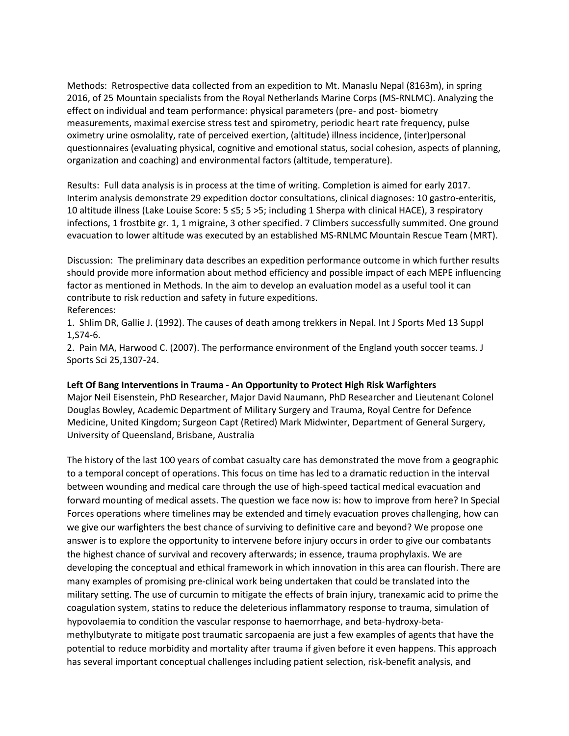Methods: Retrospective data collected from an expedition to Mt. Manaslu Nepal (8163m), in spring 2016, of 25 Mountain specialists from the Royal Netherlands Marine Corps (MS-RNLMC). Analyzing the effect on individual and team performance: physical parameters (pre- and post- biometry measurements, maximal exercise stress test and spirometry, periodic heart rate frequency, pulse oximetry urine osmolality, rate of perceived exertion, (altitude) illness incidence, (inter)personal questionnaires (evaluating physical, cognitive and emotional status, social cohesion, aspects of planning, organization and coaching) and environmental factors (altitude, temperature).

Results: Full data analysis is in process at the time of writing. Completion is aimed for early 2017. Interim analysis demonstrate 29 expedition doctor consultations, clinical diagnoses: 10 gastro-enteritis, 10 altitude illness (Lake Louise Score: 5 ≤5; 5 >5; including 1 Sherpa with clinical HACE), 3 respiratory infections, 1 frostbite gr. 1, 1 migraine, 3 other specified. 7 Climbers successfully summited. One ground evacuation to lower altitude was executed by an established MS-RNLMC Mountain Rescue Team (MRT).

Discussion: The preliminary data describes an expedition performance outcome in which further results should provide more information about method efficiency and possible impact of each MEPE influencing factor as mentioned in Methods. In the aim to develop an evaluation model as a useful tool it can contribute to risk reduction and safety in future expeditions.

References:

1. Shlim DR, Gallie J. (1992). The causes of death among trekkers in Nepal. Int J Sports Med 13 Suppl 1,S74-6.
2. Pain MA, Harwood C. (2007). The performance environment of the England youth soccer teams. J Sports Sci 25,1307-24.

**Left Of Bang Interventions in Trauma - An Opportunity to Protect High Risk Warfighters**

Major Neil Eisenstein, PhD Researcher, Major David Naumann, PhD Researcher and Lieutenant Colonel Douglas Bowley, Academic Department of Military Surgery and Trauma, Royal Centre for Defence Medicine, United Kingdom; Surgeon Capt (Retired) Mark Midwinter, Department of General Surgery, University of Queensland, Brisbane, Australia

The history of the last 100 years of combat casualty care has demonstrated the move from a geographic to a temporal concept of operations. This focus on time has led to a dramatic reduction in the interval between wounding and medical care through the use of high-speed tactical medical evacuation and forward mounting of medical assets. The question we face now is: how to improve from here? In Special Forces operations where timelines may be extended and timely evacuation proves challenging, how can we give our warfighters the best chance of surviving to definitive care and beyond? We propose one answer is to explore the opportunity to intervene before injury occurs in order to give our combatants the highest chance of survival and recovery afterwards; in essence, trauma prophylaxis. We are developing the conceptual and ethical framework in which innovation in this area can flourish. There are many examples of promising pre-clinical work being undertaken that could be translated into the military setting. The use of curcumin to mitigate the effects of brain injury, tranexamic acid to prime the coagulation system, statins to reduce the deleterious inflammatory response to trauma, simulation of hypovolaemia to condition the vascular response to haemorrhage, and beta-hydroxy-beta-methylbutyrate to mitigate post traumatic sarcopaenia are just a few examples of agents that have the potential to reduce morbidity and mortality after trauma if given before it even happens. This approach has several important conceptual challenges including patient selection, risk-benefit analysis, and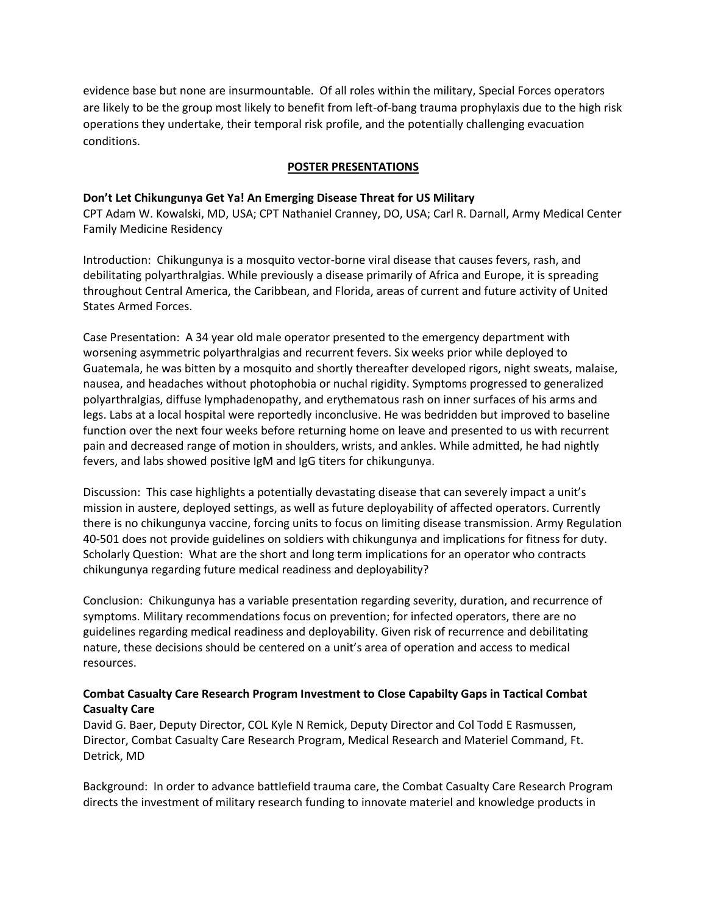evidence base but none are insurmountable. Of all roles within the military, Special Forces operators are likely to be the group most likely to benefit from left-of-bang trauma prophylaxis due to the high risk operations they undertake, their temporal risk profile, and the potentially challenging evacuation conditions.

## POSTER PRESENTATIONS

**Don't Let Chikungunya Get Ya! An Emerging Disease Threat for US Military**
CPT Adam W. Kowalski, MD, USA; CPT Nathaniel Cranney, DO, USA; Carl R. Darnall, Army Medical Center Family Medicine Residency

Introduction: Chikungunya is a mosquito vector-borne viral disease that causes fevers, rash, and debilitating polyarthralgias. While previously a disease primarily of Africa and Europe, it is spreading throughout Central America, the Caribbean, and Florida, areas of current and future activity of United States Armed Forces.

Case Presentation: A 34 year old male operator presented to the emergency department with worsening asymmetric polyarthralgias and recurrent fevers. Six weeks prior while deployed to Guatemala, he was bitten by a mosquito and shortly thereafter developed rigors, night sweats, malaise, nausea, and headaches without photophobia or nuchal rigidity. Symptoms progressed to generalized polyarthralgias, diffuse lymphadenopathy, and erythematous rash on inner surfaces of his arms and legs. Labs at a local hospital were reportedly inconclusive. He was bedridden but improved to baseline function over the next four weeks before returning home on leave and presented to us with recurrent pain and decreased range of motion in shoulders, wrists, and ankles. While admitted, he had nightly fevers, and labs showed positive IgM and IgG titers for chikungunya.

Discussion: This case highlights a potentially devastating disease that can severely impact a unit's mission in austere, deployed settings, as well as future deployability of affected operators. Currently there is no chikungunya vaccine, forcing units to focus on limiting disease transmission. Army Regulation 40-501 does not provide guidelines on soldiers with chikungunya and implications for fitness for duty. Scholarly Question: What are the short and long term implications for an operator who contracts chikungunya regarding future medical readiness and deployability?

Conclusion: Chikungunya has a variable presentation regarding severity, duration, and recurrence of symptoms. Military recommendations focus on prevention; for infected operators, there are no guidelines regarding medical readiness and deployability. Given risk of recurrence and debilitating nature, these decisions should be centered on a unit's area of operation and access to medical resources.

**Combat Casualty Care Research Program Investment to Close Capabilty Gaps in Tactical Combat Casualty Care**
David G. Baer, Deputy Director, COL Kyle N Remick, Deputy Director and Col Todd E Rasmussen, Director, Combat Casualty Care Research Program, Medical Research and Materiel Command, Ft. Detrick, MD

Background: In order to advance battlefield trauma care, the Combat Casualty Care Research Program directs the investment of military research funding to innovate materiel and knowledge products in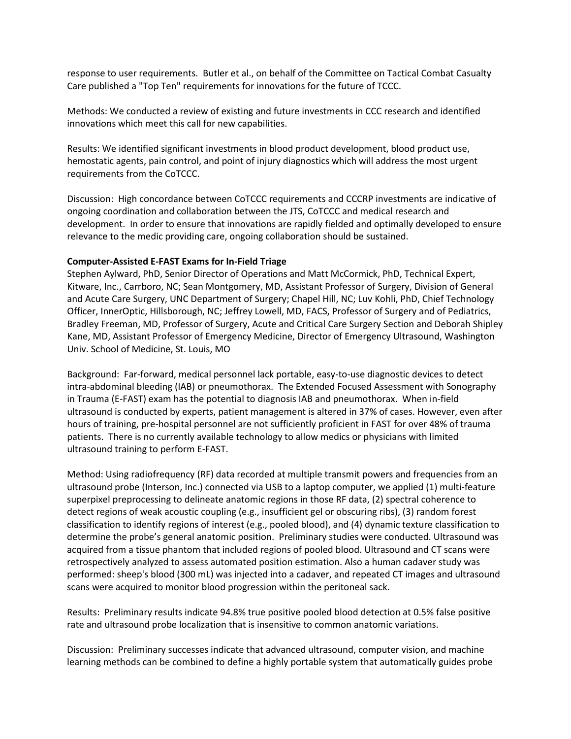response to user requirements. Butler et al., on behalf of the Committee on Tactical Combat Casualty Care published a "Top Ten" requirements for innovations for the future of TCCC.

Methods: We conducted a review of existing and future investments in CCC research and identified innovations which meet this call for new capabilities.

Results: We identified significant investments in blood product development, blood product use, hemostatic agents, pain control, and point of injury diagnostics which will address the most urgent requirements from the CoTCCC.

Discussion: High concordance between CoTCCC requirements and CCCRP investments are indicative of ongoing coordination and collaboration between the JTS, CoTCCC and medical research and development. In order to ensure that innovations are rapidly fielded and optimally developed to ensure relevance to the medic providing care, ongoing collaboration should be sustained.

**Computer-Assisted E-FAST Exams for In-Field Triage**

Stephen Aylward, PhD, Senior Director of Operations and Matt McCormick, PhD, Technical Expert, Kitware, Inc., Carrboro, NC; Sean Montgomery, MD, Assistant Professor of Surgery, Division of General and Acute Care Surgery, UNC Department of Surgery; Chapel Hill, NC; Luv Kohli, PhD, Chief Technology Officer, InnerOptic, Hillsborough, NC; Jeffrey Lowell, MD, FACS, Professor of Surgery and of Pediatrics, Bradley Freeman, MD, Professor of Surgery, Acute and Critical Care Surgery Section and Deborah Shipley Kane, MD, Assistant Professor of Emergency Medicine, Director of Emergency Ultrasound, Washington Univ. School of Medicine, St. Louis, MO

Background: Far-forward, medical personnel lack portable, easy-to-use diagnostic devices to detect intra-abdominal bleeding (IAB) or pneumothorax. The Extended Focused Assessment with Sonography in Trauma (E-FAST) exam has the potential to diagnosis IAB and pneumothorax. When in-field ultrasound is conducted by experts, patient management is altered in 37% of cases. However, even after hours of training, pre-hospital personnel are not sufficiently proficient in FAST for over 48% of trauma patients. There is no currently available technology to allow medics or physicians with limited ultrasound training to perform E-FAST.

Method: Using radiofrequency (RF) data recorded at multiple transmit powers and frequencies from an ultrasound probe (Interson, Inc.) connected via USB to a laptop computer, we applied (1) multi-feature superpixel preprocessing to delineate anatomic regions in those RF data, (2) spectral coherence to detect regions of weak acoustic coupling (e.g., insufficient gel or obscuring ribs), (3) random forest classification to identify regions of interest (e.g., pooled blood), and (4) dynamic texture classification to determine the probe's general anatomic position. Preliminary studies were conducted. Ultrasound was acquired from a tissue phantom that included regions of pooled blood. Ultrasound and CT scans were retrospectively analyzed to assess automated position estimation. Also a human cadaver study was performed: sheep's blood (300 mL) was injected into a cadaver, and repeated CT images and ultrasound scans were acquired to monitor blood progression within the peritoneal sack.

Results: Preliminary results indicate 94.8% true positive pooled blood detection at 0.5% false positive rate and ultrasound probe localization that is insensitive to common anatomic variations.

Discussion: Preliminary successes indicate that advanced ultrasound, computer vision, and machine learning methods can be combined to define a highly portable system that automatically guides probe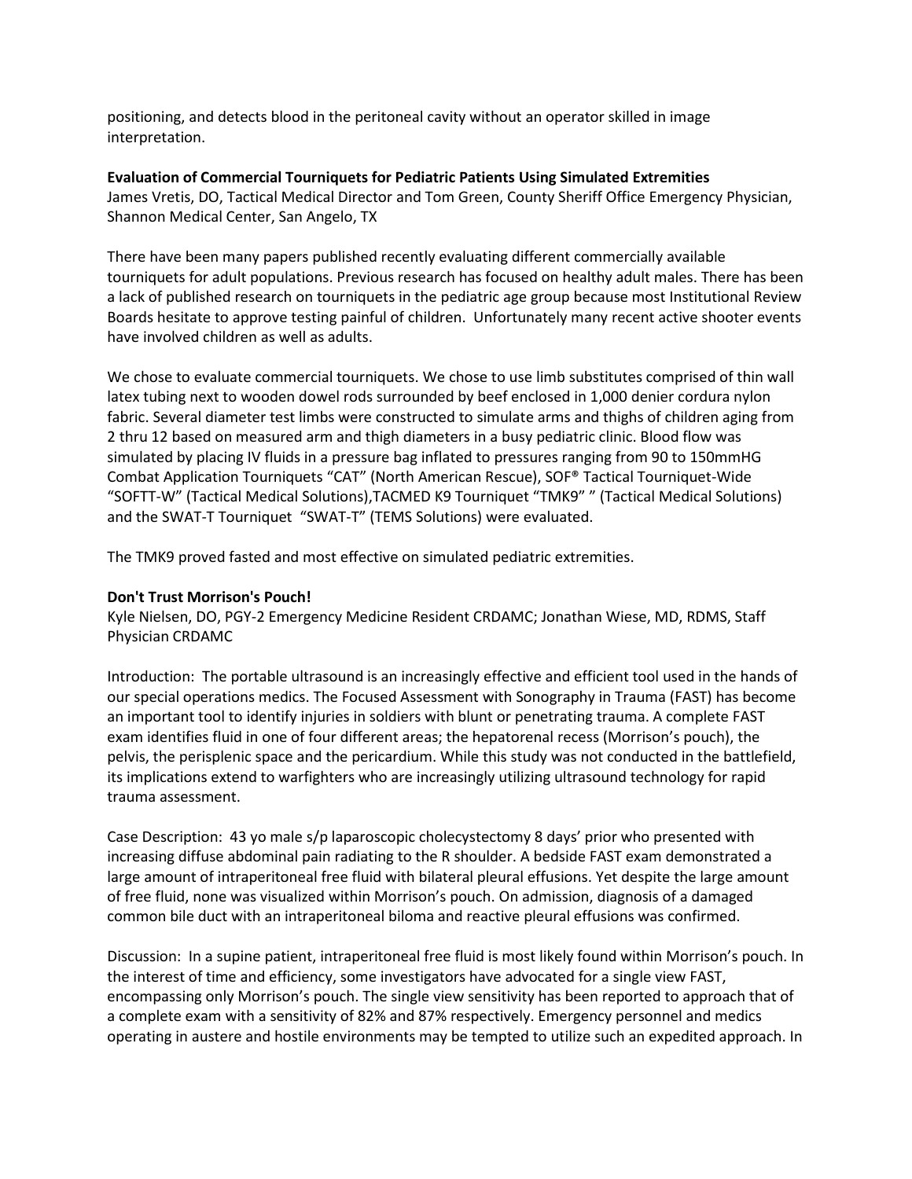positioning, and detects blood in the peritoneal cavity without an operator skilled in image interpretation.

**Evaluation of Commercial Tourniquets for Pediatric Patients Using Simulated Extremities**
James Vretis, DO, Tactical Medical Director and Tom Green, County Sheriff Office Emergency Physician, Shannon Medical Center, San Angelo, TX

There have been many papers published recently evaluating different commercially available tourniquets for adult populations. Previous research has focused on healthy adult males. There has been a lack of published research on tourniquets in the pediatric age group because most Institutional Review Boards hesitate to approve testing painful of children. Unfortunately many recent active shooter events have involved children as well as adults.

We chose to evaluate commercial tourniquets. We chose to use limb substitutes comprised of thin wall latex tubing next to wooden dowel rods surrounded by beef enclosed in 1,000 denier cordura nylon fabric. Several diameter test limbs were constructed to simulate arms and thighs of children aging from 2 thru 12 based on measured arm and thigh diameters in a busy pediatric clinic. Blood flow was simulated by placing IV fluids in a pressure bag inflated to pressures ranging from 90 to 150mmHG Combat Application Tourniquets "CAT" (North American Rescue), SOF® Tactical Tourniquet-Wide "SOFTT-W" (Tactical Medical Solutions),TACMED K9 Tourniquet "TMK9" " (Tactical Medical Solutions) and the SWAT-T Tourniquet "SWAT-T" (TEMS Solutions) were evaluated.

The TMK9 proved fasted and most effective on simulated pediatric extremities.

**Don't Trust Morrison's Pouch!**
Kyle Nielsen, DO, PGY-2 Emergency Medicine Resident CRDAMC; Jonathan Wiese, MD, RDMS, Staff Physician CRDAMC

Introduction: The portable ultrasound is an increasingly effective and efficient tool used in the hands of our special operations medics. The Focused Assessment with Sonography in Trauma (FAST) has become an important tool to identify injuries in soldiers with blunt or penetrating trauma. A complete FAST exam identifies fluid in one of four different areas; the hepatorenal recess (Morrison's pouch), the pelvis, the perisplenic space and the pericardium. While this study was not conducted in the battlefield, its implications extend to warfighters who are increasingly utilizing ultrasound technology for rapid trauma assessment.

Case Description: 43 yo male s/p laparoscopic cholecystectomy 8 days' prior who presented with increasing diffuse abdominal pain radiating to the R shoulder. A bedside FAST exam demonstrated a large amount of intraperitoneal free fluid with bilateral pleural effusions. Yet despite the large amount of free fluid, none was visualized within Morrison's pouch. On admission, diagnosis of a damaged common bile duct with an intraperitoneal biloma and reactive pleural effusions was confirmed.

Discussion: In a supine patient, intraperitoneal free fluid is most likely found within Morrison's pouch. In the interest of time and efficiency, some investigators have advocated for a single view FAST, encompassing only Morrison's pouch. The single view sensitivity has been reported to approach that of a complete exam with a sensitivity of 82% and 87% respectively. Emergency personnel and medics operating in austere and hostile environments may be tempted to utilize such an expedited approach. In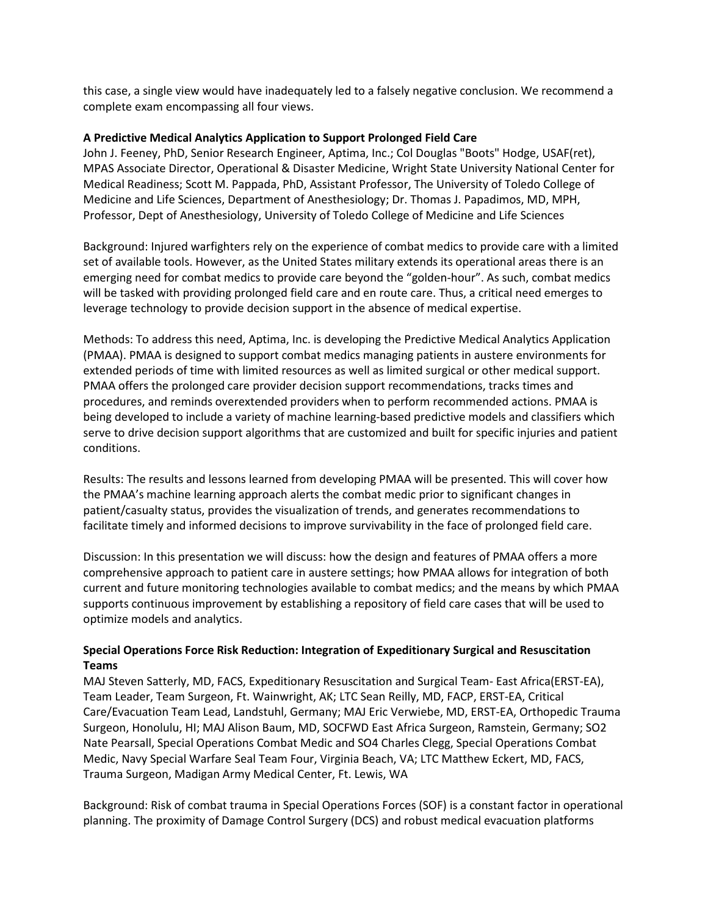this case, a single view would have inadequately led to a falsely negative conclusion. We recommend a complete exam encompassing all four views.

**A Predictive Medical Analytics Application to Support Prolonged Field Care**

John J. Feeney, PhD, Senior Research Engineer, Aptima, Inc.; Col Douglas "Boots" Hodge, USAF(ret), MPAS Associate Director, Operational & Disaster Medicine, Wright State University National Center for Medical Readiness; Scott M. Pappada, PhD, Assistant Professor, The University of Toledo College of Medicine and Life Sciences, Department of Anesthesiology; Dr. Thomas J. Papadimos, MD, MPH, Professor, Dept of Anesthesiology, University of Toledo College of Medicine and Life Sciences

Background: Injured warfighters rely on the experience of combat medics to provide care with a limited set of available tools. However, as the United States military extends its operational areas there is an emerging need for combat medics to provide care beyond the "golden-hour". As such, combat medics will be tasked with providing prolonged field care and en route care. Thus, a critical need emerges to leverage technology to provide decision support in the absence of medical expertise.

Methods: To address this need, Aptima, Inc. is developing the Predictive Medical Analytics Application (PMAA). PMAA is designed to support combat medics managing patients in austere environments for extended periods of time with limited resources as well as limited surgical or other medical support. PMAA offers the prolonged care provider decision support recommendations, tracks times and procedures, and reminds overextended providers when to perform recommended actions. PMAA is being developed to include a variety of machine learning-based predictive models and classifiers which serve to drive decision support algorithms that are customized and built for specific injuries and patient conditions.

Results: The results and lessons learned from developing PMAA will be presented. This will cover how the PMAA's machine learning approach alerts the combat medic prior to significant changes in patient/casualty status, provides the visualization of trends, and generates recommendations to facilitate timely and informed decisions to improve survivability in the face of prolonged field care.

Discussion: In this presentation we will discuss: how the design and features of PMAA offers a more comprehensive approach to patient care in austere settings; how PMAA allows for integration of both current and future monitoring technologies available to combat medics; and the means by which PMAA supports continuous improvement by establishing a repository of field care cases that will be used to optimize models and analytics.

**Special Operations Force Risk Reduction: Integration of Expeditionary Surgical and Resuscitation Teams**

MAJ Steven Satterly, MD, FACS, Expeditionary Resuscitation and Surgical Team- East Africa(ERST-EA), Team Leader, Team Surgeon, Ft. Wainwright, AK; LTC Sean Reilly, MD, FACP, ERST-EA, Critical Care/Evacuation Team Lead, Landstuhl, Germany; MAJ Eric Verwiebe, MD, ERST-EA, Orthopedic Trauma Surgeon, Honolulu, HI; MAJ Alison Baum, MD, SOCFWD East Africa Surgeon, Ramstein, Germany; SO2 Nate Pearsall, Special Operations Combat Medic and SO4 Charles Clegg, Special Operations Combat Medic, Navy Special Warfare Seal Team Four, Virginia Beach, VA; LTC Matthew Eckert, MD, FACS, Trauma Surgeon, Madigan Army Medical Center, Ft. Lewis, WA

Background: Risk of combat trauma in Special Operations Forces (SOF) is a constant factor in operational planning. The proximity of Damage Control Surgery (DCS) and robust medical evacuation platforms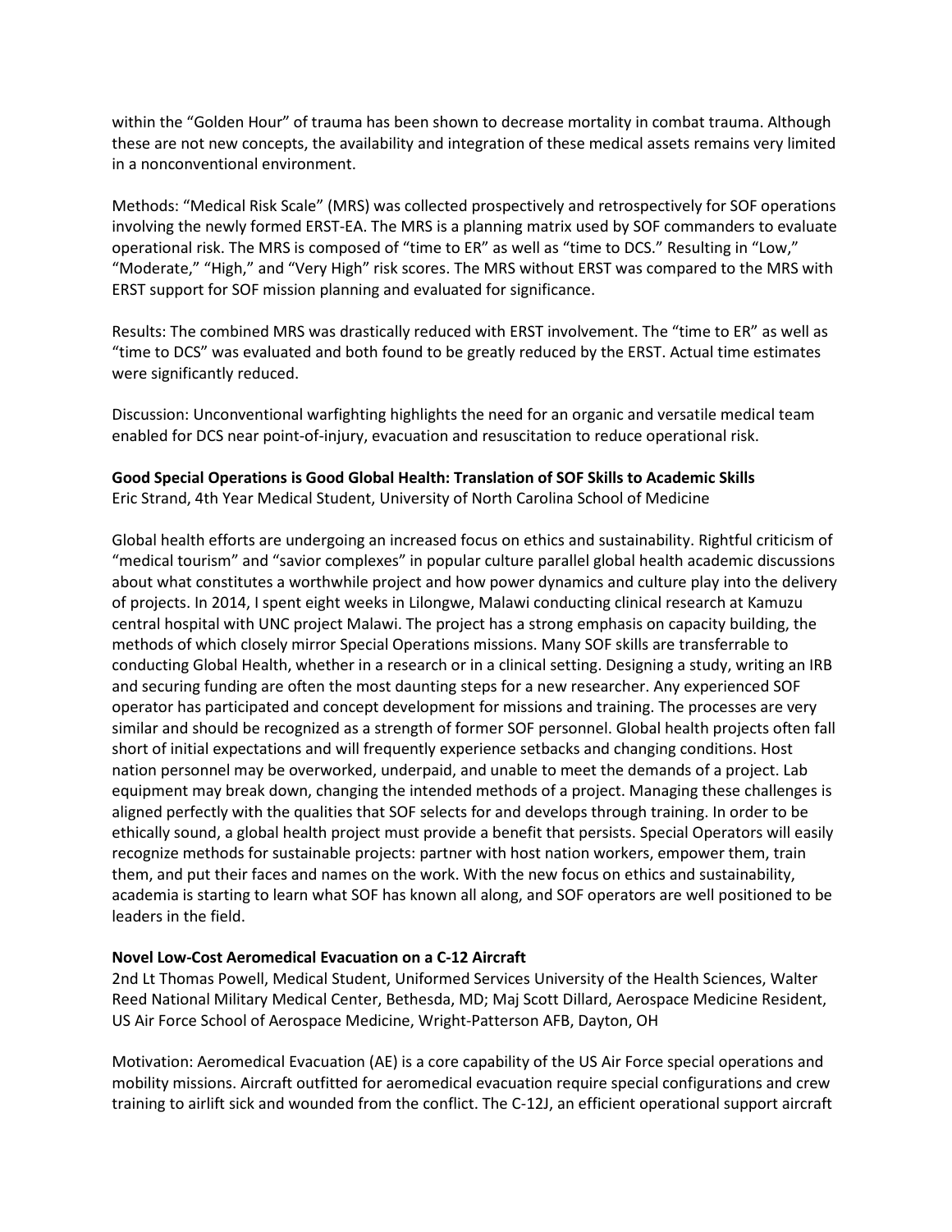within the “Golden Hour” of trauma has been shown to decrease mortality in combat trauma. Although these are not new concepts, the availability and integration of these medical assets remains very limited in a nonconventional environment.

Methods: “Medical Risk Scale” (MRS) was collected prospectively and retrospectively for SOF operations involving the newly formed ERST-EA. The MRS is a planning matrix used by SOF commanders to evaluate operational risk. The MRS is composed of “time to ER” as well as “time to DCS.” Resulting in “Low,” “Moderate,” “High,” and “Very High” risk scores. The MRS without ERST was compared to the MRS with ERST support for SOF mission planning and evaluated for significance.

Results: The combined MRS was drastically reduced with ERST involvement. The “time to ER” as well as “time to DCS” was evaluated and both found to be greatly reduced by the ERST. Actual time estimates were significantly reduced.

Discussion: Unconventional warfighting highlights the need for an organic and versatile medical team enabled for DCS near point-of-injury, evacuation and resuscitation to reduce operational risk.

**Good Special Operations is Good Global Health: Translation of SOF Skills to Academic Skills**
Eric Strand, 4th Year Medical Student, University of North Carolina School of Medicine

Global health efforts are undergoing an increased focus on ethics and sustainability. Rightful criticism of “medical tourism” and “savior complexes” in popular culture parallel global health academic discussions about what constitutes a worthwhile project and how power dynamics and culture play into the delivery of projects. In 2014, I spent eight weeks in Lilongwe, Malawi conducting clinical research at Kamuzu central hospital with UNC project Malawi. The project has a strong emphasis on capacity building, the methods of which closely mirror Special Operations missions. Many SOF skills are transferrable to conducting Global Health, whether in a research or in a clinical setting. Designing a study, writing an IRB and securing funding are often the most daunting steps for a new researcher. Any experienced SOF operator has participated and concept development for missions and training. The processes are very similar and should be recognized as a strength of former SOF personnel. Global health projects often fall short of initial expectations and will frequently experience setbacks and changing conditions. Host nation personnel may be overworked, underpaid, and unable to meet the demands of a project. Lab equipment may break down, changing the intended methods of a project. Managing these challenges is aligned perfectly with the qualities that SOF selects for and develops through training. In order to be ethically sound, a global health project must provide a benefit that persists. Special Operators will easily recognize methods for sustainable projects: partner with host nation workers, empower them, train them, and put their faces and names on the work. With the new focus on ethics and sustainability, academia is starting to learn what SOF has known all along, and SOF operators are well positioned to be leaders in the field.

**Novel Low-Cost Aeromedical Evacuation on a C-12 Aircraft**
2nd Lt Thomas Powell, Medical Student, Uniformed Services University of the Health Sciences, Walter Reed National Military Medical Center, Bethesda, MD; Maj Scott Dillard, Aerospace Medicine Resident, US Air Force School of Aerospace Medicine, Wright-Patterson AFB, Dayton, OH

Motivation: Aeromedical Evacuation (AE) is a core capability of the US Air Force special operations and mobility missions. Aircraft outfitted for aeromedical evacuation require special configurations and crew training to airlift sick and wounded from the conflict. The C-12J, an efficient operational support aircraft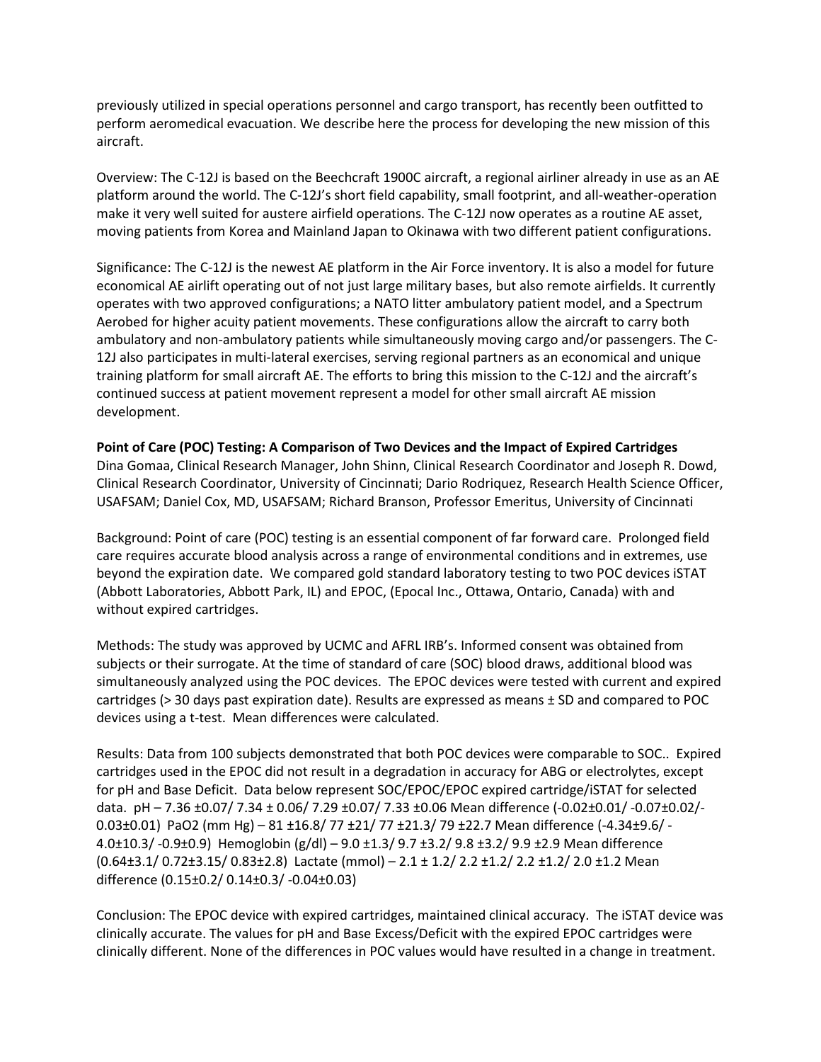previously utilized in special operations personnel and cargo transport, has recently been outfitted to perform aeromedical evacuation. We describe here the process for developing the new mission of this aircraft.

Overview: The C-12J is based on the Beechcraft 1900C aircraft, a regional airliner already in use as an AE platform around the world. The C-12J's short field capability, small footprint, and all-weather-operation make it very well suited for austere airfield operations. The C-12J now operates as a routine AE asset, moving patients from Korea and Mainland Japan to Okinawa with two different patient configurations.

Significance: The C-12J is the newest AE platform in the Air Force inventory. It is also a model for future economical AE airlift operating out of not just large military bases, but also remote airfields. It currently operates with two approved configurations; a NATO litter ambulatory patient model, and a Spectrum Aerobed for higher acuity patient movements. These configurations allow the aircraft to carry both ambulatory and non-ambulatory patients while simultaneously moving cargo and/or passengers. The C-12J also participates in multi-lateral exercises, serving regional partners as an economical and unique training platform for small aircraft AE. The efforts to bring this mission to the C-12J and the aircraft's continued success at patient movement represent a model for other small aircraft AE mission development.

**Point of Care (POC) Testing: A Comparison of Two Devices and the Impact of Expired Cartridges**
Dina Gomaa, Clinical Research Manager, John Shinn, Clinical Research Coordinator and Joseph R. Dowd, Clinical Research Coordinator, University of Cincinnati; Dario Rodriquez, Research Health Science Officer, USAFSAM; Daniel Cox, MD, USAFSAM; Richard Branson, Professor Emeritus, University of Cincinnati

Background: Point of care (POC) testing is an essential component of far forward care. Prolonged field care requires accurate blood analysis across a range of environmental conditions and in extremes, use beyond the expiration date. We compared gold standard laboratory testing to two POC devices iSTAT (Abbott Laboratories, Abbott Park, IL) and EPOC, (Epocal Inc., Ottawa, Ontario, Canada) with and without expired cartridges.

Methods: The study was approved by UCMC and AFRL IRB's. Informed consent was obtained from subjects or their surrogate. At the time of standard of care (SOC) blood draws, additional blood was simultaneously analyzed using the POC devices. The EPOC devices were tested with current and expired cartridges (> 30 days past expiration date). Results are expressed as means ± SD and compared to POC devices using a t-test. Mean differences were calculated.

Results: Data from 100 subjects demonstrated that both POC devices were comparable to SOC.. Expired cartridges used in the EPOC did not result in a degradation in accuracy for ABG or electrolytes, except for pH and Base Deficit. Data below represent SOC/EPOC/EPOC expired cartridge/iSTAT for selected data. pH – 7.36 ±0.07/ 7.34 ± 0.06/ 7.29 ±0.07/ 7.33 ±0.06 Mean difference (-0.02±0.01/ -0.07±0.02/-0.03±0.01) PaO2 (mm Hg) – 81 ±16.8/ 77 ±21/ 77 ±21.3/ 79 ±22.7 Mean difference (-4.34±9.6/ -4.0±10.3/ -0.9±0.9) Hemoglobin (g/dl) – 9.0 ±1.3/ 9.7 ±3.2/ 9.8 ±3.2/ 9.9 ±2.9 Mean difference (0.64±3.1/ 0.72±3.15/ 0.83±2.8) Lactate (mmol) – 2.1 ± 1.2/ 2.2 ±1.2/ 2.2 ±1.2/ 2.0 ±1.2 Mean difference (0.15±0.2/ 0.14±0.3/ -0.04±0.03)

Conclusion: The EPOC device with expired cartridges, maintained clinical accuracy. The iSTAT device was clinically accurate. The values for pH and Base Excess/Deficit with the expired EPOC cartridges were clinically different. None of the differences in POC values would have resulted in a change in treatment.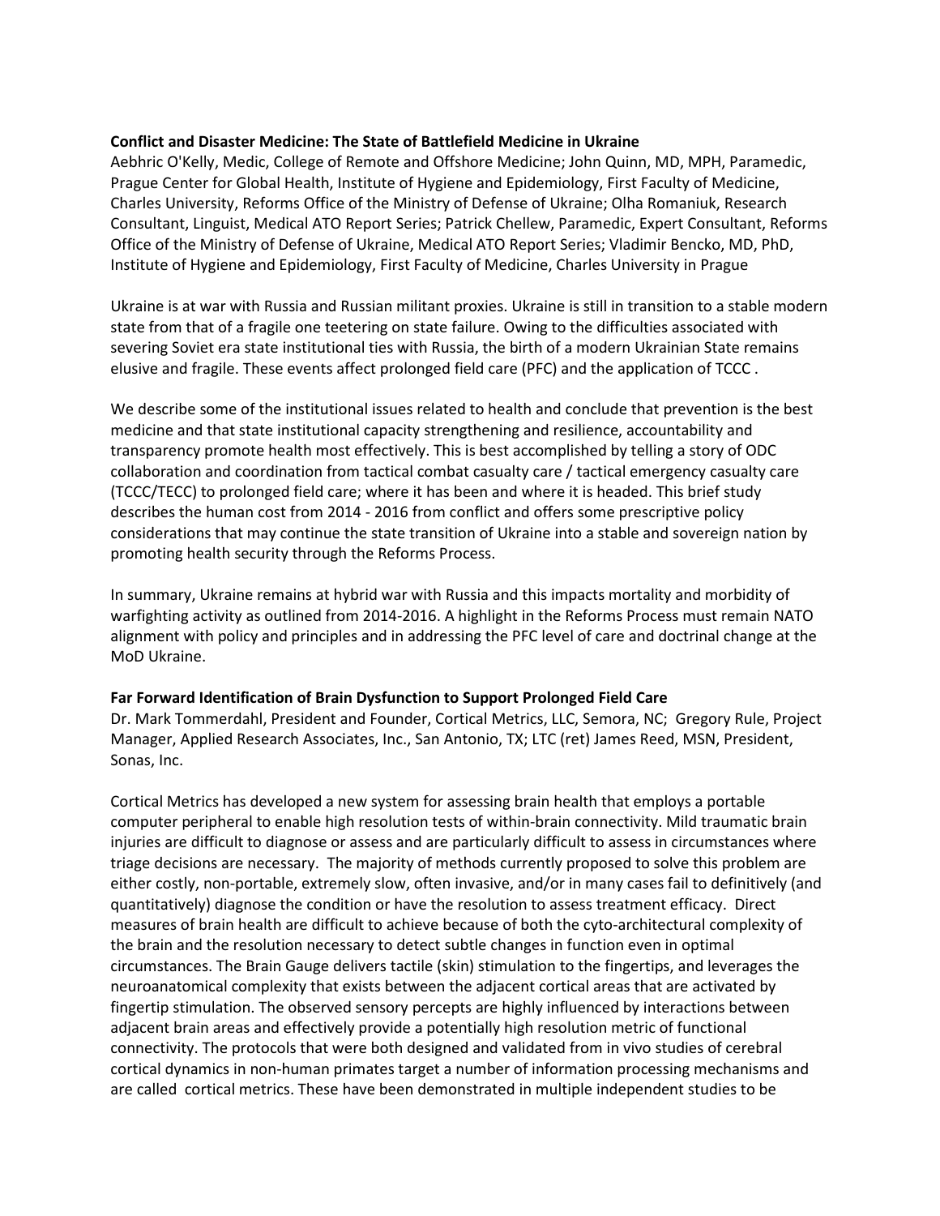**Conflict and Disaster Medicine: The State of Battlefield Medicine in Ukraine**
Aebhric O'Kelly, Medic, College of Remote and Offshore Medicine; John Quinn, MD, MPH, Paramedic, Prague Center for Global Health, Institute of Hygiene and Epidemiology, First Faculty of Medicine, Charles University, Reforms Office of the Ministry of Defense of Ukraine; Olha Romaniuk, Research Consultant, Linguist, Medical ATO Report Series; Patrick Chellew, Paramedic, Expert Consultant, Reforms Office of the Ministry of Defense of Ukraine, Medical ATO Report Series; Vladimir Bencko, MD, PhD, Institute of Hygiene and Epidemiology, First Faculty of Medicine, Charles University in Prague

Ukraine is at war with Russia and Russian militant proxies. Ukraine is still in transition to a stable modern state from that of a fragile one teetering on state failure. Owing to the difficulties associated with severing Soviet era state institutional ties with Russia, the birth of a modern Ukrainian State remains elusive and fragile. These events affect prolonged field care (PFC) and the application of TCCC .

We describe some of the institutional issues related to health and conclude that prevention is the best medicine and that state institutional capacity strengthening and resilience, accountability and transparency promote health most effectively. This is best accomplished by telling a story of ODC collaboration and coordination from tactical combat casualty care / tactical emergency casualty care (TCCC/TECC) to prolonged field care; where it has been and where it is headed. This brief study describes the human cost from 2014 - 2016 from conflict and offers some prescriptive policy considerations that may continue the state transition of Ukraine into a stable and sovereign nation by promoting health security through the Reforms Process.

In summary, Ukraine remains at hybrid war with Russia and this impacts mortality and morbidity of warfighting activity as outlined from 2014-2016. A highlight in the Reforms Process must remain NATO alignment with policy and principles and in addressing the PFC level of care and doctrinal change at the MoD Ukraine.

**Far Forward Identification of Brain Dysfunction to Support Prolonged Field Care**
Dr. Mark Tommerdahl, President and Founder, Cortical Metrics, LLC, Semora, NC; Gregory Rule, Project Manager, Applied Research Associates, Inc., San Antonio, TX; LTC (ret) James Reed, MSN, President, Sonas, Inc.

Cortical Metrics has developed a new system for assessing brain health that employs a portable computer peripheral to enable high resolution tests of within-brain connectivity. Mild traumatic brain injuries are difficult to diagnose or assess and are particularly difficult to assess in circumstances where triage decisions are necessary. The majority of methods currently proposed to solve this problem are either costly, non-portable, extremely slow, often invasive, and/or in many cases fail to definitively (and quantitatively) diagnose the condition or have the resolution to assess treatment efficacy. Direct measures of brain health are difficult to achieve because of both the cyto-architectural complexity of the brain and the resolution necessary to detect subtle changes in function even in optimal circumstances. The Brain Gauge delivers tactile (skin) stimulation to the fingertips, and leverages the neuroanatomical complexity that exists between the adjacent cortical areas that are activated by fingertip stimulation. The observed sensory percepts are highly influenced by interactions between adjacent brain areas and effectively provide a potentially high resolution metric of functional connectivity. The protocols that were both designed and validated from in vivo studies of cerebral cortical dynamics in non-human primates target a number of information processing mechanisms and are called cortical metrics. These have been demonstrated in multiple independent studies to be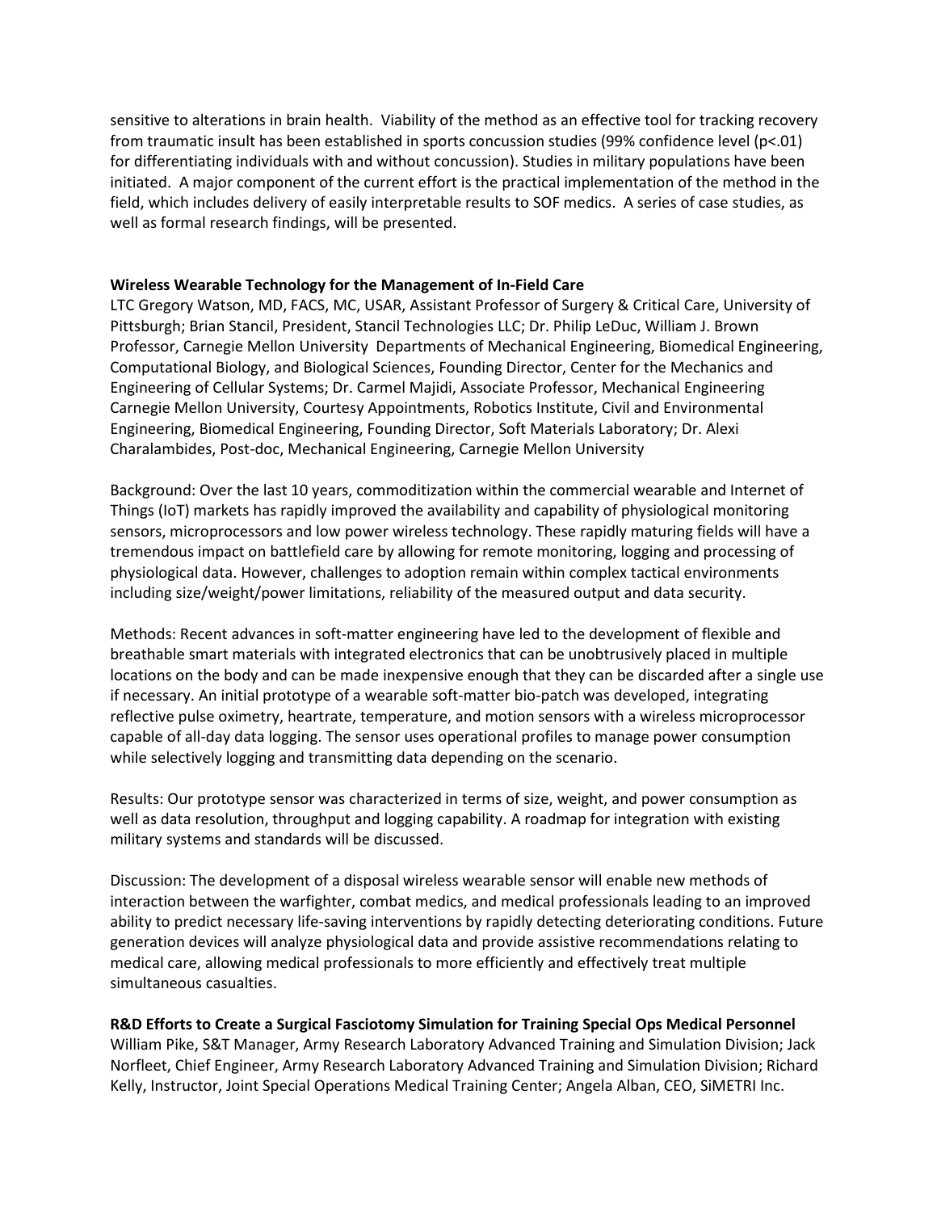sensitive to alterations in brain health. Viability of the method as an effective tool for tracking recovery from traumatic insult has been established in sports concussion studies (99% confidence level ($p<.01$) for differentiating individuals with and without concussion). Studies in military populations have been initiated. A major component of the current effort is the practical implementation of the method in the field, which includes delivery of easily interpretable results to SOF medics. A series of case studies, as well as formal research findings, will be presented.

**Wireless Wearable Technology for the Management of In-Field Care**
LTC Gregory Watson, MD, FACS, MC, USAR, Assistant Professor of Surgery & Critical Care, University of Pittsburgh; Brian Stancil, President, Stancil Technologies LLC; Dr. Philip LeDuc, William J. Brown Professor, Carnegie Mellon University Departments of Mechanical Engineering, Biomedical Engineering, Computational Biology, and Biological Sciences, Founding Director, Center for the Mechanics and Engineering of Cellular Systems; Dr. Carmel Majidi, Associate Professor, Mechanical Engineering Carnegie Mellon University, Courtesy Appointments, Robotics Institute, Civil and Environmental Engineering, Biomedical Engineering, Founding Director, Soft Materials Laboratory; Dr. Alexi Charalambides, Post-doc, Mechanical Engineering, Carnegie Mellon University

Background: Over the last 10 years, commoditization within the commercial wearable and Internet of Things (IoT) markets has rapidly improved the availability and capability of physiological monitoring sensors, microprocessors and low power wireless technology. These rapidly maturing fields will have a tremendous impact on battlefield care by allowing for remote monitoring, logging and processing of physiological data. However, challenges to adoption remain within complex tactical environments including size/weight/power limitations, reliability of the measured output and data security.

Methods: Recent advances in soft-matter engineering have led to the development of flexible and breathable smart materials with integrated electronics that can be unobtrusively placed in multiple locations on the body and can be made inexpensive enough that they can be discarded after a single use if necessary. An initial prototype of a wearable soft-matter bio-patch was developed, integrating reflective pulse oximetry, heartrate, temperature, and motion sensors with a wireless microprocessor capable of all-day data logging. The sensor uses operational profiles to manage power consumption while selectively logging and transmitting data depending on the scenario.

Results: Our prototype sensor was characterized in terms of size, weight, and power consumption as well as data resolution, throughput and logging capability. A roadmap for integration with existing military systems and standards will be discussed.

Discussion: The development of a disposal wireless wearable sensor will enable new methods of interaction between the warfighter, combat medics, and medical professionals leading to an improved ability to predict necessary life-saving interventions by rapidly detecting deteriorating conditions. Future generation devices will analyze physiological data and provide assistive recommendations relating to medical care, allowing medical professionals to more efficiently and effectively treat multiple simultaneous casualties.

**R&D Efforts to Create a Surgical Fasciotomy Simulation for Training Special Ops Medical Personnel**
William Pike, S&T Manager, Army Research Laboratory Advanced Training and Simulation Division; Jack Norfleet, Chief Engineer, Army Research Laboratory Advanced Training and Simulation Division; Richard Kelly, Instructor, Joint Special Operations Medical Training Center; Angela Alban, CEO, SiMETRI Inc.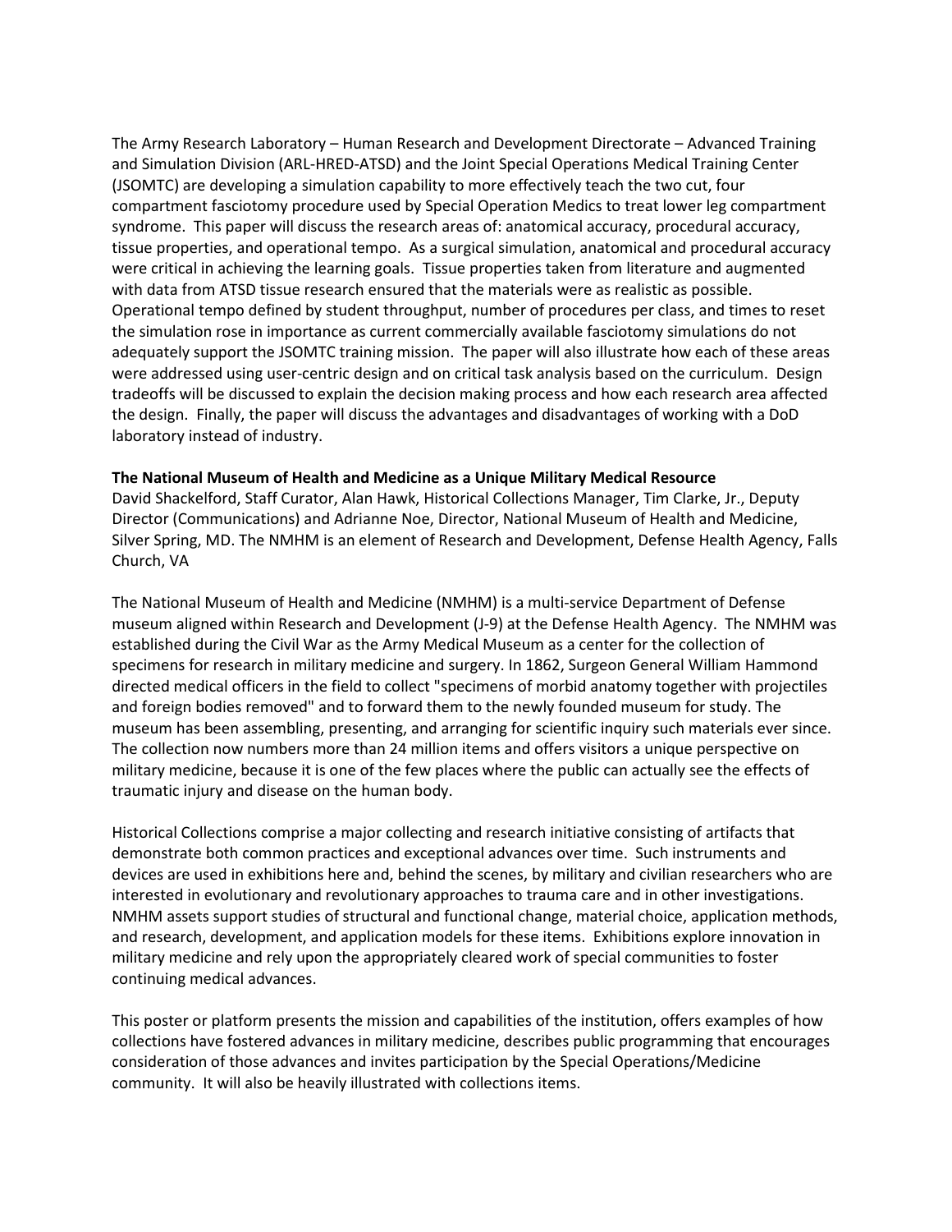The Army Research Laboratory – Human Research and Development Directorate – Advanced Training and Simulation Division (ARL-HRED-ATSD) and the Joint Special Operations Medical Training Center (JSOMTC) are developing a simulation capability to more effectively teach the two cut, four compartment fasciotomy procedure used by Special Operation Medics to treat lower leg compartment syndrome. This paper will discuss the research areas of: anatomical accuracy, procedural accuracy, tissue properties, and operational tempo. As a surgical simulation, anatomical and procedural accuracy were critical in achieving the learning goals. Tissue properties taken from literature and augmented with data from ATSD tissue research ensured that the materials were as realistic as possible. Operational tempo defined by student throughput, number of procedures per class, and times to reset the simulation rose in importance as current commercially available fasciotomy simulations do not adequately support the JSOMTC training mission. The paper will also illustrate how each of these areas were addressed using user-centric design and on critical task analysis based on the curriculum. Design tradeoffs will be discussed to explain the decision making process and how each research area affected the design. Finally, the paper will discuss the advantages and disadvantages of working with a DoD laboratory instead of industry.

**The National Museum of Health and Medicine as a Unique Military Medical Resource**

David Shackelford, Staff Curator, Alan Hawk, Historical Collections Manager, Tim Clarke, Jr., Deputy Director (Communications) and Adrianne Noe, Director, National Museum of Health and Medicine, Silver Spring, MD. The NMHM is an element of Research and Development, Defense Health Agency, Falls Church, VA

The National Museum of Health and Medicine (NMHM) is a multi-service Department of Defense museum aligned within Research and Development (J-9) at the Defense Health Agency. The NMHM was established during the Civil War as the Army Medical Museum as a center for the collection of specimens for research in military medicine and surgery. In 1862, Surgeon General William Hammond directed medical officers in the field to collect "specimens of morbid anatomy together with projectiles and foreign bodies removed" and to forward them to the newly founded museum for study. The museum has been assembling, presenting, and arranging for scientific inquiry such materials ever since. The collection now numbers more than 24 million items and offers visitors a unique perspective on military medicine, because it is one of the few places where the public can actually see the effects of traumatic injury and disease on the human body.

Historical Collections comprise a major collecting and research initiative consisting of artifacts that demonstrate both common practices and exceptional advances over time. Such instruments and devices are used in exhibitions here and, behind the scenes, by military and civilian researchers who are interested in evolutionary and revolutionary approaches to trauma care and in other investigations. NMHM assets support studies of structural and functional change, material choice, application methods, and research, development, and application models for these items. Exhibitions explore innovation in military medicine and rely upon the appropriately cleared work of special communities to foster continuing medical advances.

This poster or platform presents the mission and capabilities of the institution, offers examples of how collections have fostered advances in military medicine, describes public programming that encourages consideration of those advances and invites participation by the Special Operations/Medicine community. It will also be heavily illustrated with collections items.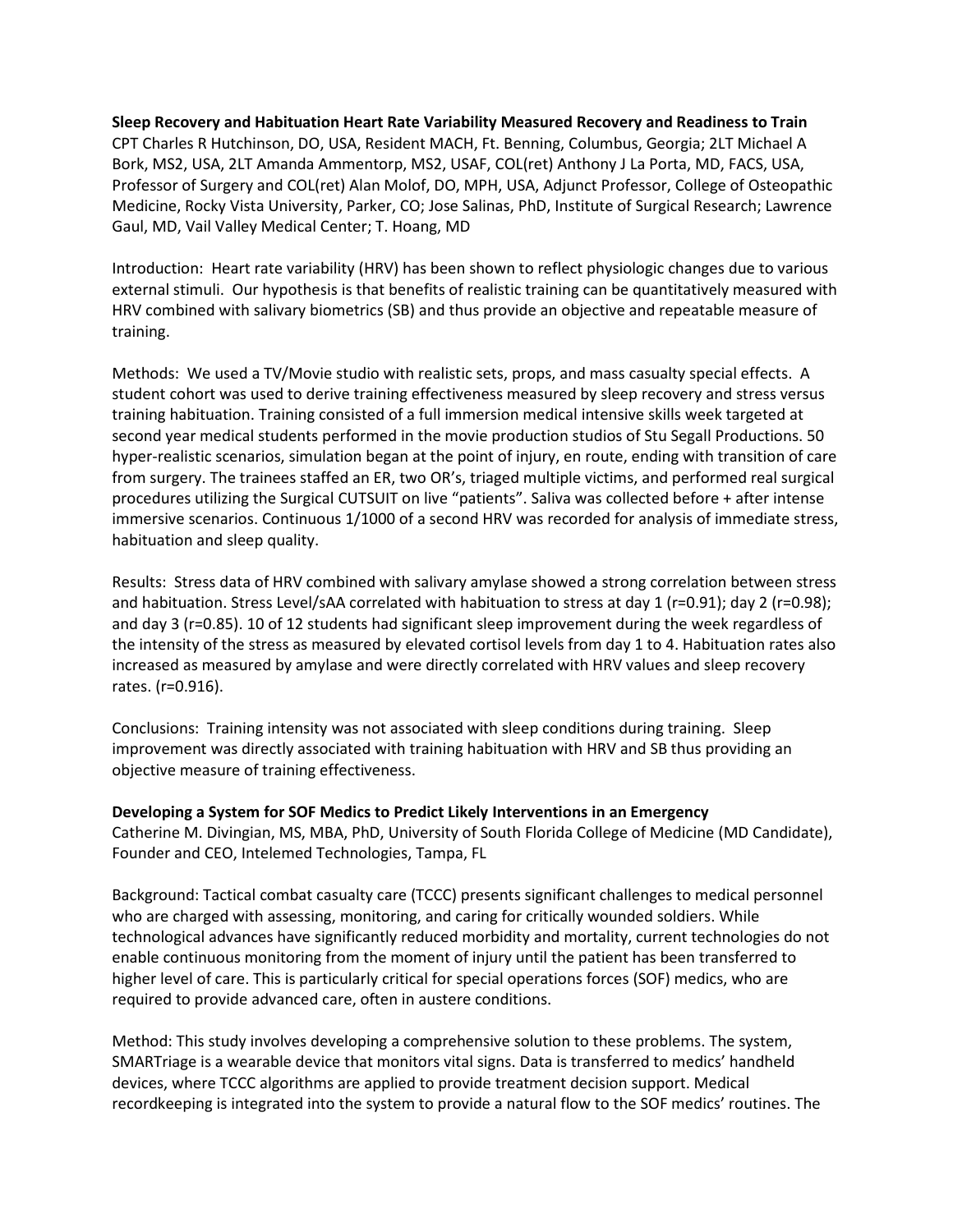**Sleep Recovery and Habituation Heart Rate Variability Measured Recovery and Readiness to Train**
CPT Charles R Hutchinson, DO, USA, Resident MACH, Ft. Benning, Columbus, Georgia; 2LT Michael A Bork, MS2, USA, 2LT Amanda Ammentorp, MS2, USAF, COL(ret) Anthony J La Porta, MD, FACS, USA, Professor of Surgery and COL(ret) Alan Molof, DO, MPH, USA, Adjunct Professor, College of Osteopathic Medicine, Rocky Vista University, Parker, CO; Jose Salinas, PhD, Institute of Surgical Research; Lawrence Gaul, MD, Vail Valley Medical Center; T. Hoang, MD

Introduction: Heart rate variability (HRV) has been shown to reflect physiologic changes due to various external stimuli. Our hypothesis is that benefits of realistic training can be quantitatively measured with HRV combined with salivary biometrics (SB) and thus provide an objective and repeatable measure of training.

Methods: We used a TV/Movie studio with realistic sets, props, and mass casualty special effects. A student cohort was used to derive training effectiveness measured by sleep recovery and stress versus training habituation. Training consisted of a full immersion medical intensive skills week targeted at second year medical students performed in the movie production studios of Stu Segall Productions. 50 hyper-realistic scenarios, simulation began at the point of injury, en route, ending with transition of care from surgery. The trainees staffed an ER, two OR's, triaged multiple victims, and performed real surgical procedures utilizing the Surgical CUTSUIT on live "patients". Saliva was collected before + after intense immersive scenarios. Continuous 1/1000 of a second HRV was recorded for analysis of immediate stress, habituation and sleep quality.

Results: Stress data of HRV combined with salivary amylase showed a strong correlation between stress and habituation. Stress Level/sAA correlated with habituation to stress at day 1 ($r=0.91$); day 2 ($r=0.98$); and day 3 ($r=0.85$). 10 of 12 students had significant sleep improvement during the week regardless of the intensity of the stress as measured by elevated cortisol levels from day 1 to 4. Habituation rates also increased as measured by amylase and were directly correlated with HRV values and sleep recovery rates. ($r=0.916$).

Conclusions: Training intensity was not associated with sleep conditions during training. Sleep improvement was directly associated with training habituation with HRV and SB thus providing an objective measure of training effectiveness.

**Developing a System for SOF Medics to Predict Likely Interventions in an Emergency**
Catherine M. Divingian, MS, MBA, PhD, University of South Florida College of Medicine (MD Candidate), Founder and CEO, Intelemed Technologies, Tampa, FL

Background: Tactical combat casualty care (TCCC) presents significant challenges to medical personnel who are charged with assessing, monitoring, and caring for critically wounded soldiers. While technological advances have significantly reduced morbidity and mortality, current technologies do not enable continuous monitoring from the moment of injury until the patient has been transferred to higher level of care. This is particularly critical for special operations forces (SOF) medics, who are required to provide advanced care, often in austere conditions.

Method: This study involves developing a comprehensive solution to these problems. The system, SMARTriage is a wearable device that monitors vital signs. Data is transferred to medics' handheld devices, where TCCC algorithms are applied to provide treatment decision support. Medical recordkeeping is integrated into the system to provide a natural flow to the SOF medics' routines. The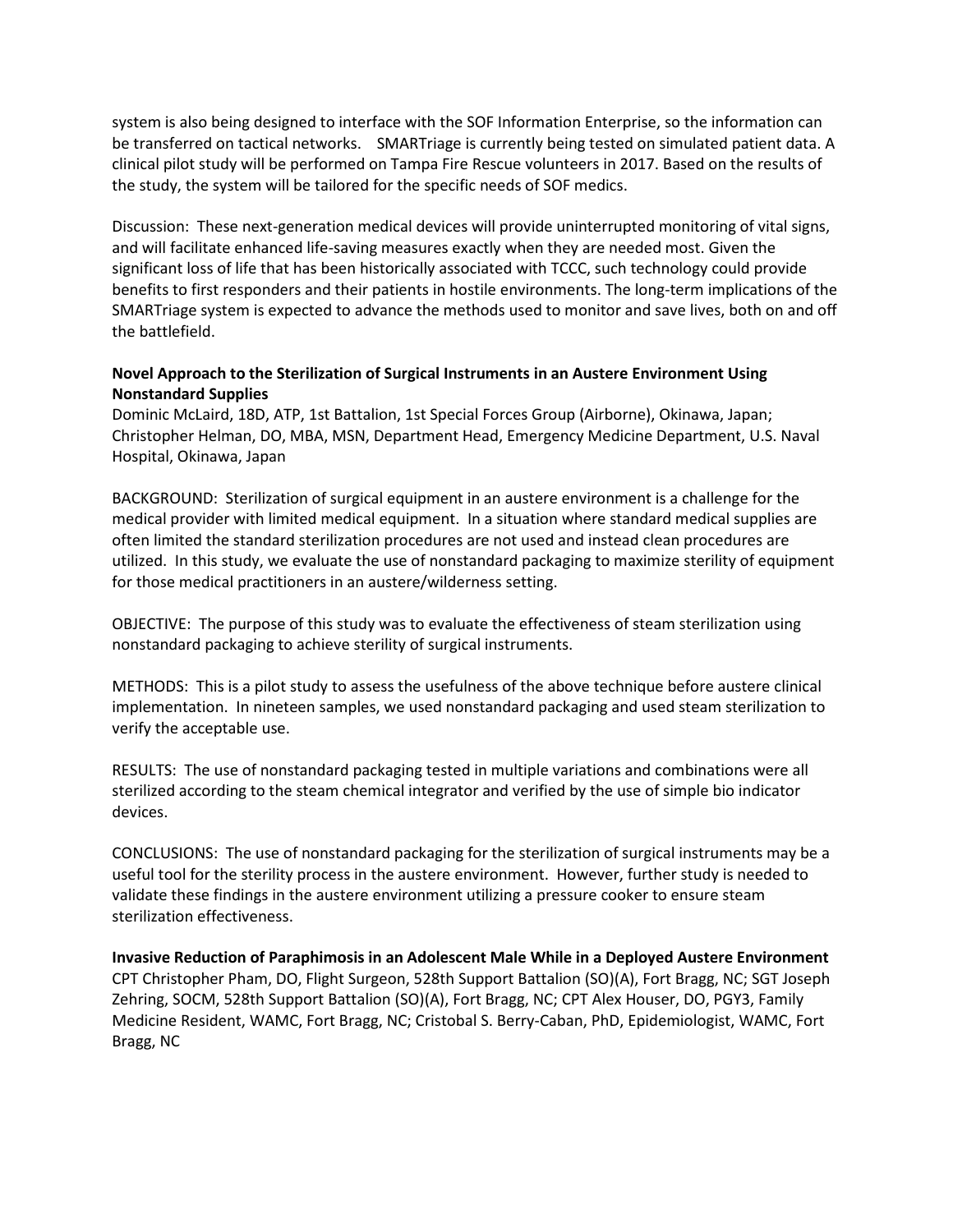system is also being designed to interface with the SOF Information Enterprise, so the information can be transferred on tactical networks. SMARTriage is currently being tested on simulated patient data. A clinical pilot study will be performed on Tampa Fire Rescue volunteers in 2017. Based on the results of the study, the system will be tailored for the specific needs of SOF medics.

Discussion: These next-generation medical devices will provide uninterrupted monitoring of vital signs, and will facilitate enhanced life-saving measures exactly when they are needed most. Given the significant loss of life that has been historically associated with TCCC, such technology could provide benefits to first responders and their patients in hostile environments. The long-term implications of the SMARTriage system is expected to advance the methods used to monitor and save lives, both on and off the battlefield.

**Novel Approach to the Sterilization of Surgical Instruments in an Austere Environment Using Nonstandard Supplies**
Dominic McLaird, 18D, ATP, 1st Battalion, 1st Special Forces Group (Airborne), Okinawa, Japan; Christopher Helman, DO, MBA, MSN, Department Head, Emergency Medicine Department, U.S. Naval Hospital, Okinawa, Japan

BACKGROUND: Sterilization of surgical equipment in an austere environment is a challenge for the medical provider with limited medical equipment. In a situation where standard medical supplies are often limited the standard sterilization procedures are not used and instead clean procedures are utilized. In this study, we evaluate the use of nonstandard packaging to maximize sterility of equipment for those medical practitioners in an austere/wilderness setting.

OBJECTIVE: The purpose of this study was to evaluate the effectiveness of steam sterilization using nonstandard packaging to achieve sterility of surgical instruments.

METHODS: This is a pilot study to assess the usefulness of the above technique before austere clinical implementation. In nineteen samples, we used nonstandard packaging and used steam sterilization to verify the acceptable use.

RESULTS: The use of nonstandard packaging tested in multiple variations and combinations were all sterilized according to the steam chemical integrator and verified by the use of simple bio indicator devices.

CONCLUSIONS: The use of nonstandard packaging for the sterilization of surgical instruments may be a useful tool for the sterility process in the austere environment. However, further study is needed to validate these findings in the austere environment utilizing a pressure cooker to ensure steam sterilization effectiveness.

**Invasive Reduction of Paraphimosis in an Adolescent Male While in a Deployed Austere Environment**
CPT Christopher Pham, DO, Flight Surgeon, 528th Support Battalion (SO)(A), Fort Bragg, NC; SGT Joseph Zehring, SOCM, 528th Support Battalion (SO)(A), Fort Bragg, NC; CPT Alex Houser, DO, PGY3, Family Medicine Resident, WAMC, Fort Bragg, NC; Cristobal S. Berry-Caban, PhD, Epidemiologist, WAMC, Fort Bragg, NC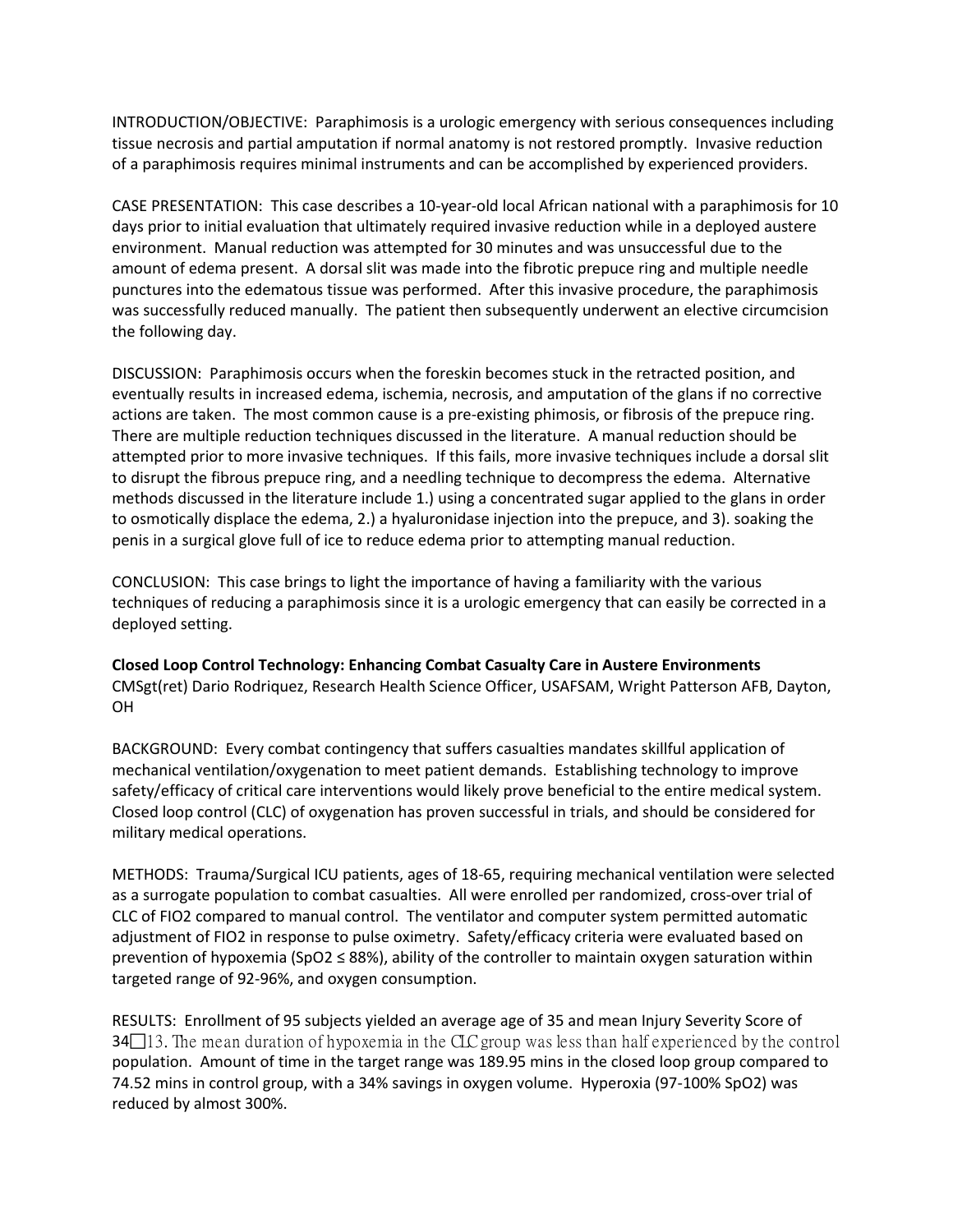INTRODUCTION/OBJECTIVE: Paraphimosis is a urologic emergency with serious consequences including tissue necrosis and partial amputation if normal anatomy is not restored promptly. Invasive reduction of a paraphimosis requires minimal instruments and can be accomplished by experienced providers.

CASE PRESENTATION: This case describes a 10-year-old local African national with a paraphimosis for 10 days prior to initial evaluation that ultimately required invasive reduction while in a deployed austere environment. Manual reduction was attempted for 30 minutes and was unsuccessful due to the amount of edema present. A dorsal slit was made into the fibrotic prepuce ring and multiple needle punctures into the edematous tissue was performed. After this invasive procedure, the paraphimosis was successfully reduced manually. The patient then subsequently underwent an elective circumcision the following day.

DISCUSSION: Paraphimosis occurs when the foreskin becomes stuck in the retracted position, and eventually results in increased edema, ischemia, necrosis, and amputation of the glans if no corrective actions are taken. The most common cause is a pre-existing phimosis, or fibrosis of the prepuce ring. There are multiple reduction techniques discussed in the literature. A manual reduction should be attempted prior to more invasive techniques. If this fails, more invasive techniques include a dorsal slit to disrupt the fibrous prepuce ring, and a needling technique to decompress the edema. Alternative methods discussed in the literature include 1.) using a concentrated sugar applied to the glans in order to osmotically displace the edema, 2.) a hyaluronidase injection into the prepuce, and 3). soaking the penis in a surgical glove full of ice to reduce edema prior to attempting manual reduction.

CONCLUSION: This case brings to light the importance of having a familiarity with the various techniques of reducing a paraphimosis since it is a urologic emergency that can easily be corrected in a deployed setting.

**Closed Loop Control Technology: Enhancing Combat Casualty Care in Austere Environments**
CMSgt(ret) Dario Rodriquez, Research Health Science Officer, USAFSAM, Wright Patterson AFB, Dayton, OH

BACKGROUND: Every combat contingency that suffers casualties mandates skillful application of mechanical ventilation/oxygenation to meet patient demands. Establishing technology to improve safety/efficacy of critical care interventions would likely prove beneficial to the entire medical system. Closed loop control (CLC) of oxygenation has proven successful in trials, and should be considered for military medical operations.

METHODS: Trauma/Surgical ICU patients, ages of 18-65, requiring mechanical ventilation were selected as a surrogate population to combat casualties. All were enrolled per randomized, cross-over trial of CLC of FIO2 compared to manual control. The ventilator and computer system permitted automatic adjustment of FIO2 in response to pulse oximetry. Safety/efficacy criteria were evaluated based on prevention of hypoxemia (SpO2 ≤ 88%), ability of the controller to maintain oxygen saturation within targeted range of 92-96%, and oxygen consumption.

RESULTS: Enrollment of 95 subjects yielded an average age of 35 and mean Injury Severity Score of 34□13. The mean duration of hypoxemia in the CLC group was less than half experienced by the control population. Amount of time in the target range was 189.95 mins in the closed loop group compared to 74.52 mins in control group, with a 34% savings in oxygen volume. Hyperoxia (97-100% SpO2) was reduced by almost 300%.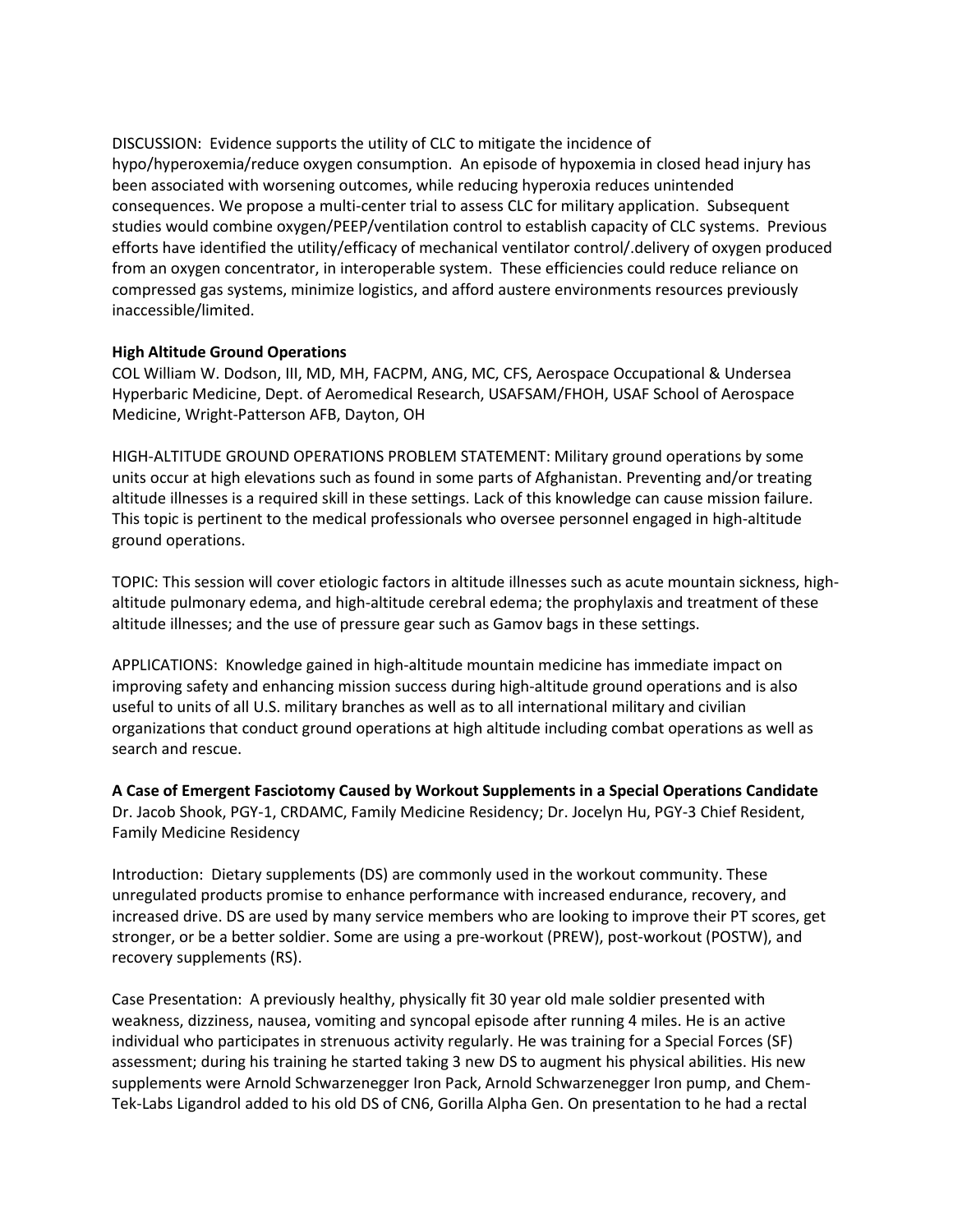DISCUSSION: Evidence supports the utility of CLC to mitigate the incidence of hypo/hyperoxemia/reduce oxygen consumption. An episode of hypoxemia in closed head injury has been associated with worsening outcomes, while reducing hyperoxia reduces unintended consequences. We propose a multi-center trial to assess CLC for military application. Subsequent studies would combine oxygen/PEEP/ventilation control to establish capacity of CLC systems. Previous efforts have identified the utility/efficacy of mechanical ventilator control/.delivery of oxygen produced from an oxygen concentrator, in interoperable system. These efficiencies could reduce reliance on compressed gas systems, minimize logistics, and afford austere environments resources previously inaccessible/limited.

**High Altitude Ground Operations**

COL William W. Dodson, III, MD, MH, FACPM, ANG, MC, CFS, Aerospace Occupational & Undersea Hyperbaric Medicine, Dept. of Aeromedical Research, USAFSAM/FHOH, USAF School of Aerospace Medicine, Wright-Patterson AFB, Dayton, OH

HIGH-ALTITUDE GROUND OPERATIONS PROBLEM STATEMENT: Military ground operations by some units occur at high elevations such as found in some parts of Afghanistan. Preventing and/or treating altitude illnesses is a required skill in these settings. Lack of this knowledge can cause mission failure. This topic is pertinent to the medical professionals who oversee personnel engaged in high-altitude ground operations.

TOPIC: This session will cover etiologic factors in altitude illnesses such as acute mountain sickness, high-altitude pulmonary edema, and high-altitude cerebral edema; the prophylaxis and treatment of these altitude illnesses; and the use of pressure gear such as Gamov bags in these settings.

APPLICATIONS: Knowledge gained in high-altitude mountain medicine has immediate impact on improving safety and enhancing mission success during high-altitude ground operations and is also useful to units of all U.S. military branches as well as to all international military and civilian organizations that conduct ground operations at high altitude including combat operations as well as search and rescue.

**A Case of Emergent Fasciotomy Caused by Workout Supplements in a Special Operations Candidate**

Dr. Jacob Shook, PGY-1, CRDAMC, Family Medicine Residency; Dr. Jocelyn Hu, PGY-3 Chief Resident, Family Medicine Residency

Introduction: Dietary supplements (DS) are commonly used in the workout community. These unregulated products promise to enhance performance with increased endurance, recovery, and increased drive. DS are used by many service members who are looking to improve their PT scores, get stronger, or be a better soldier. Some are using a pre-workout (PREW), post-workout (POSTW), and recovery supplements (RS).

Case Presentation: A previously healthy, physically fit 30 year old male soldier presented with weakness, dizziness, nausea, vomiting and syncopal episode after running 4 miles. He is an active individual who participates in strenuous activity regularly. He was training for a Special Forces (SF) assessment; during his training he started taking 3 new DS to augment his physical abilities. His new supplements were Arnold Schwarzenegger Iron Pack, Arnold Schwarzenegger Iron pump, and Chem-Tek-Labs Ligandrol added to his old DS of CN6, Gorilla Alpha Gen. On presentation to he had a rectal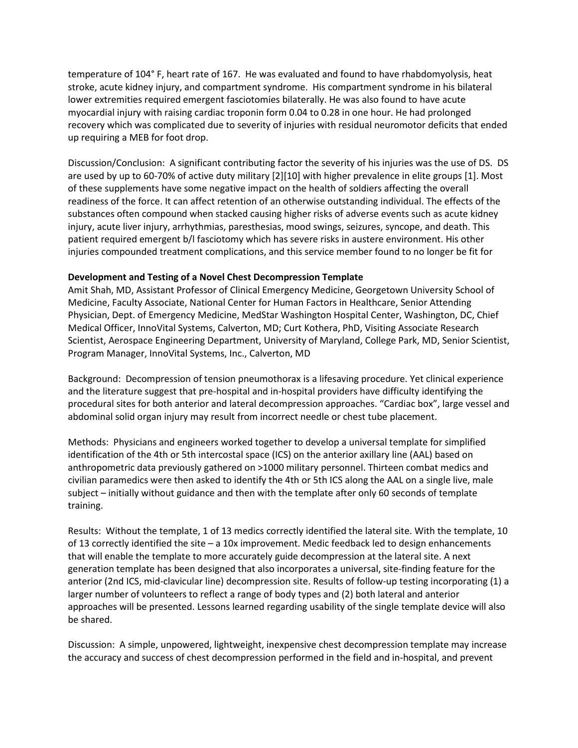temperature of 104° F, heart rate of 167. He was evaluated and found to have rhabdomyolysis, heat stroke, acute kidney injury, and compartment syndrome. His compartment syndrome in his bilateral lower extremities required emergent fasciotomies bilaterally. He was also found to have acute myocardial injury with raising cardiac troponin form 0.04 to 0.28 in one hour. He had prolonged recovery which was complicated due to severity of injuries with residual neuromotor deficits that ended up requiring a MEB for foot drop.

Discussion/Conclusion: A significant contributing factor the severity of his injuries was the use of DS. DS are used by up to 60-70% of active duty military [2][10] with higher prevalence in elite groups [1]. Most of these supplements have some negative impact on the health of soldiers affecting the overall readiness of the force. It can affect retention of an otherwise outstanding individual. The effects of the substances often compound when stacked causing higher risks of adverse events such as acute kidney injury, acute liver injury, arrhythmias, paresthesias, mood swings, seizures, syncope, and death. This patient required emergent b/l fasciotomy which has severe risks in austere environment. His other injuries compounded treatment complications, and this service member found to no longer be fit for

**Development and Testing of a Novel Chest Decompression Template**

Amit Shah, MD, Assistant Professor of Clinical Emergency Medicine, Georgetown University School of Medicine, Faculty Associate, National Center for Human Factors in Healthcare, Senior Attending Physician, Dept. of Emergency Medicine, MedStar Washington Hospital Center, Washington, DC, Chief Medical Officer, InnoVital Systems, Calverton, MD; Curt Kothera, PhD, Visiting Associate Research Scientist, Aerospace Engineering Department, University of Maryland, College Park, MD, Senior Scientist, Program Manager, InnoVital Systems, Inc., Calverton, MD

Background: Decompression of tension pneumothorax is a lifesaving procedure. Yet clinical experience and the literature suggest that pre-hospital and in-hospital providers have difficulty identifying the procedural sites for both anterior and lateral decompression approaches. "Cardiac box", large vessel and abdominal solid organ injury may result from incorrect needle or chest tube placement.

Methods: Physicians and engineers worked together to develop a universal template for simplified identification of the 4th or 5th intercostal space (ICS) on the anterior axillary line (AAL) based on anthropometric data previously gathered on >1000 military personnel. Thirteen combat medics and civilian paramedics were then asked to identify the 4th or 5th ICS along the AAL on a single live, male subject – initially without guidance and then with the template after only 60 seconds of template training.

Results: Without the template, 1 of 13 medics correctly identified the lateral site. With the template, 10 of 13 correctly identified the site – a 10x improvement. Medic feedback led to design enhancements that will enable the template to more accurately guide decompression at the lateral site. A next generation template has been designed that also incorporates a universal, site-finding feature for the anterior (2nd ICS, mid-clavicular line) decompression site. Results of follow-up testing incorporating (1) a larger number of volunteers to reflect a range of body types and (2) both lateral and anterior approaches will be presented. Lessons learned regarding usability of the single template device will also be shared.

Discussion: A simple, unpowered, lightweight, inexpensive chest decompression template may increase the accuracy and success of chest decompression performed in the field and in-hospital, and prevent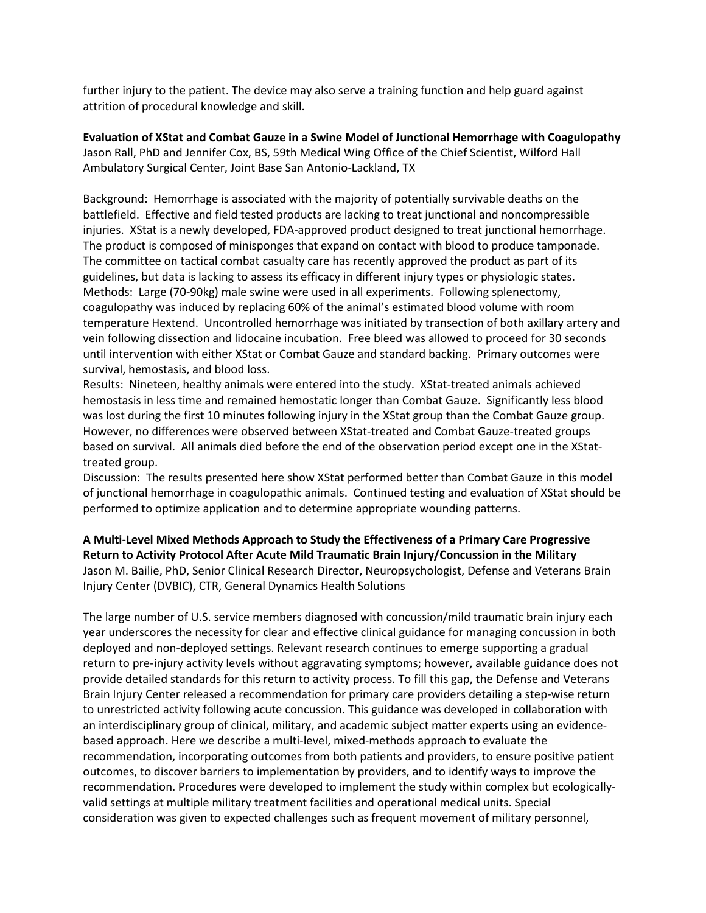further injury to the patient. The device may also serve a training function and help guard against attrition of procedural knowledge and skill.

**Evaluation of XStat and Combat Gauze in a Swine Model of Junctional Hemorrhage with Coagulopathy**
Jason Rall, PhD and Jennifer Cox, BS, 59th Medical Wing Office of the Chief Scientist, Wilford Hall Ambulatory Surgical Center, Joint Base San Antonio-Lackland, TX

Background: Hemorrhage is associated with the majority of potentially survivable deaths on the battlefield. Effective and field tested products are lacking to treat junctional and noncompressible injuries. XStat is a newly developed, FDA-approved product designed to treat junctional hemorrhage. The product is composed of minisponges that expand on contact with blood to produce tamponade. The committee on tactical combat casualty care has recently approved the product as part of its guidelines, but data is lacking to assess its efficacy in different injury types or physiologic states.
Methods: Large (70-90kg) male swine were used in all experiments. Following splenectomy, coagulopathy was induced by replacing 60% of the animal's estimated blood volume with room temperature Hextend. Uncontrolled hemorrhage was initiated by transection of both axillary artery and vein following dissection and lidocaine incubation. Free bleed was allowed to proceed for 30 seconds until intervention with either XStat or Combat Gauze and standard backing. Primary outcomes were survival, hemostasis, and blood loss.
Results: Nineteen, healthy animals were entered into the study. XStat-treated animals achieved hemostasis in less time and remained hemostatic longer than Combat Gauze. Significantly less blood was lost during the first 10 minutes following injury in the XStat group than the Combat Gauze group. However, no differences were observed between XStat-treated and Combat Gauze-treated groups based on survival. All animals died before the end of the observation period except one in the XStat-treated group.
Discussion: The results presented here show XStat performed better than Combat Gauze in this model of junctional hemorrhage in coagulopathic animals. Continued testing and evaluation of XStat should be performed to optimize application and to determine appropriate wounding patterns.

**A Multi-Level Mixed Methods Approach to Study the Effectiveness of a Primary Care Progressive Return to Activity Protocol After Acute Mild Traumatic Brain Injury/Concussion in the Military**
Jason M. Bailie, PhD, Senior Clinical Research Director, Neuropsychologist, Defense and Veterans Brain Injury Center (DVBIC), CTR, General Dynamics Health Solutions

The large number of U.S. service members diagnosed with concussion/mild traumatic brain injury each year underscores the necessity for clear and effective clinical guidance for managing concussion in both deployed and non-deployed settings. Relevant research continues to emerge supporting a gradual return to pre-injury activity levels without aggravating symptoms; however, available guidance does not provide detailed standards for this return to activity process. To fill this gap, the Defense and Veterans Brain Injury Center released a recommendation for primary care providers detailing a step-wise return to unrestricted activity following acute concussion. This guidance was developed in collaboration with an interdisciplinary group of clinical, military, and academic subject matter experts using an evidence-based approach. Here we describe a multi-level, mixed-methods approach to evaluate the recommendation, incorporating outcomes from both patients and providers, to ensure positive patient outcomes, to discover barriers to implementation by providers, and to identify ways to improve the recommendation. Procedures were developed to implement the study within complex but ecologically-valid settings at multiple military treatment facilities and operational medical units. Special consideration was given to expected challenges such as frequent movement of military personnel,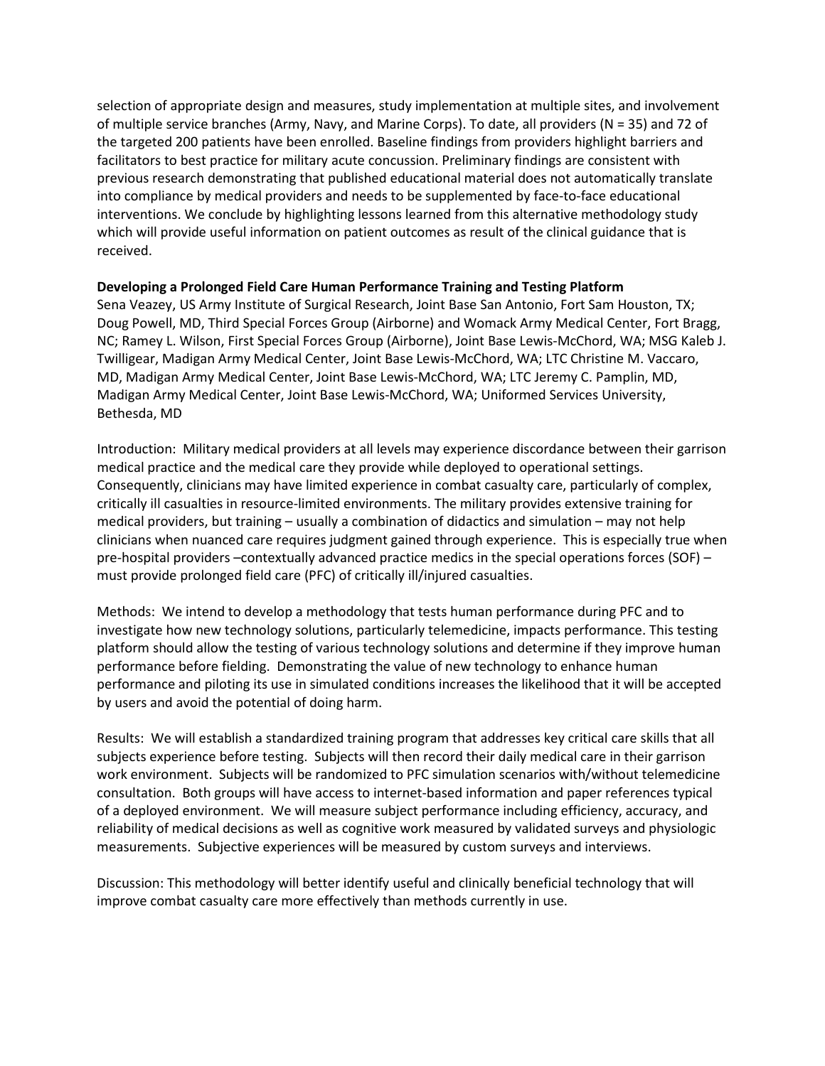selection of appropriate design and measures, study implementation at multiple sites, and involvement of multiple service branches (Army, Navy, and Marine Corps). To date, all providers (N = 35) and 72 of the targeted 200 patients have been enrolled. Baseline findings from providers highlight barriers and facilitators to best practice for military acute concussion. Preliminary findings are consistent with previous research demonstrating that published educational material does not automatically translate into compliance by medical providers and needs to be supplemented by face-to-face educational interventions. We conclude by highlighting lessons learned from this alternative methodology study which will provide useful information on patient outcomes as result of the clinical guidance that is received.

**Developing a Prolonged Field Care Human Performance Training and Testing Platform**

Sena Veazey, US Army Institute of Surgical Research, Joint Base San Antonio, Fort Sam Houston, TX; Doug Powell, MD, Third Special Forces Group (Airborne) and Womack Army Medical Center, Fort Bragg, NC; Ramey L. Wilson, First Special Forces Group (Airborne), Joint Base Lewis-McChord, WA; MSG Kaleb J. Twilligear, Madigan Army Medical Center, Joint Base Lewis-McChord, WA; LTC Christine M. Vaccaro, MD, Madigan Army Medical Center, Joint Base Lewis-McChord, WA; LTC Jeremy C. Pamplin, MD, Madigan Army Medical Center, Joint Base Lewis-McChord, WA; Uniformed Services University, Bethesda, MD

Introduction: Military medical providers at all levels may experience discordance between their garrison medical practice and the medical care they provide while deployed to operational settings. Consequently, clinicians may have limited experience in combat casualty care, particularly of complex, critically ill casualties in resource-limited environments. The military provides extensive training for medical providers, but training – usually a combination of didactics and simulation – may not help clinicians when nuanced care requires judgment gained through experience. This is especially true when pre-hospital providers –contextually advanced practice medics in the special operations forces (SOF) – must provide prolonged field care (PFC) of critically ill/injured casualties.

Methods: We intend to develop a methodology that tests human performance during PFC and to investigate how new technology solutions, particularly telemedicine, impacts performance. This testing platform should allow the testing of various technology solutions and determine if they improve human performance before fielding. Demonstrating the value of new technology to enhance human performance and piloting its use in simulated conditions increases the likelihood that it will be accepted by users and avoid the potential of doing harm.

Results: We will establish a standardized training program that addresses key critical care skills that all subjects experience before testing. Subjects will then record their daily medical care in their garrison work environment. Subjects will be randomized to PFC simulation scenarios with/without telemedicine consultation. Both groups will have access to internet-based information and paper references typical of a deployed environment. We will measure subject performance including efficiency, accuracy, and reliability of medical decisions as well as cognitive work measured by validated surveys and physiologic measurements. Subjective experiences will be measured by custom surveys and interviews.

Discussion: This methodology will better identify useful and clinically beneficial technology that will improve combat casualty care more effectively than methods currently in use.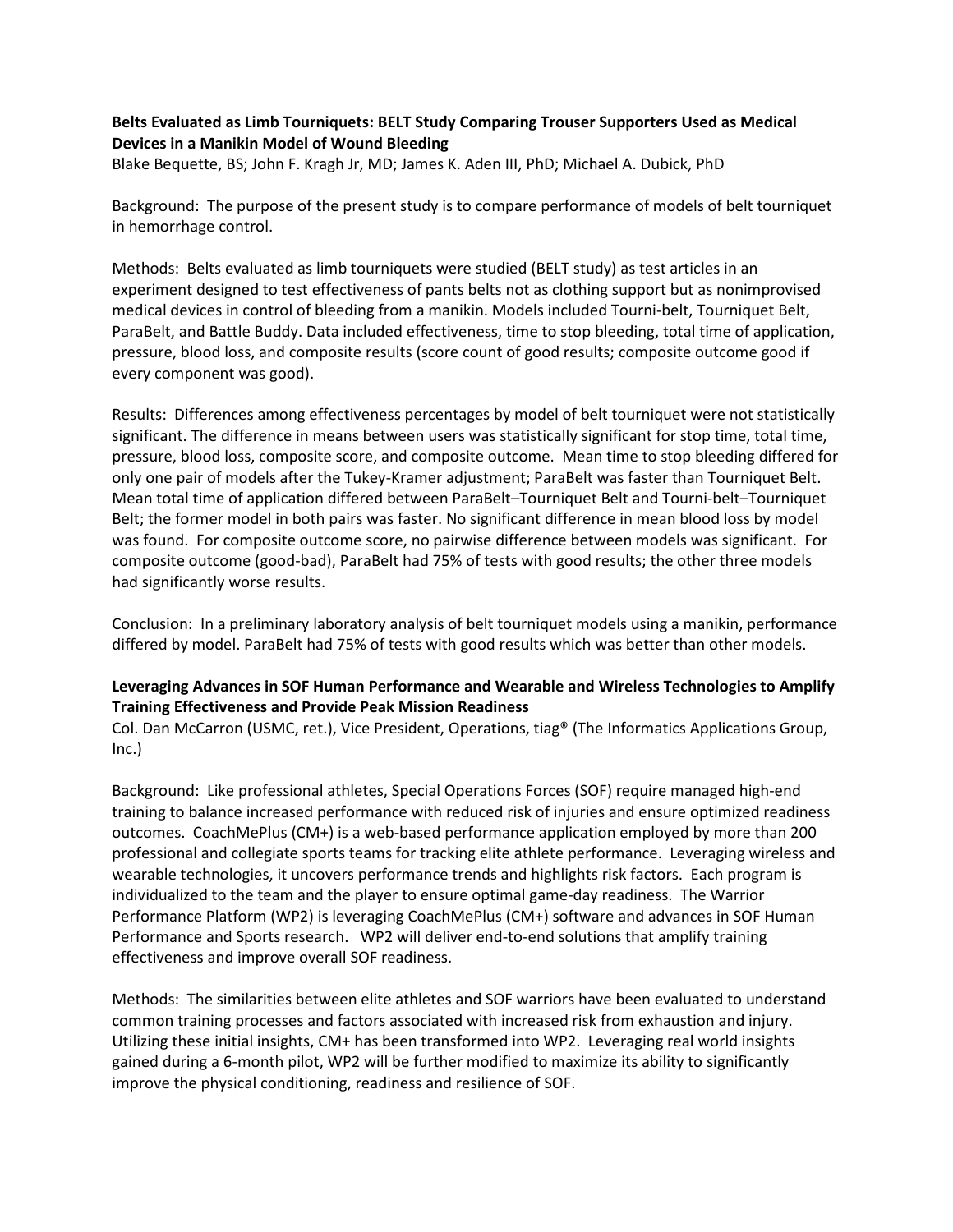**Belts Evaluated as Limb Tourniquets: BELT Study Comparing Trouser Supporters Used as Medical Devices in a Manikin Model of Wound Bleeding**

Blake Bequette, BS; John F. Kragh Jr, MD; James K. Aden III, PhD; Michael A. Dubick, PhD

Background: The purpose of the present study is to compare performance of models of belt tourniquet in hemorrhage control.

Methods: Belts evaluated as limb tourniquets were studied (BELT study) as test articles in an experiment designed to test effectiveness of pants belts not as clothing support but as nonimprovised medical devices in control of bleeding from a manikin. Models included Tourni-belt, Tourniquet Belt, ParaBelt, and Battle Buddy. Data included effectiveness, time to stop bleeding, total time of application, pressure, blood loss, and composite results (score count of good results; composite outcome good if every component was good).

Results: Differences among effectiveness percentages by model of belt tourniquet were not statistically significant. The difference in means between users was statistically significant for stop time, total time, pressure, blood loss, composite score, and composite outcome. Mean time to stop bleeding differed for only one pair of models after the Tukey-Kramer adjustment; ParaBelt was faster than Tourniquet Belt. Mean total time of application differed between ParaBelt–Tourniquet Belt and Tourni-belt–Tourniquet Belt; the former model in both pairs was faster. No significant difference in mean blood loss by model was found. For composite outcome score, no pairwise difference between models was significant. For composite outcome (good-bad), ParaBelt had 75% of tests with good results; the other three models had significantly worse results.

Conclusion: In a preliminary laboratory analysis of belt tourniquet models using a manikin, performance differed by model. ParaBelt had 75% of tests with good results which was better than other models.

**Leveraging Advances in SOF Human Performance and Wearable and Wireless Technologies to Amplify Training Effectiveness and Provide Peak Mission Readiness**

Col. Dan McCarron (USMC, ret.), Vice President, Operations, tiag® (The Informatics Applications Group, Inc.)

Background: Like professional athletes, Special Operations Forces (SOF) require managed high-end training to balance increased performance with reduced risk of injuries and ensure optimized readiness outcomes. CoachMePlus (CM+) is a web-based performance application employed by more than 200 professional and collegiate sports teams for tracking elite athlete performance. Leveraging wireless and wearable technologies, it uncovers performance trends and highlights risk factors. Each program is individualized to the team and the player to ensure optimal game-day readiness. The Warrior Performance Platform (WP2) is leveraging CoachMePlus (CM+) software and advances in SOF Human Performance and Sports research. WP2 will deliver end-to-end solutions that amplify training effectiveness and improve overall SOF readiness.

Methods: The similarities between elite athletes and SOF warriors have been evaluated to understand common training processes and factors associated with increased risk from exhaustion and injury. Utilizing these initial insights, CM+ has been transformed into WP2. Leveraging real world insights gained during a 6-month pilot, WP2 will be further modified to maximize its ability to significantly improve the physical conditioning, readiness and resilience of SOF.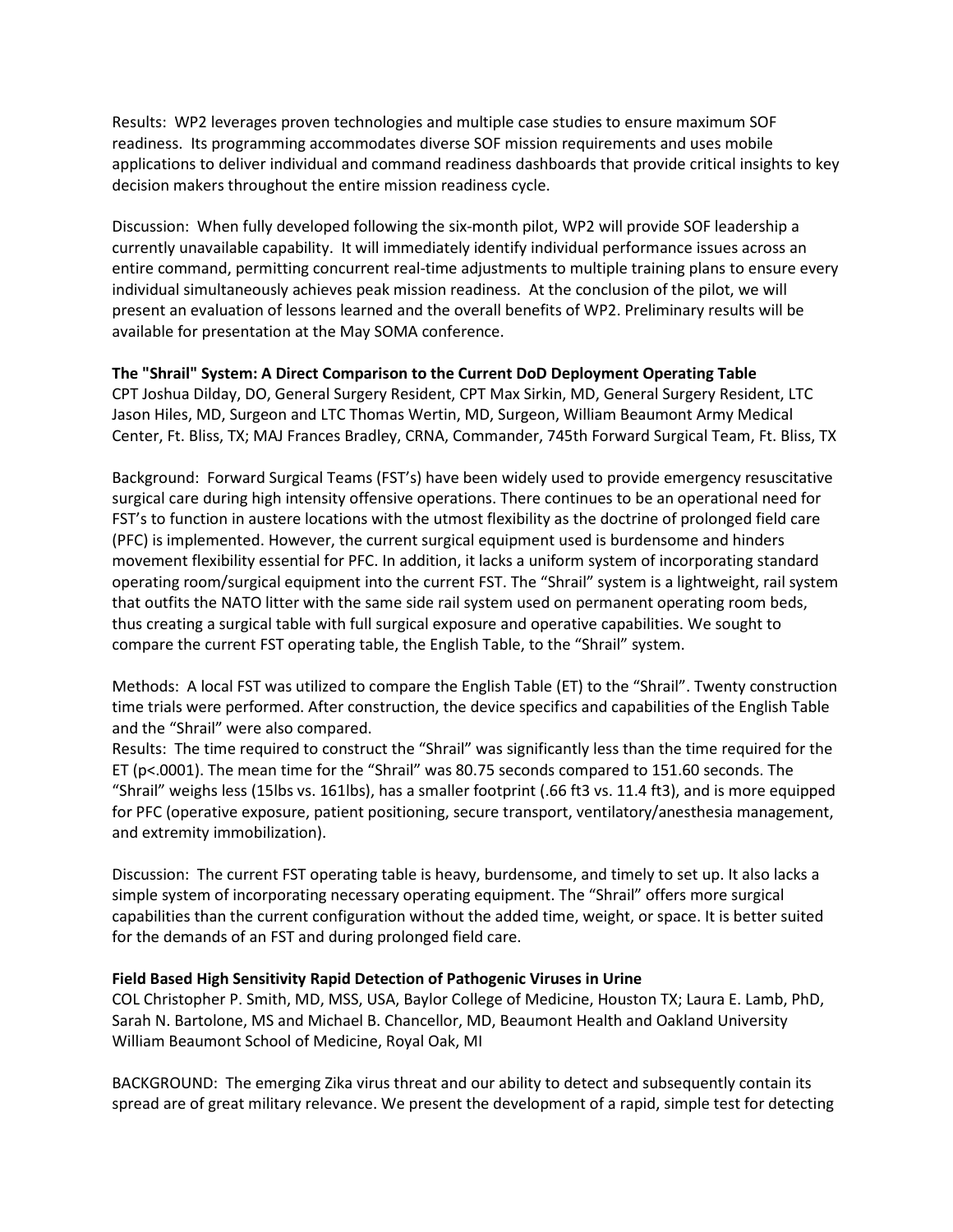Results: WP2 leverages proven technologies and multiple case studies to ensure maximum SOF readiness. Its programming accommodates diverse SOF mission requirements and uses mobile applications to deliver individual and command readiness dashboards that provide critical insights to key decision makers throughout the entire mission readiness cycle.

Discussion: When fully developed following the six-month pilot, WP2 will provide SOF leadership a currently unavailable capability. It will immediately identify individual performance issues across an entire command, permitting concurrent real-time adjustments to multiple training plans to ensure every individual simultaneously achieves peak mission readiness. At the conclusion of the pilot, we will present an evaluation of lessons learned and the overall benefits of WP2. Preliminary results will be available for presentation at the May SOMA conference.

**The "Shrail" System: A Direct Comparison to the Current DoD Deployment Operating Table**
CPT Joshua Dilday, DO, General Surgery Resident, CPT Max Sirkin, MD, General Surgery Resident, LTC Jason Hiles, MD, Surgeon and LTC Thomas Wertin, MD, Surgeon, William Beaumont Army Medical Center, Ft. Bliss, TX; MAJ Frances Bradley, CRNA, Commander, 745th Forward Surgical Team, Ft. Bliss, TX

Background: Forward Surgical Teams (FST's) have been widely used to provide emergency resuscitative surgical care during high intensity offensive operations. There continues to be an operational need for FST's to function in austere locations with the utmost flexibility as the doctrine of prolonged field care (PFC) is implemented. However, the current surgical equipment used is burdensome and hinders movement flexibility essential for PFC. In addition, it lacks a uniform system of incorporating standard operating room/surgical equipment into the current FST. The "Shrail" system is a lightweight, rail system that outfits the NATO litter with the same side rail system used on permanent operating room beds, thus creating a surgical table with full surgical exposure and operative capabilities. We sought to compare the current FST operating table, the English Table, to the "Shrail" system.

Methods: A local FST was utilized to compare the English Table (ET) to the "Shrail". Twenty construction time trials were performed. After construction, the device specifics and capabilities of the English Table and the "Shrail" were also compared.
Results: The time required to construct the "Shrail" was significantly less than the time required for the ET ($p<.0001$). The mean time for the "Shrail" was 80.75 seconds compared to 151.60 seconds. The "Shrail" weighs less (15lbs vs. 161lbs), has a smaller footprint (.66 ft3 vs. 11.4 ft3), and is more equipped for PFC (operative exposure, patient positioning, secure transport, ventilatory/anesthesia management, and extremity immobilization).

Discussion: The current FST operating table is heavy, burdensome, and timely to set up. It also lacks a simple system of incorporating necessary operating equipment. The "Shrail" offers more surgical capabilities than the current configuration without the added time, weight, or space. It is better suited for the demands of an FST and during prolonged field care.

**Field Based High Sensitivity Rapid Detection of Pathogenic Viruses in Urine**
COL Christopher P. Smith, MD, MSS, USA, Baylor College of Medicine, Houston TX; Laura E. Lamb, PhD, Sarah N. Bartolone, MS and Michael B. Chancellor, MD, Beaumont Health and Oakland University William Beaumont School of Medicine, Royal Oak, MI

BACKGROUND: The emerging Zika virus threat and our ability to detect and subsequently contain its spread are of great military relevance. We present the development of a rapid, simple test for detecting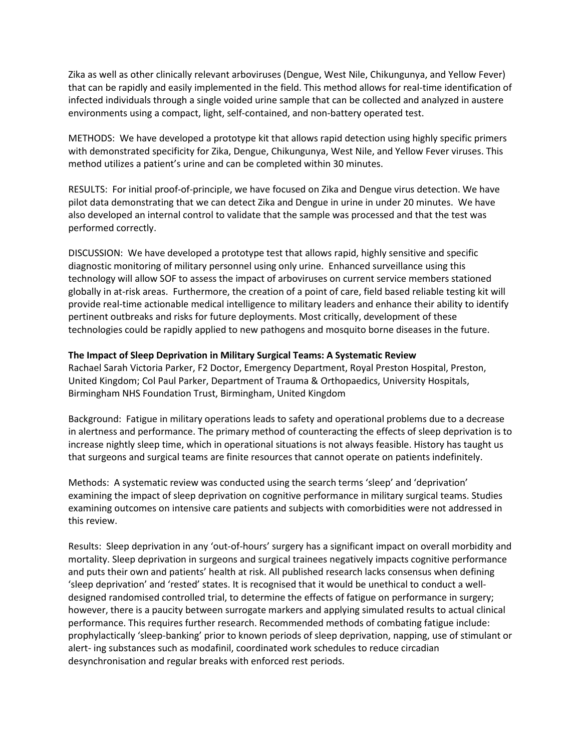Zika as well as other clinically relevant arboviruses (Dengue, West Nile, Chikungunya, and Yellow Fever) that can be rapidly and easily implemented in the field. This method allows for real-time identification of infected individuals through a single voided urine sample that can be collected and analyzed in austere environments using a compact, light, self-contained, and non-battery operated test.

METHODS: We have developed a prototype kit that allows rapid detection using highly specific primers with demonstrated specificity for Zika, Dengue, Chikungunya, West Nile, and Yellow Fever viruses. This method utilizes a patient's urine and can be completed within 30 minutes.

RESULTS: For initial proof-of-principle, we have focused on Zika and Dengue virus detection. We have pilot data demonstrating that we can detect Zika and Dengue in urine in under 20 minutes. We have also developed an internal control to validate that the sample was processed and that the test was performed correctly.

DISCUSSION: We have developed a prototype test that allows rapid, highly sensitive and specific diagnostic monitoring of military personnel using only urine. Enhanced surveillance using this technology will allow SOF to assess the impact of arboviruses on current service members stationed globally in at-risk areas. Furthermore, the creation of a point of care, field based reliable testing kit will provide real-time actionable medical intelligence to military leaders and enhance their ability to identify pertinent outbreaks and risks for future deployments. Most critically, development of these technologies could be rapidly applied to new pathogens and mosquito borne diseases in the future.

**The Impact of Sleep Deprivation in Military Surgical Teams: A Systematic Review**
Rachael Sarah Victoria Parker, F2 Doctor, Emergency Department, Royal Preston Hospital, Preston, United Kingdom; Col Paul Parker, Department of Trauma & Orthopaedics, University Hospitals, Birmingham NHS Foundation Trust, Birmingham, United Kingdom

Background: Fatigue in military operations leads to safety and operational problems due to a decrease in alertness and performance. The primary method of counteracting the effects of sleep deprivation is to increase nightly sleep time, which in operational situations is not always feasible. History has taught us that surgeons and surgical teams are finite resources that cannot operate on patients indefinitely.

Methods: A systematic review was conducted using the search terms 'sleep' and 'deprivation' examining the impact of sleep deprivation on cognitive performance in military surgical teams. Studies examining outcomes on intensive care patients and subjects with comorbidities were not addressed in this review.

Results: Sleep deprivation in any 'out-of-hours' surgery has a significant impact on overall morbidity and mortality. Sleep deprivation in surgeons and surgical trainees negatively impacts cognitive performance and puts their own and patients' health at risk. All published research lacks consensus when defining 'sleep deprivation' and 'rested' states. It is recognised that it would be unethical to conduct a well-designed randomised controlled trial, to determine the effects of fatigue on performance in surgery; however, there is a paucity between surrogate markers and applying simulated results to actual clinical performance. This requires further research. Recommended methods of combating fatigue include: prophylactically 'sleep-banking' prior to known periods of sleep deprivation, napping, use of stimulant or alert- ing substances such as modafinil, coordinated work schedules to reduce circadian desynchronisation and regular breaks with enforced rest periods.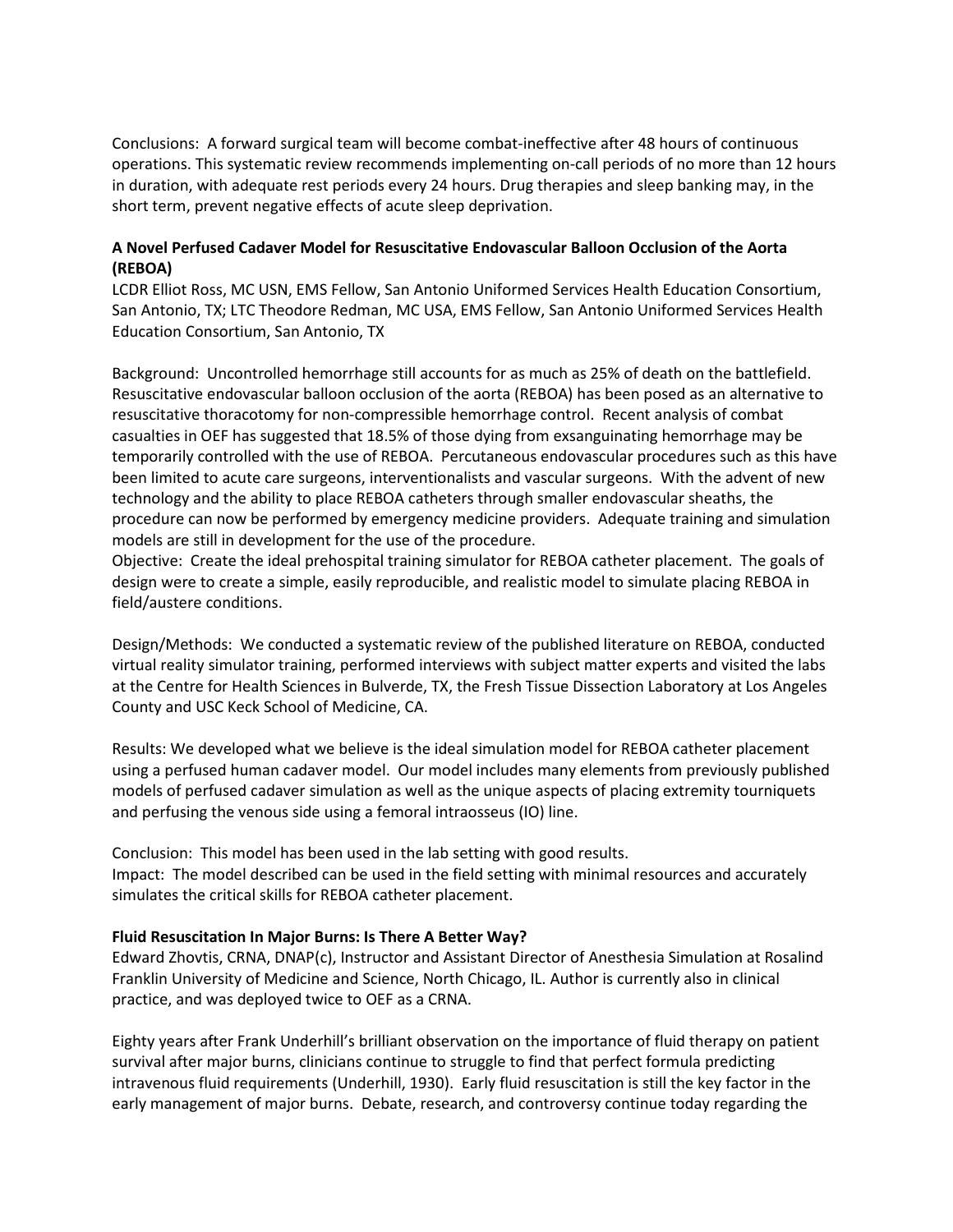Conclusions: A forward surgical team will become combat-ineffective after 48 hours of continuous operations. This systematic review recommends implementing on-call periods of no more than 12 hours in duration, with adequate rest periods every 24 hours. Drug therapies and sleep banking may, in the short term, prevent negative effects of acute sleep deprivation.

**A Novel Perfused Cadaver Model for Resuscitative Endovascular Balloon Occlusion of the Aorta (REBOA)**

LCDR Elliot Ross, MC USN, EMS Fellow, San Antonio Uniformed Services Health Education Consortium, San Antonio, TX; LTC Theodore Redman, MC USA, EMS Fellow, San Antonio Uniformed Services Health Education Consortium, San Antonio, TX

Background: Uncontrolled hemorrhage still accounts for as much as 25% of death on the battlefield. Resuscitative endovascular balloon occlusion of the aorta (REBOA) has been posed as an alternative to resuscitative thoracotomy for non-compressible hemorrhage control. Recent analysis of combat casualties in OEF has suggested that 18.5% of those dying from exsanguinating hemorrhage may be temporarily controlled with the use of REBOA. Percutaneous endovascular procedures such as this have been limited to acute care surgeons, interventionalists and vascular surgeons. With the advent of new technology and the ability to place REBOA catheters through smaller endovascular sheaths, the procedure can now be performed by emergency medicine providers. Adequate training and simulation models are still in development for the use of the procedure.

Objective: Create the ideal prehospital training simulator for REBOA catheter placement. The goals of design were to create a simple, easily reproducible, and realistic model to simulate placing REBOA in field/austere conditions.

Design/Methods: We conducted a systematic review of the published literature on REBOA, conducted virtual reality simulator training, performed interviews with subject matter experts and visited the labs at the Centre for Health Sciences in Bulverde, TX, the Fresh Tissue Dissection Laboratory at Los Angeles County and USC Keck School of Medicine, CA.

Results: We developed what we believe is the ideal simulation model for REBOA catheter placement using a perfused human cadaver model. Our model includes many elements from previously published models of perfused cadaver simulation as well as the unique aspects of placing extremity tourniquets and perfusing the venous side using a femoral intraosseus (IO) line.

Conclusion: This model has been used in the lab setting with good results.

Impact: The model described can be used in the field setting with minimal resources and accurately simulates the critical skills for REBOA catheter placement.

**Fluid Resuscitation In Major Burns: Is There A Better Way?**

Edward Zhovtis, CRNA, DNAP(c), Instructor and Assistant Director of Anesthesia Simulation at Rosalind Franklin University of Medicine and Science, North Chicago, IL. Author is currently also in clinical practice, and was deployed twice to OEF as a CRNA.

Eighty years after Frank Underhill's brilliant observation on the importance of fluid therapy on patient survival after major burns, clinicians continue to struggle to find that perfect formula predicting intravenous fluid requirements (Underhill, 1930). Early fluid resuscitation is still the key factor in the early management of major burns. Debate, research, and controversy continue today regarding the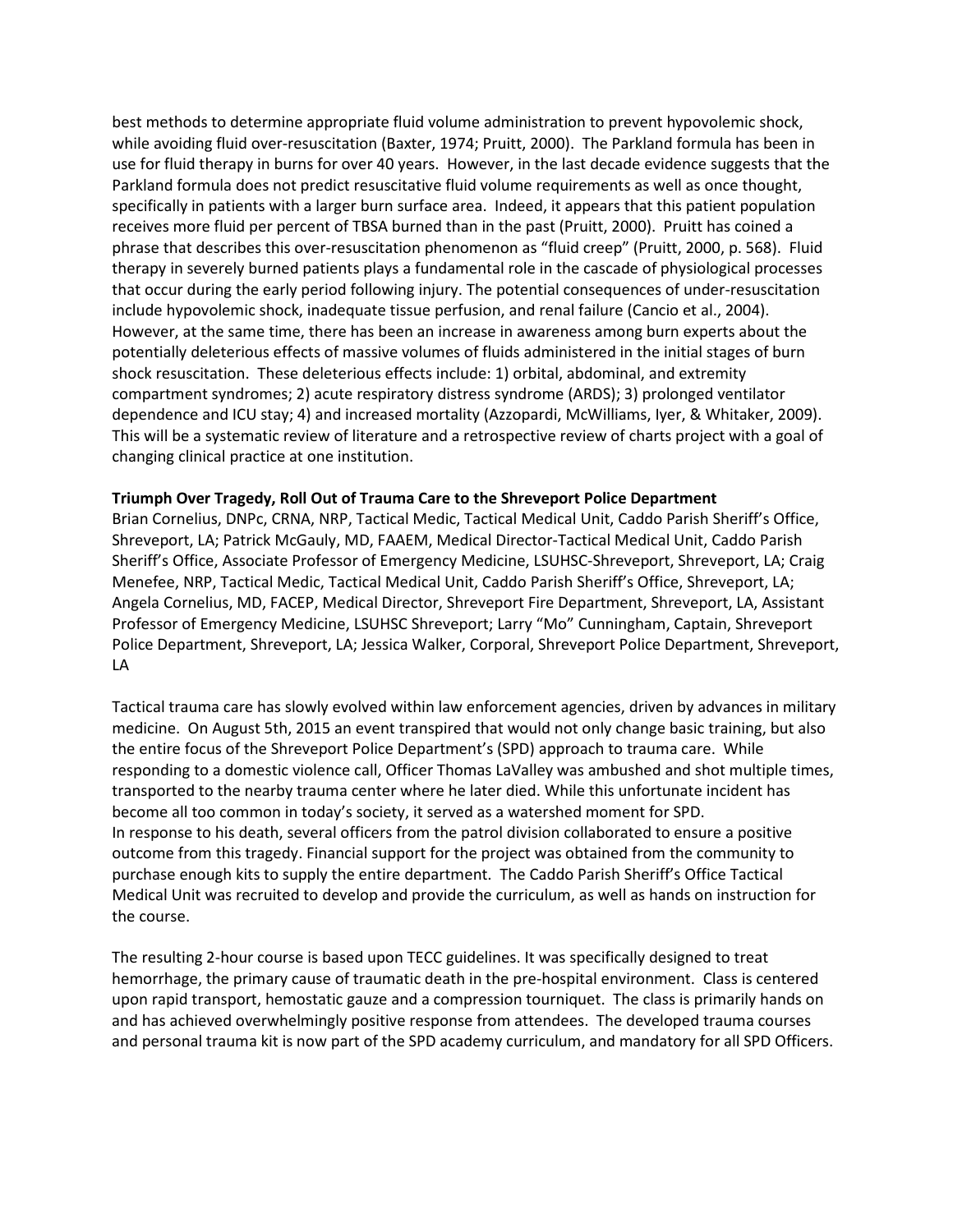best methods to determine appropriate fluid volume administration to prevent hypovolemic shock, while avoiding fluid over-resuscitation (Baxter, 1974; Pruitt, 2000). The Parkland formula has been in use for fluid therapy in burns for over 40 years. However, in the last decade evidence suggests that the Parkland formula does not predict resuscitative fluid volume requirements as well as once thought, specifically in patients with a larger burn surface area. Indeed, it appears that this patient population receives more fluid per percent of TBSA burned than in the past (Pruitt, 2000). Pruitt has coined a phrase that describes this over-resuscitation phenomenon as "fluid creep" (Pruitt, 2000, p. 568). Fluid therapy in severely burned patients plays a fundamental role in the cascade of physiological processes that occur during the early period following injury. The potential consequences of under-resuscitation include hypovolemic shock, inadequate tissue perfusion, and renal failure (Cancio et al., 2004). However, at the same time, there has been an increase in awareness among burn experts about the potentially deleterious effects of massive volumes of fluids administered in the initial stages of burn shock resuscitation. These deleterious effects include: 1) orbital, abdominal, and extremity compartment syndromes; 2) acute respiratory distress syndrome (ARDS); 3) prolonged ventilator dependence and ICU stay; 4) and increased mortality (Azzopardi, McWilliams, Iyer, & Whitaker, 2009). This will be a systematic review of literature and a retrospective review of charts project with a goal of changing clinical practice at one institution.

**Triumph Over Tragedy, Roll Out of Trauma Care to the Shreveport Police Department**

Brian Cornelius, DNPc, CRNA, NRP, Tactical Medic, Tactical Medical Unit, Caddo Parish Sheriff's Office, Shreveport, LA; Patrick McGauly, MD, FAAEM, Medical Director-Tactical Medical Unit, Caddo Parish Sheriff's Office, Associate Professor of Emergency Medicine, LSUHSC-Shreveport, Shreveport, LA; Craig Menefee, NRP, Tactical Medic, Tactical Medical Unit, Caddo Parish Sheriff's Office, Shreveport, LA; Angela Cornelius, MD, FACEP, Medical Director, Shreveport Fire Department, Shreveport, LA, Assistant Professor of Emergency Medicine, LSUHSC Shreveport; Larry "Mo" Cunningham, Captain, Shreveport Police Department, Shreveport, LA; Jessica Walker, Corporal, Shreveport Police Department, Shreveport, LA

Tactical trauma care has slowly evolved within law enforcement agencies, driven by advances in military medicine. On August 5th, 2015 an event transpired that would not only change basic training, but also the entire focus of the Shreveport Police Department's (SPD) approach to trauma care. While responding to a domestic violence call, Officer Thomas LaValley was ambushed and shot multiple times, transported to the nearby trauma center where he later died. While this unfortunate incident has become all too common in today's society, it served as a watershed moment for SPD.
In response to his death, several officers from the patrol division collaborated to ensure a positive outcome from this tragedy. Financial support for the project was obtained from the community to purchase enough kits to supply the entire department. The Caddo Parish Sheriff's Office Tactical Medical Unit was recruited to develop and provide the curriculum, as well as hands on instruction for the course.

The resulting 2-hour course is based upon TECC guidelines. It was specifically designed to treat hemorrhage, the primary cause of traumatic death in the pre-hospital environment. Class is centered upon rapid transport, hemostatic gauze and a compression tourniquet. The class is primarily hands on and has achieved overwhelmingly positive response from attendees. The developed trauma courses and personal trauma kit is now part of the SPD academy curriculum, and mandatory for all SPD Officers.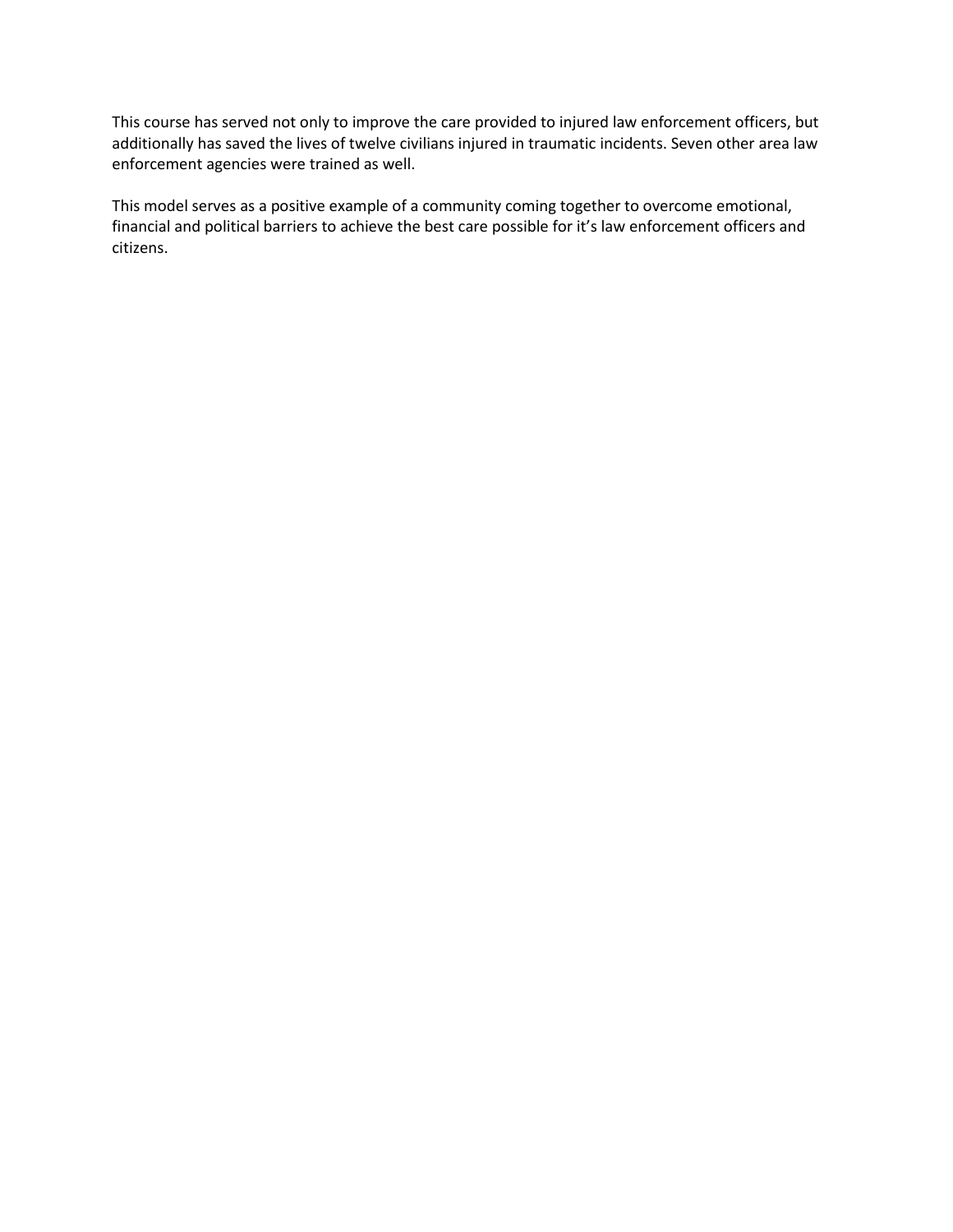This course has served not only to improve the care provided to injured law enforcement officers, but additionally has saved the lives of twelve civilians injured in traumatic incidents. Seven other area law enforcement agencies were trained as well.

This model serves as a positive example of a community coming together to overcome emotional, financial and political barriers to achieve the best care possible for it's law enforcement officers and citizens.